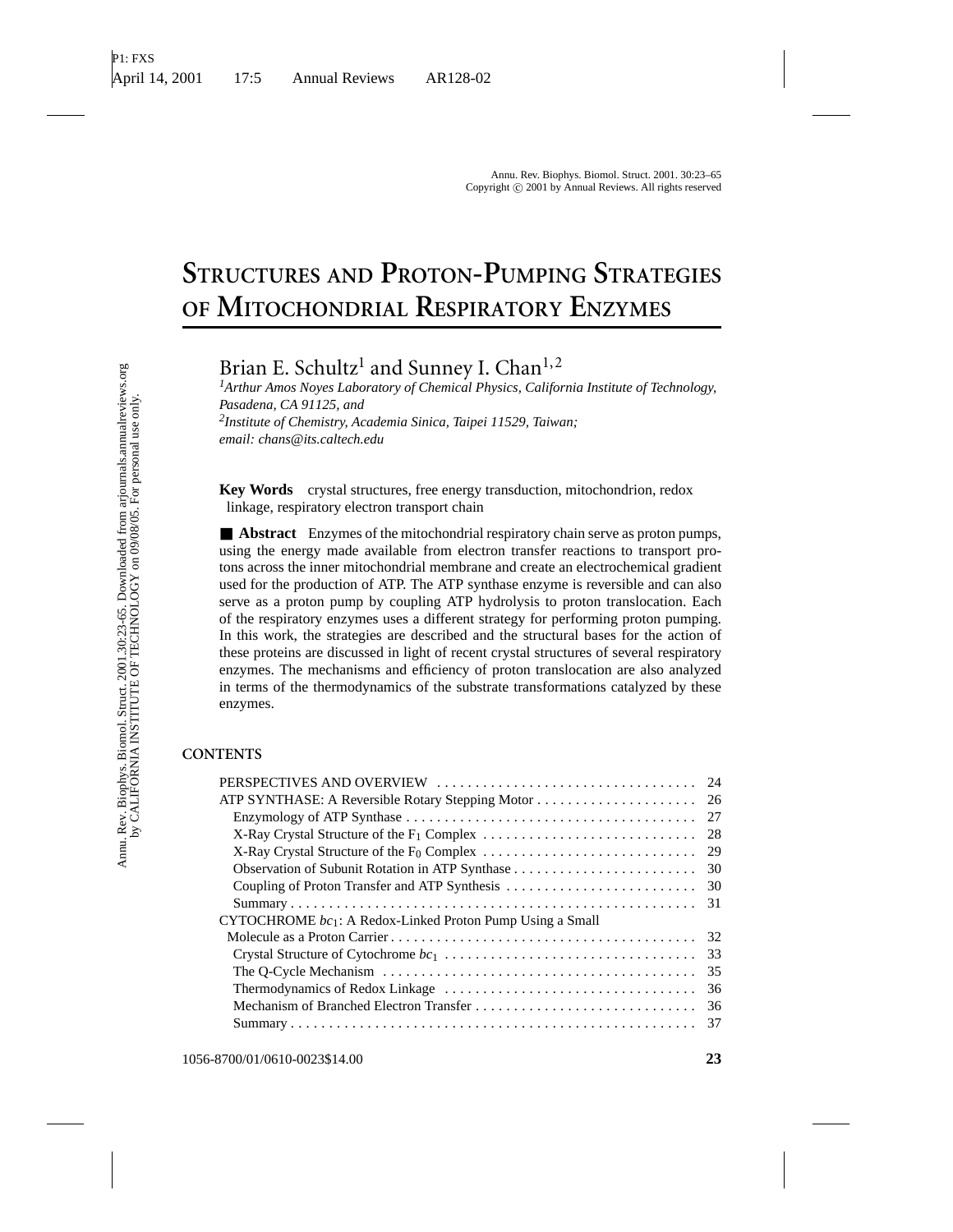# STRUCTURES AND PROTON-PUMPING STRATEGIES OF MITOCHONDRIAL RESPIRATORY ENZYMES

Brian E. Schultz[1] and Sunney I. Chan[1,2]

[1]*Arthur Amos Noyes Laboratory of Chemical Physics, California Institute of Technology, Pasadena, CA 91125, and*
[2]*Institute of Chemistry, Academia Sinica, Taipei 11529, Taiwan; email: chans@its.caltech.edu*

**Key Words** crystal structures, free energy transduction, mitochondrion, redox linkage, respiratory electron transport chain

■ **Abstract** Enzymes of the mitochondrial respiratory chain serve as proton pumps, using the energy made available from electron transfer reactions to transport protons across the inner mitochondrial membrane and create an electrochemical gradient used for the production of ATP. The ATP synthase enzyme is reversible and can also serve as a proton pump by coupling ATP hydrolysis to proton translocation. Each of the respiratory enzymes uses a different strategy for performing proton pumping. In this work, the strategies are described and the structural bases for the action of these proteins are discussed in light of recent crystal structures of several respiratory enzymes. The mechanisms and efficiency of proton translocation are also analyzed in terms of the thermodynamics of the substrate transformations catalyzed by these enzymes.

## CONTENTS

| | |
|---|---|
| PERSPECTIVES AND OVERVIEW | 24 |
| ATP SYNTHASE: A Reversible Rotary Stepping Motor | 26 |
| Enzymology of ATP Synthase | 27 |
| X-Ray Crystal Structure of the $F_1$ Complex | 28 |
| X-Ray Crystal Structure of the $F_0$ Complex | 29 |
| Observation of Subunit Rotation in ATP Synthase | 30 |
| Coupling of Proton Transfer and ATP Synthesis | 30 |
| Summary | 31 |
| CYTOCHROME $bc_1$: A Redox-Linked Proton Pump Using a Small Molecule as a Proton Carrier | 32 |
| Crystal Structure of Cytochrome $bc_1$ | 33 |
| The Q-Cycle Mechanism | 35 |
| Thermodynamics of Redox Linkage | 36 |
| Mechanism of Branched Electron Transfer | 36 |
| Summary | 37 |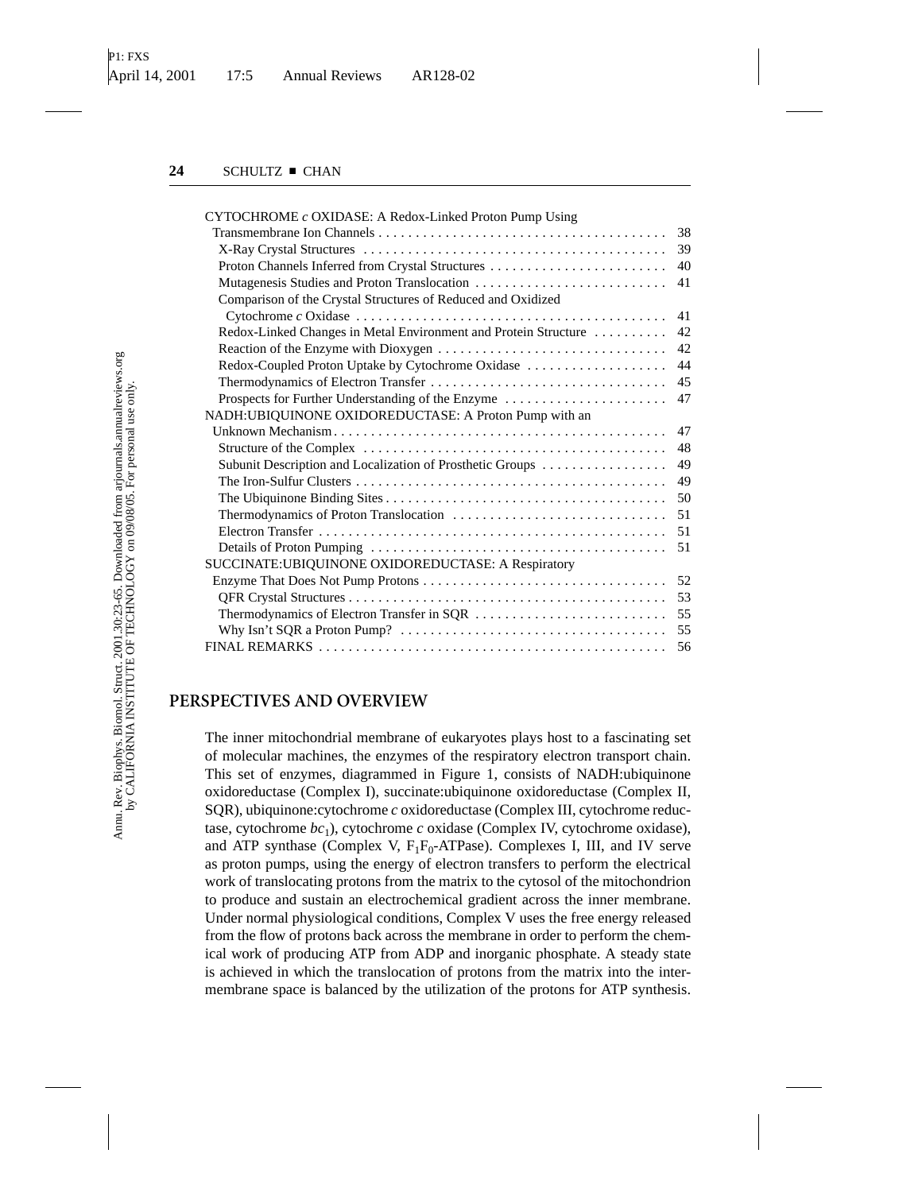CYTOCHROME *c* OXIDASE: A Redox-Linked Proton Pump Using Transmembrane Ion Channels . . . . . 38
- X-Ray Crystal Structures . . . . . 39
- Proton Channels Inferred from Crystal Structures . . . . . 40
- Mutagenesis Studies and Proton Translocation . . . . . 41
- Comparison of the Crystal Structures of Reduced and Oxidized Cytochrome *c* Oxidase . . . . . 41
- Redox-Linked Changes in Metal Environment and Protein Structure . . . . . 42
- Reaction of the Enzyme with Dioxygen . . . . . 42
- Redox-Coupled Proton Uptake by Cytochrome Oxidase . . . . . 44
- Thermodynamics of Electron Transfer . . . . . 45
- Prospects for Further Understanding of the Enzyme . . . . . 47

NADH:UBIQUINONE OXIDOREDUCTASE: A Proton Pump with an Unknown Mechanism . . . . . 47
- Structure of the Complex . . . . . 48
- Subunit Description and Localization of Prosthetic Groups . . . . . 49
- The Iron-Sulfur Clusters . . . . . 49
- The Ubiquinone Binding Sites . . . . . 50
- Thermodynamics of Proton Translocation . . . . . 51
- Electron Transfer . . . . . 51
- Details of Proton Pumping . . . . . 51

SUCCINATE:UBIQUINONE OXIDOREDUCTASE: A Respiratory Enzyme That Does Not Pump Protons . . . . . 52
- QFR Crystal Structures . . . . . 53
- Thermodynamics of Electron Transfer in SQR . . . . . 55
- Why Isn't SQR a Proton Pump? . . . . . 55

FINAL REMARKS . . . . . 56

## PERSPECTIVES AND OVERVIEW

The inner mitochondrial membrane of eukaryotes plays host to a fascinating set of molecular machines, the enzymes of the respiratory electron transport chain. This set of enzymes, diagrammed in Figure 1, consists of NADH:ubiquinone oxidoreductase (Complex I), succinate:ubiquinone oxidoreductase (Complex II, SQR), ubiquinone:cytochrome *c* oxidoreductase (Complex III, cytochrome reductase, cytochrome $bc_1$), cytochrome *c* oxidase (Complex IV, cytochrome oxidase), and ATP synthase (Complex V, $F_1F_0$-ATPase). Complexes I, III, and IV serve as proton pumps, using the energy of electron transfers to perform the electrical work of translocating protons from the matrix to the cytosol of the mitochondrion to produce and sustain an electrochemical gradient across the inner membrane. Under normal physiological conditions, Complex V uses the free energy released from the flow of protons back across the membrane in order to perform the chemical work of producing ATP from ADP and inorganic phosphate. A steady state is achieved in which the translocation of protons from the matrix into the intermembrane space is balanced by the utilization of the protons for ATP synthesis.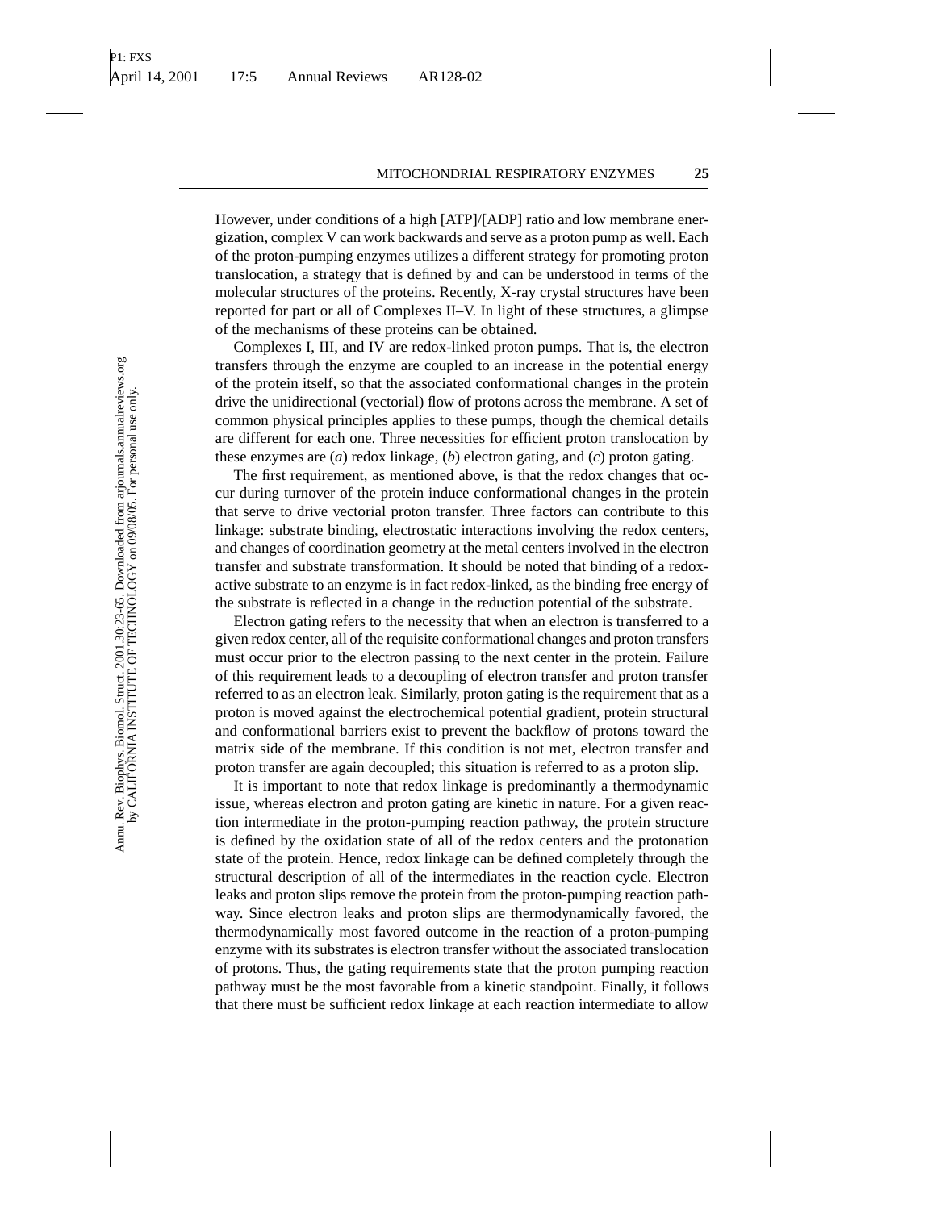However, under conditions of a high [ATP]/[ADP] ratio and low membrane energization, complex V can work backwards and serve as a proton pump as well. Each of the proton-pumping enzymes utilizes a different strategy for promoting proton translocation, a strategy that is defined by and can be understood in terms of the molecular structures of the proteins. Recently, X-ray crystal structures have been reported for part or all of Complexes II–V. In light of these structures, a glimpse of the mechanisms of these proteins can be obtained.

Complexes I, III, and IV are redox-linked proton pumps. That is, the electron transfers through the enzyme are coupled to an increase in the potential energy of the protein itself, so that the associated conformational changes in the protein drive the unidirectional (vectorial) flow of protons across the membrane. A set of common physical principles applies to these pumps, though the chemical details are different for each one. Three necessities for efficient proton translocation by these enzymes are (*a*) redox linkage, (*b*) electron gating, and (*c*) proton gating.

The first requirement, as mentioned above, is that the redox changes that occur during turnover of the protein induce conformational changes in the protein that serve to drive vectorial proton transfer. Three factors can contribute to this linkage: substrate binding, electrostatic interactions involving the redox centers, and changes of coordination geometry at the metal centers involved in the electron transfer and substrate transformation. It should be noted that binding of a redox-active substrate to an enzyme is in fact redox-linked, as the binding free energy of the substrate is reflected in a change in the reduction potential of the substrate.

Electron gating refers to the necessity that when an electron is transferred to a given redox center, all of the requisite conformational changes and proton transfers must occur prior to the electron passing to the next center in the protein. Failure of this requirement leads to a decoupling of electron transfer and proton transfer referred to as an electron leak. Similarly, proton gating is the requirement that as a proton is moved against the electrochemical potential gradient, protein structural and conformational barriers exist to prevent the backflow of protons toward the matrix side of the membrane. If this condition is not met, electron transfer and proton transfer are again decoupled; this situation is referred to as a proton slip.

It is important to note that redox linkage is predominantly a thermodynamic issue, whereas electron and proton gating are kinetic in nature. For a given reaction intermediate in the proton-pumping reaction pathway, the protein structure is defined by the oxidation state of all of the redox centers and the protonation state of the protein. Hence, redox linkage can be defined completely through the structural description of all of the intermediates in the reaction cycle. Electron leaks and proton slips remove the protein from the proton-pumping reaction pathway. Since electron leaks and proton slips are thermodynamically favored, the thermodynamically most favored outcome in the reaction of a proton-pumping enzyme with its substrates is electron transfer without the associated translocation of protons. Thus, the gating requirements state that the proton pumping reaction pathway must be the most favorable from a kinetic standpoint. Finally, it follows that there must be sufficient redox linkage at each reaction intermediate to allow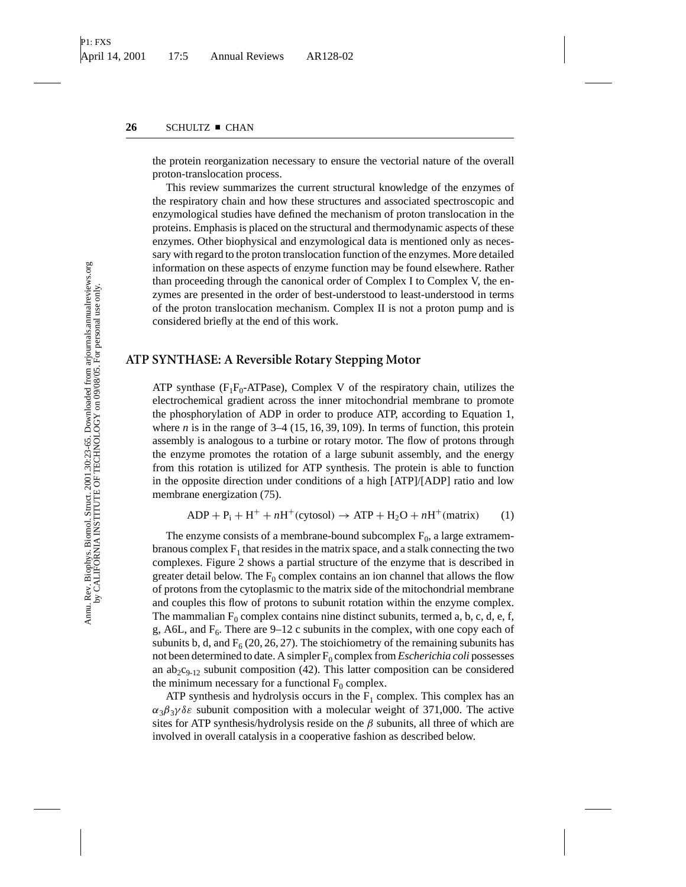the protein reorganization necessary to ensure the vectorial nature of the overall proton-translocation process.

This review summarizes the current structural knowledge of the enzymes of the respiratory chain and how these structures and associated spectroscopic and enzymological studies have defined the mechanism of proton translocation in the proteins. Emphasis is placed on the structural and thermodynamic aspects of these enzymes. Other biophysical and enzymological data is mentioned only as necessary with regard to the proton translocation function of the enzymes. More detailed information on these aspects of enzyme function may be found elsewhere. Rather than proceeding through the canonical order of Complex I to Complex V, the enzymes are presented in the order of best-understood to least-understood in terms of the proton translocation mechanism. Complex II is not a proton pump and is considered briefly at the end of this work.

## ATP SYNTHASE: A Reversible Rotary Stepping Motor

ATP synthase ($F_1F_0$-ATPase), Complex V of the respiratory chain, utilizes the electrochemical gradient across the inner mitochondrial membrane to promote the phosphorylation of ADP in order to produce ATP, according to Equation 1, where $n$ is in the range of 3–4 (15, 16, 39, 109). In terms of function, this protein assembly is analogous to a turbine or rotary motor. The flow of protons through the enzyme promotes the rotation of a large subunit assembly, and the energy from this rotation is utilized for ATP synthesis. The protein is able to function in the opposite direction under conditions of a high [ATP]/[ADP] ratio and low membrane energization (75).

$$\mathrm{ADP} + \mathrm{P_i} + \mathrm{H}^+ + n\mathrm{H}^+(\mathrm{cytosol}) \rightarrow \mathrm{ATP} + \mathrm{H_2O} + n\mathrm{H}^+(\mathrm{matrix}) \qquad (1)$$

The enzyme consists of a membrane-bound subcomplex $F_0$, a large extramembranous complex $F_1$ that resides in the matrix space, and a stalk connecting the two complexes. Figure 2 shows a partial structure of the enzyme that is described in greater detail below. The $F_0$ complex contains an ion channel that allows the flow of protons from the cytoplasmic to the matrix side of the mitochondrial membrane and couples this flow of protons to subunit rotation within the enzyme complex. The mammalian $F_0$ complex contains nine distinct subunits, termed a, b, c, d, e, f, g, A6L, and $F_6$. There are 9–12 c subunits in the complex, with one copy each of subunits b, d, and $F_6$ (20, 26, 27). The stoichiometry of the remaining subunits has not been determined to date. A simpler $F_0$ complex from *Escherichia coli* possesses an $ab_2c_{9\text{-}12}$ subunit composition (42). This latter composition can be considered the minimum necessary for a functional $F_0$ complex.

ATP synthesis and hydrolysis occurs in the $F_1$ complex. This complex has an $\alpha_3\beta_3\gamma\delta\varepsilon$ subunit composition with a molecular weight of 371,000. The active sites for ATP synthesis/hydrolysis reside on the $\beta$ subunits, all three of which are involved in overall catalysis in a cooperative fashion as described below.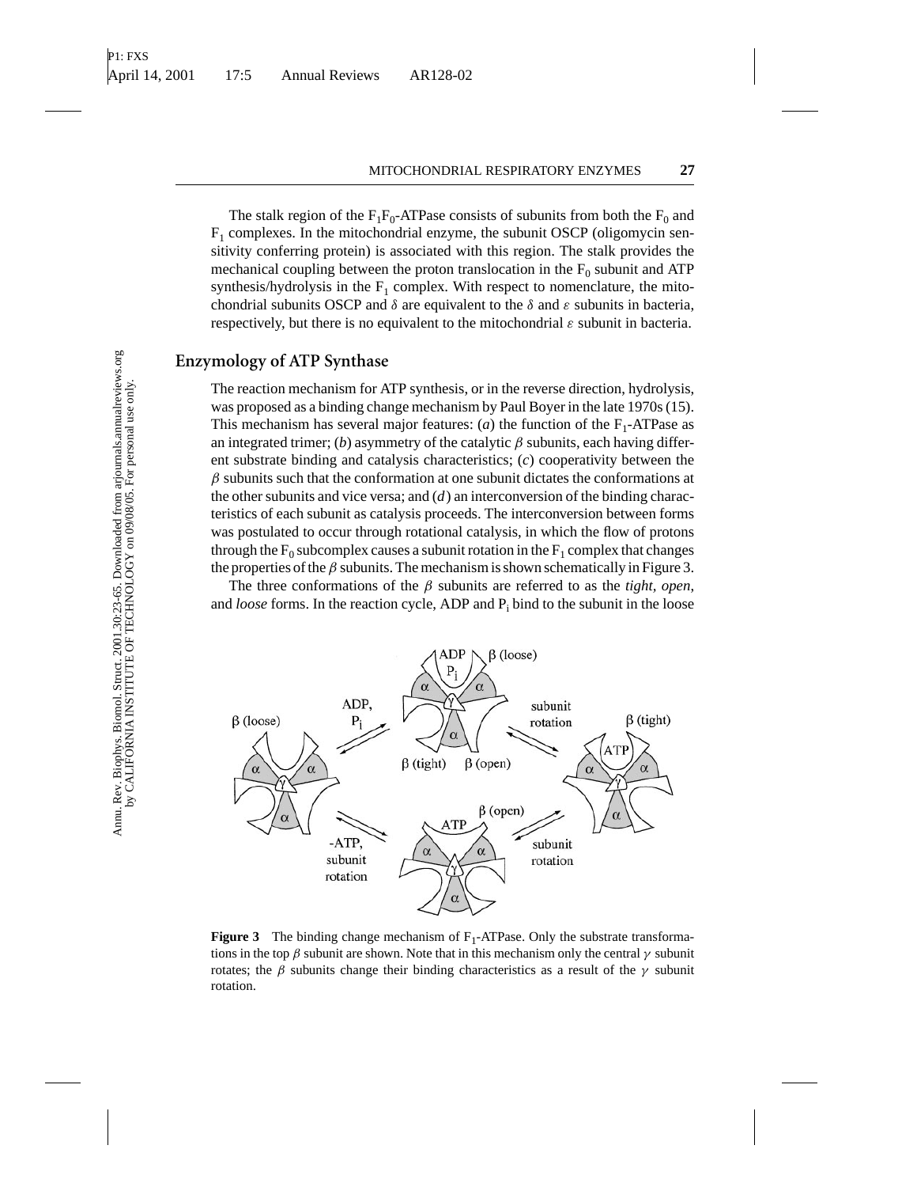The stalk region of the $F_1F_0$-ATPase consists of subunits from both the $F_0$ and $F_1$ complexes. In the mitochondrial enzyme, the subunit OSCP (oligomycin sensitivity conferring protein) is associated with this region. The stalk provides the mechanical coupling between the proton translocation in the $F_0$ subunit and ATP synthesis/hydrolysis in the $F_1$ complex. With respect to nomenclature, the mitochondrial subunits OSCP and $\delta$ are equivalent to the $\delta$ and $\varepsilon$ subunits in bacteria, respectively, but there is no equivalent to the mitochondrial $\varepsilon$ subunit in bacteria.

## Enzymology of ATP Synthase

The reaction mechanism for ATP synthesis, or in the reverse direction, hydrolysis, was proposed as a binding change mechanism by Paul Boyer in the late 1970s (15). This mechanism has several major features: (*a*) the function of the $F_1$-ATPase as an integrated trimer; (*b*) asymmetry of the catalytic $\beta$ subunits, each having different substrate binding and catalysis characteristics; (*c*) cooperativity between the $\beta$ subunits such that the conformation at one subunit dictates the conformations at the other subunits and vice versa; and (*d*) an interconversion of the binding characteristics of each subunit as catalysis proceeds. The interconversion between forms was postulated to occur through rotational catalysis, in which the flow of protons through the $F_0$ subcomplex causes a subunit rotation in the $F_1$ complex that changes the properties of the $\beta$ subunits. The mechanism is shown schematically in Figure 3.

The three conformations of the $\beta$ subunits are referred to as the *tight, open,* and *loose* forms. In the reaction cycle, ADP and $P_i$ bind to the subunit in the loose

**Figure 3** The binding change mechanism of $F_1$-ATPase. Only the substrate transformations in the top $\beta$ subunit are shown. Note that in this mechanism only the central $\gamma$ subunit rotates; the $\beta$ subunits change their binding characteristics as a result of the $\gamma$ subunit rotation.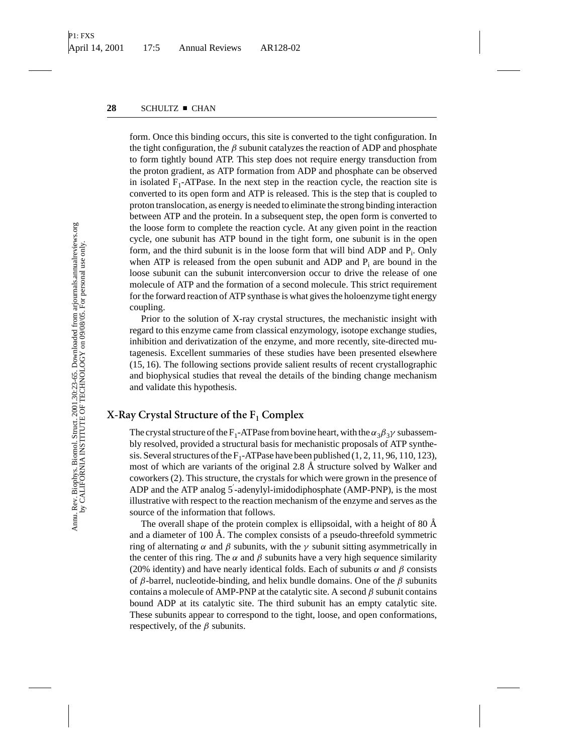form. Once this binding occurs, this site is converted to the tight configuration. In the tight configuration, the $\beta$ subunit catalyzes the reaction of ADP and phosphate to form tightly bound ATP. This step does not require energy transduction from the proton gradient, as ATP formation from ADP and phosphate can be observed in isolated $F_1$-ATPase. In the next step in the reaction cycle, the reaction site is converted to its open form and ATP is released. This is the step that is coupled to proton translocation, as energy is needed to eliminate the strong binding interaction between ATP and the protein. In a subsequent step, the open form is converted to the loose form to complete the reaction cycle. At any given point in the reaction cycle, one subunit has ATP bound in the tight form, one subunit is in the open form, and the third subunit is in the loose form that will bind ADP and $P_i$. Only when ATP is released from the open subunit and ADP and $P_i$ are bound in the loose subunit can the subunit interconversion occur to drive the release of one molecule of ATP and the formation of a second molecule. This strict requirement for the forward reaction of ATP synthase is what gives the holoenzyme tight energy coupling.

Prior to the solution of X-ray crystal structures, the mechanistic insight with regard to this enzyme came from classical enzymology, isotope exchange studies, inhibition and derivatization of the enzyme, and more recently, site-directed mutagenesis. Excellent summaries of these studies have been presented elsewhere (15, 16). The following sections provide salient results of recent crystallographic and biophysical studies that reveal the details of the binding change mechanism and validate this hypothesis.

## X-Ray Crystal Structure of the $F_1$ Complex

The crystal structure of the $F_1$-ATPase from bovine heart, with the $\alpha_3\beta_3\gamma$ subassembly resolved, provided a structural basis for mechanistic proposals of ATP synthesis. Several structures of the $F_1$-ATPase have been published (1, 2, 11, 96, 110, 123), most of which are variants of the original 2.8 Å structure solved by Walker and coworkers (2). This structure, the crystals for which were grown in the presence of ADP and the ATP analog 5′-adenylyl-imidodiphosphate (AMP-PNP), is the most illustrative with respect to the reaction mechanism of the enzyme and serves as the source of the information that follows.

The overall shape of the protein complex is ellipsoidal, with a height of 80 Å and a diameter of 100 Å. The complex consists of a pseudo-threefold symmetric ring of alternating $\alpha$ and $\beta$ subunits, with the $\gamma$ subunit sitting asymmetrically in the center of this ring. The $\alpha$ and $\beta$ subunits have a very high sequence similarity (20% identity) and have nearly identical folds. Each of subunits $\alpha$ and $\beta$ consists of $\beta$-barrel, nucleotide-binding, and helix bundle domains. One of the $\beta$ subunits contains a molecule of AMP-PNP at the catalytic site. A second $\beta$ subunit contains bound ADP at its catalytic site. The third subunit has an empty catalytic site. These subunits appear to correspond to the tight, loose, and open conformations, respectively, of the $\beta$ subunits.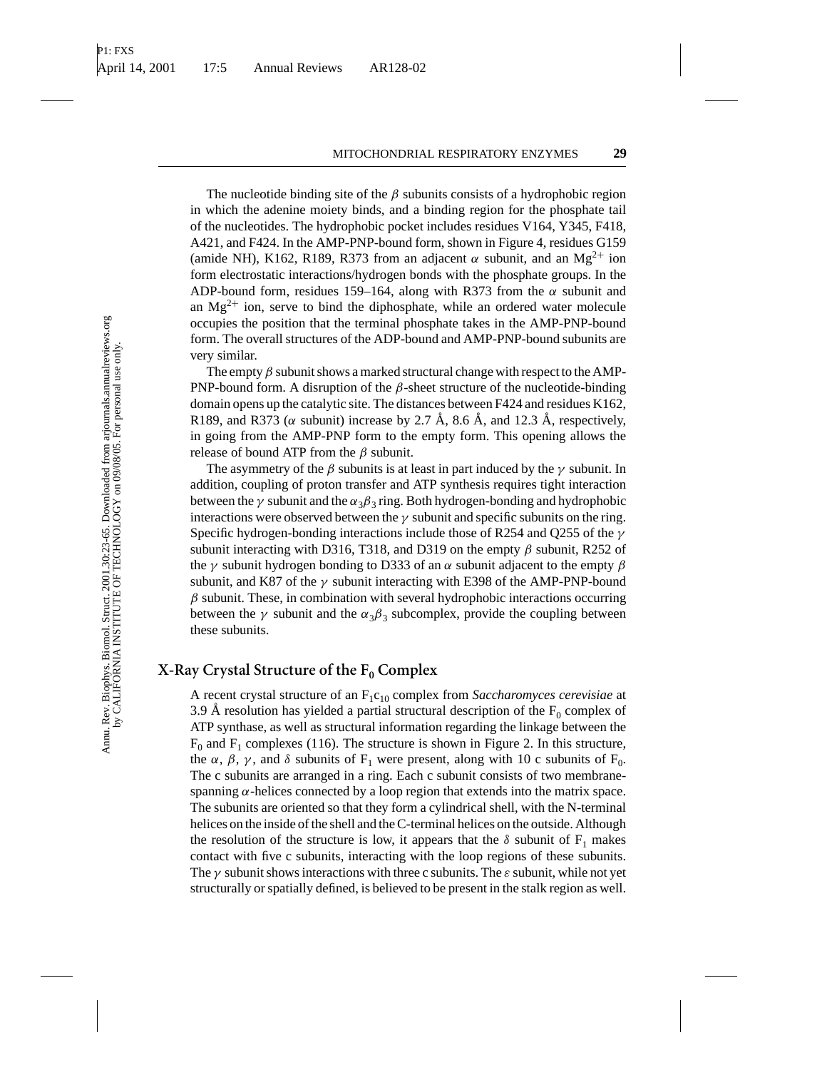The nucleotide binding site of the $\beta$ subunits consists of a hydrophobic region in which the adenine moiety binds, and a binding region for the phosphate tail of the nucleotides. The hydrophobic pocket includes residues V164, Y345, F418, A421, and F424. In the AMP-PNP-bound form, shown in Figure 4, residues G159 (amide NH), K162, R189, R373 from an adjacent $\alpha$ subunit, and an $Mg^{2+}$ ion form electrostatic interactions/hydrogen bonds with the phosphate groups. In the ADP-bound form, residues 159–164, along with R373 from the $\alpha$ subunit and an $Mg^{2+}$ ion, serve to bind the diphosphate, while an ordered water molecule occupies the position that the terminal phosphate takes in the AMP-PNP-bound form. The overall structures of the ADP-bound and AMP-PNP-bound subunits are very similar.

The empty $\beta$ subunit shows a marked structural change with respect to the AMP-PNP-bound form. A disruption of the $\beta$-sheet structure of the nucleotide-binding domain opens up the catalytic site. The distances between F424 and residues K162, R189, and R373 ($\alpha$ subunit) increase by 2.7 Å, 8.6 Å, and 12.3 Å, respectively, in going from the AMP-PNP form to the empty form. This opening allows the release of bound ATP from the $\beta$ subunit.

The asymmetry of the $\beta$ subunits is at least in part induced by the $\gamma$ subunit. In addition, coupling of proton transfer and ATP synthesis requires tight interaction between the $\gamma$ subunit and the $\alpha_3\beta_3$ ring. Both hydrogen-bonding and hydrophobic interactions were observed between the $\gamma$ subunit and specific subunits on the ring. Specific hydrogen-bonding interactions include those of R254 and Q255 of the $\gamma$ subunit interacting with D316, T318, and D319 on the empty $\beta$ subunit, R252 of the $\gamma$ subunit hydrogen bonding to D333 of an $\alpha$ subunit adjacent to the empty $\beta$ subunit, and K87 of the $\gamma$ subunit interacting with E398 of the AMP-PNP-bound $\beta$ subunit. These, in combination with several hydrophobic interactions occurring between the $\gamma$ subunit and the $\alpha_3\beta_3$ subcomplex, provide the coupling between these subunits.

## X-Ray Crystal Structure of the $F_0$ Complex

A recent crystal structure of an $F_1c_{10}$ complex from *Saccharomyces cerevisiae* at 3.9 Å resolution has yielded a partial structural description of the $F_0$ complex of ATP synthase, as well as structural information regarding the linkage between the $F_0$ and $F_1$ complexes (116). The structure is shown in Figure 2. In this structure, the $\alpha$, $\beta$, $\gamma$, and $\delta$ subunits of $F_1$ were present, along with 10 c subunits of $F_0$. The c subunits are arranged in a ring. Each c subunit consists of two membrane-spanning $\alpha$-helices connected by a loop region that extends into the matrix space. The subunits are oriented so that they form a cylindrical shell, with the N-terminal helices on the inside of the shell and the C-terminal helices on the outside. Although the resolution of the structure is low, it appears that the $\delta$ subunit of $F_1$ makes contact with five c subunits, interacting with the loop regions of these subunits. The $\gamma$ subunit shows interactions with three c subunits. The $\varepsilon$ subunit, while not yet structurally or spatially defined, is believed to be present in the stalk region as well.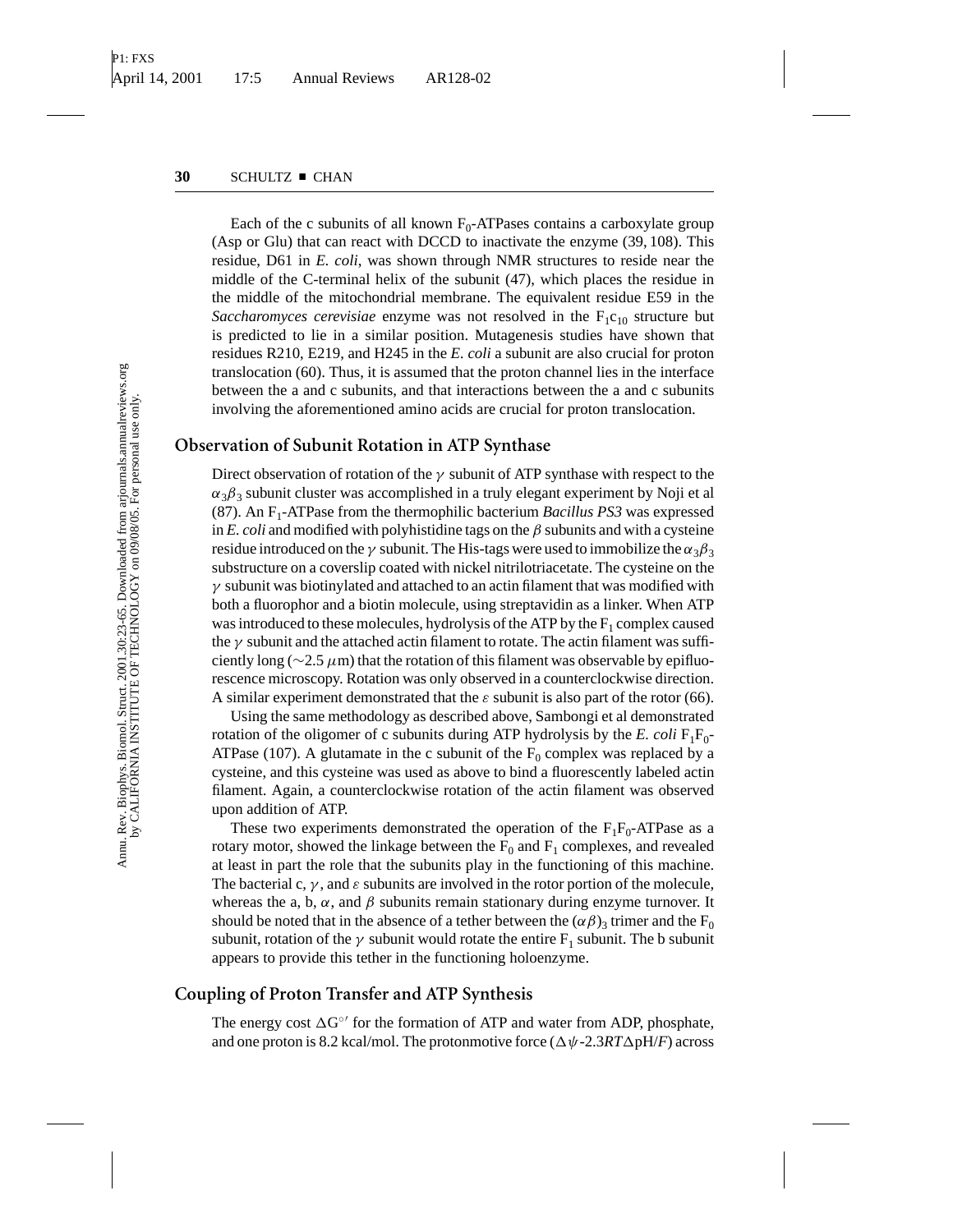Each of the c subunits of all known $F_0$-ATPases contains a carboxylate group (Asp or Glu) that can react with DCCD to inactivate the enzyme (39, 108). This residue, D61 in *E. coli*, was shown through NMR structures to reside near the middle of the C-terminal helix of the subunit (47), which places the residue in the middle of the mitochondrial membrane. The equivalent residue E59 in the *Saccharomyces cerevisiae* enzyme was not resolved in the $F_1c_{10}$ structure but is predicted to lie in a similar position. Mutagenesis studies have shown that residues R210, E219, and H245 in the *E. coli* a subunit are also crucial for proton translocation (60). Thus, it is assumed that the proton channel lies in the interface between the a and c subunits, and that interactions between the a and c subunits involving the aforementioned amino acids are crucial for proton translocation.

## Observation of Subunit Rotation in ATP Synthase

Direct observation of rotation of the $\gamma$ subunit of ATP synthase with respect to the $\alpha_3\beta_3$ subunit cluster was accomplished in a truly elegant experiment by Noji et al (87). An $F_1$-ATPase from the thermophilic bacterium *Bacillus PS3* was expressed in *E. coli* and modified with polyhistidine tags on the $\beta$ subunits and with a cysteine residue introduced on the $\gamma$ subunit. The His-tags were used to immobilize the $\alpha_3\beta_3$ substructure on a coverslip coated with nickel nitrilotriacetate. The cysteine on the $\gamma$ subunit was biotinylated and attached to an actin filament that was modified with both a fluorophor and a biotin molecule, using streptavidin as a linker. When ATP was introduced to these molecules, hydrolysis of the ATP by the $F_1$ complex caused the $\gamma$ subunit and the attached actin filament to rotate. The actin filament was sufficiently long (~2.5 $\mu$m) that the rotation of this filament was observable by epifluorescence microscopy. Rotation was only observed in a counterclockwise direction. A similar experiment demonstrated that the $\varepsilon$ subunit is also part of the rotor (66).

Using the same methodology as described above, Sambongi et al demonstrated rotation of the oligomer of c subunits during ATP hydrolysis by the *E. coli* $F_1F_0$-ATPase (107). A glutamate in the c subunit of the $F_0$ complex was replaced by a cysteine, and this cysteine was used as above to bind a fluorescently labeled actin filament. Again, a counterclockwise rotation of the actin filament was observed upon addition of ATP.

These two experiments demonstrated the operation of the $F_1F_0$-ATPase as a rotary motor, showed the linkage between the $F_0$ and $F_1$ complexes, and revealed at least in part the role that the subunits play in the functioning of this machine. The bacterial c, $\gamma$, and $\varepsilon$ subunits are involved in the rotor portion of the molecule, whereas the a, b, $\alpha$, and $\beta$ subunits remain stationary during enzyme turnover. It should be noted that in the absence of a tether between the $(\alpha\beta)_3$ trimer and the $F_0$ subunit, rotation of the $\gamma$ subunit would rotate the entire $F_1$ subunit. The b subunit appears to provide this tether in the functioning holoenzyme.

## Coupling of Proton Transfer and ATP Synthesis

The energy cost $\Delta G^{\circ\prime}$ for the formation of ATP and water from ADP, phosphate, and one proton is 8.2 kcal/mol. The protonmotive force ($\Delta\psi$-2.3$RT\Delta$pH/$F$) across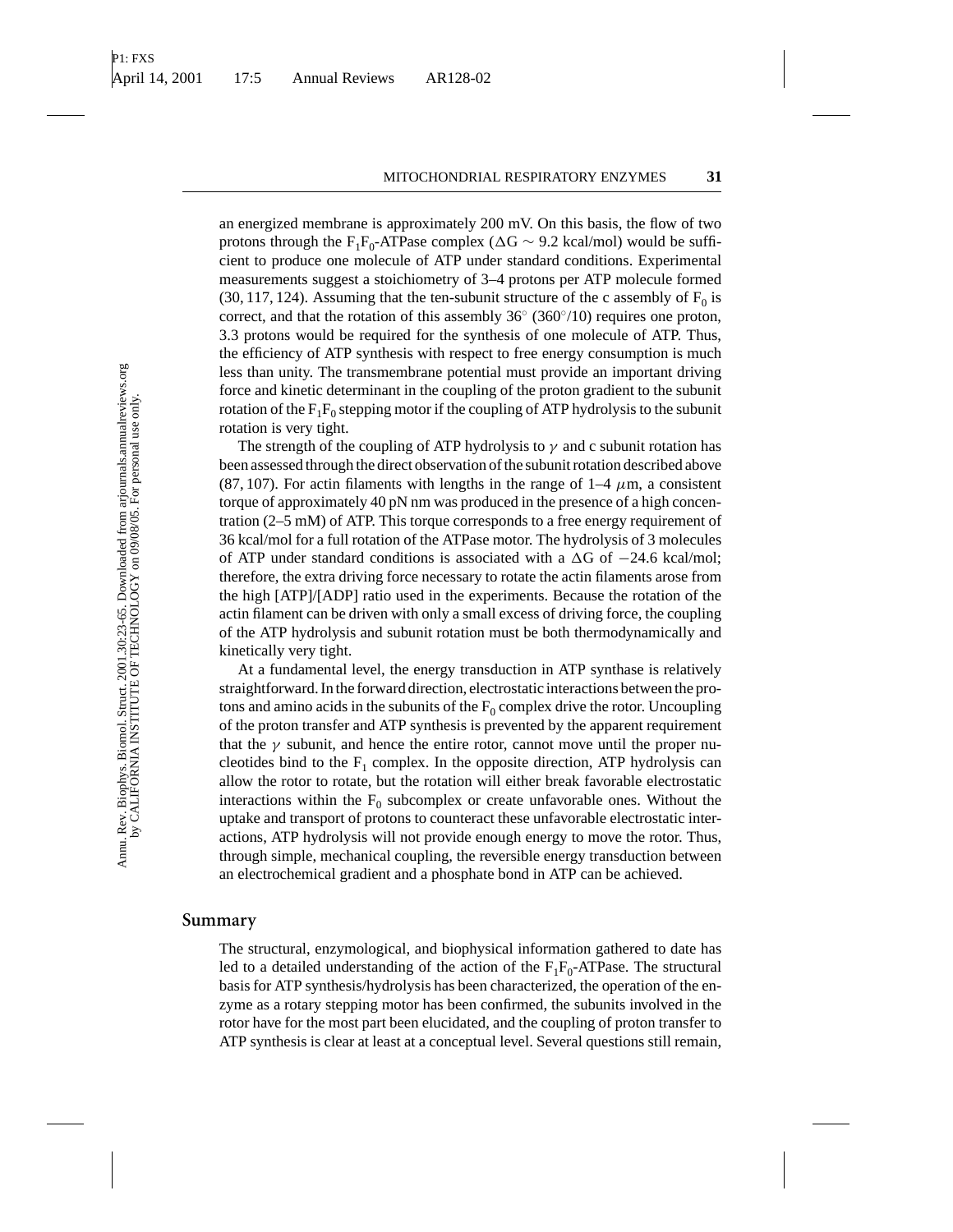an energized membrane is approximately 200 mV. On this basis, the flow of two protons through the $F_1F_0$-ATPase complex ($\Delta G \sim 9.2$ kcal/mol) would be sufficient to produce one molecule of ATP under standard conditions. Experimental measurements suggest a stoichiometry of 3–4 protons per ATP molecule formed (30, 117, 124). Assuming that the ten-subunit structure of the c assembly of $F_0$ is correct, and that the rotation of this assembly $36^\circ$ ($360^\circ/10$) requires one proton, 3.3 protons would be required for the synthesis of one molecule of ATP. Thus, the efficiency of ATP synthesis with respect to free energy consumption is much less than unity. The transmembrane potential must provide an important driving force and kinetic determinant in the coupling of the proton gradient to the subunit rotation of the $F_1F_0$ stepping motor if the coupling of ATP hydrolysis to the subunit rotation is very tight.

The strength of the coupling of ATP hydrolysis to $\gamma$ and c subunit rotation has been assessed through the direct observation of the subunit rotation described above (87, 107). For actin filaments with lengths in the range of 1–4 $\mu$m, a consistent torque of approximately 40 pN nm was produced in the presence of a high concentration (2–5 mM) of ATP. This torque corresponds to a free energy requirement of 36 kcal/mol for a full rotation of the ATPase motor. The hydrolysis of 3 molecules of ATP under standard conditions is associated with a $\Delta G$ of $-24.6$ kcal/mol; therefore, the extra driving force necessary to rotate the actin filaments arose from the high [ATP]/[ADP] ratio used in the experiments. Because the rotation of the actin filament can be driven with only a small excess of driving force, the coupling of the ATP hydrolysis and subunit rotation must be both thermodynamically and kinetically very tight.

At a fundamental level, the energy transduction in ATP synthase is relatively straightforward. In the forward direction, electrostatic interactions between the protons and amino acids in the subunits of the $F_0$ complex drive the rotor. Uncoupling of the proton transfer and ATP synthesis is prevented by the apparent requirement that the $\gamma$ subunit, and hence the entire rotor, cannot move until the proper nucleotides bind to the $F_1$ complex. In the opposite direction, ATP hydrolysis can allow the rotor to rotate, but the rotation will either break favorable electrostatic interactions within the $F_0$ subcomplex or create unfavorable ones. Without the uptake and transport of protons to counteract these unfavorable electrostatic interactions, ATP hydrolysis will not provide enough energy to move the rotor. Thus, through simple, mechanical coupling, the reversible energy transduction between an electrochemical gradient and a phosphate bond in ATP can be achieved.

## Summary

The structural, enzymological, and biophysical information gathered to date has led to a detailed understanding of the action of the $F_1F_0$-ATPase. The structural basis for ATP synthesis/hydrolysis has been characterized, the operation of the enzyme as a rotary stepping motor has been confirmed, the subunits involved in the rotor have for the most part been elucidated, and the coupling of proton transfer to ATP synthesis is clear at least at a conceptual level. Several questions still remain,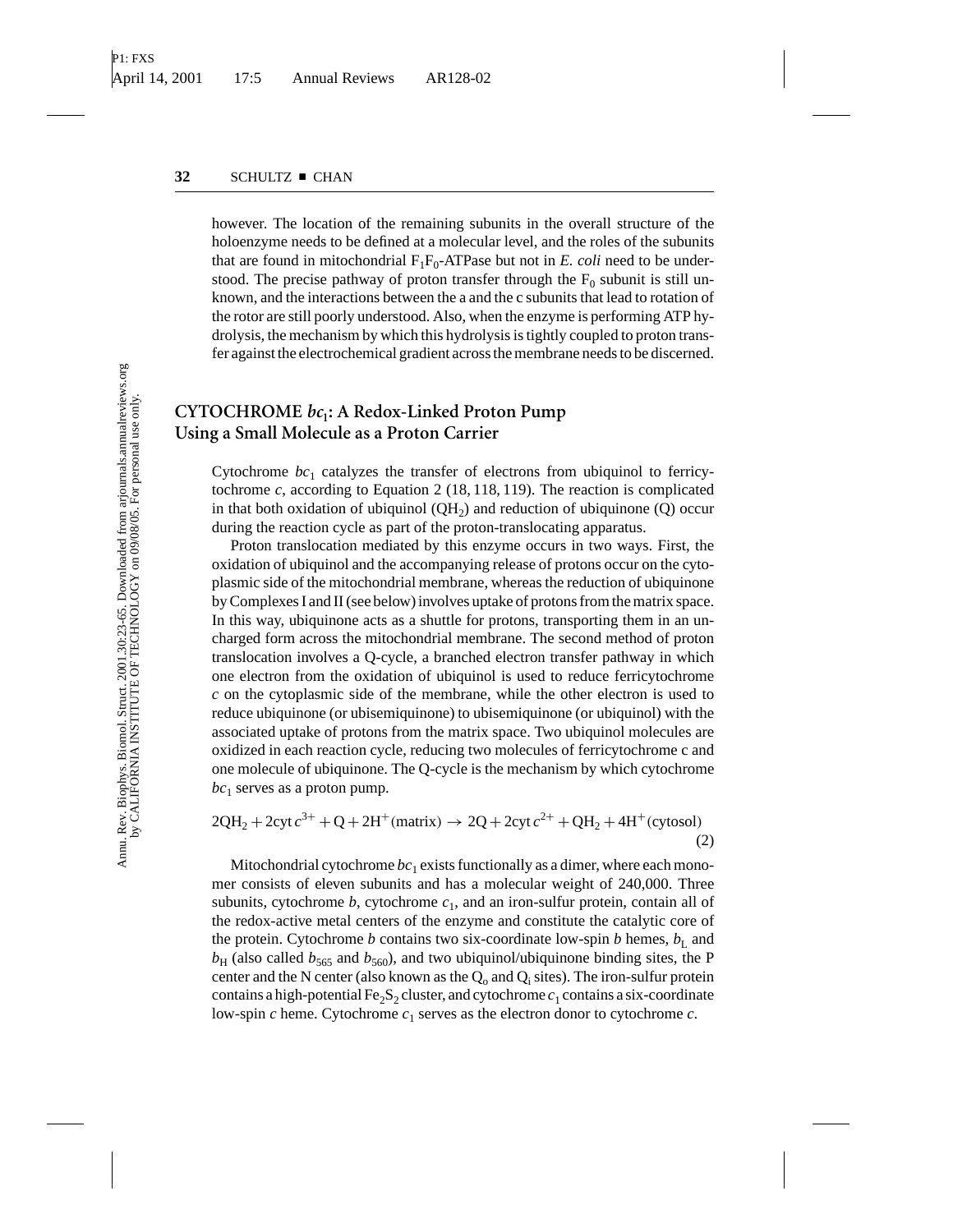however. The location of the remaining subunits in the overall structure of the holoenzyme needs to be defined at a molecular level, and the roles of the subunits that are found in mitochondrial $F_1F_0$-ATPase but not in *E. coli* need to be understood. The precise pathway of proton transfer through the $F_0$ subunit is still unknown, and the interactions between the a and the c subunits that lead to rotation of the rotor are still poorly understood. Also, when the enzyme is performing ATP hydrolysis, the mechanism by which this hydrolysis is tightly coupled to proton transfer against the electrochemical gradient across the membrane needs to be discerned.

## CYTOCHROME $bc_1$: A Redox-Linked Proton Pump Using a Small Molecule as a Proton Carrier

Cytochrome $bc_1$ catalyzes the transfer of electrons from ubiquinol to ferricytochrome *c*, according to Equation 2 (18, 118, 119). The reaction is complicated in that both oxidation of ubiquinol ($QH_2$) and reduction of ubiquinone (Q) occur during the reaction cycle as part of the proton-translocating apparatus.

Proton translocation mediated by this enzyme occurs in two ways. First, the oxidation of ubiquinol and the accompanying release of protons occur on the cytoplasmic side of the mitochondrial membrane, whereas the reduction of ubiquinone by Complexes I and II (see below) involves uptake of protons from the matrix space. In this way, ubiquinone acts as a shuttle for protons, transporting them in an uncharged form across the mitochondrial membrane. The second method of proton translocation involves a Q-cycle, a branched electron transfer pathway in which one electron from the oxidation of ubiquinol is used to reduce ferricytochrome *c* on the cytoplasmic side of the membrane, while the other electron is used to reduce ubiquinone (or ubisemiquinone) to ubisemiquinone (or ubiquinol) with the associated uptake of protons from the matrix space. Two ubiquinol molecules are oxidized in each reaction cycle, reducing two molecules of ferricytochrome c and one molecule of ubiquinone. The Q-cycle is the mechanism by which cytochrome $bc_1$ serves as a proton pump.

$$2QH_2 + 2\text{cyt}\,c^{3+} + Q + 2H^+(\text{matrix}) \rightarrow 2Q + 2\text{cyt}\,c^{2+} + QH_2 + 4H^+(\text{cytosol}) \quad (2)$$

Mitochondrial cytochrome $bc_1$ exists functionally as a dimer, where each monomer consists of eleven subunits and has a molecular weight of 240,000. Three subunits, cytochrome *b*, cytochrome $c_1$, and an iron-sulfur protein, contain all of the redox-active metal centers of the enzyme and constitute the catalytic core of the protein. Cytochrome *b* contains two six-coordinate low-spin *b* hemes, $b_L$ and $b_H$ (also called $b_{565}$ and $b_{560}$), and two ubiquinol/ubiquinone binding sites, the P center and the N center (also known as the $Q_o$ and $Q_i$ sites). The iron-sulfur protein contains a high-potential $Fe_2S_2$ cluster, and cytochrome $c_1$ contains a six-coordinate low-spin *c* heme. Cytochrome $c_1$ serves as the electron donor to cytochrome *c*.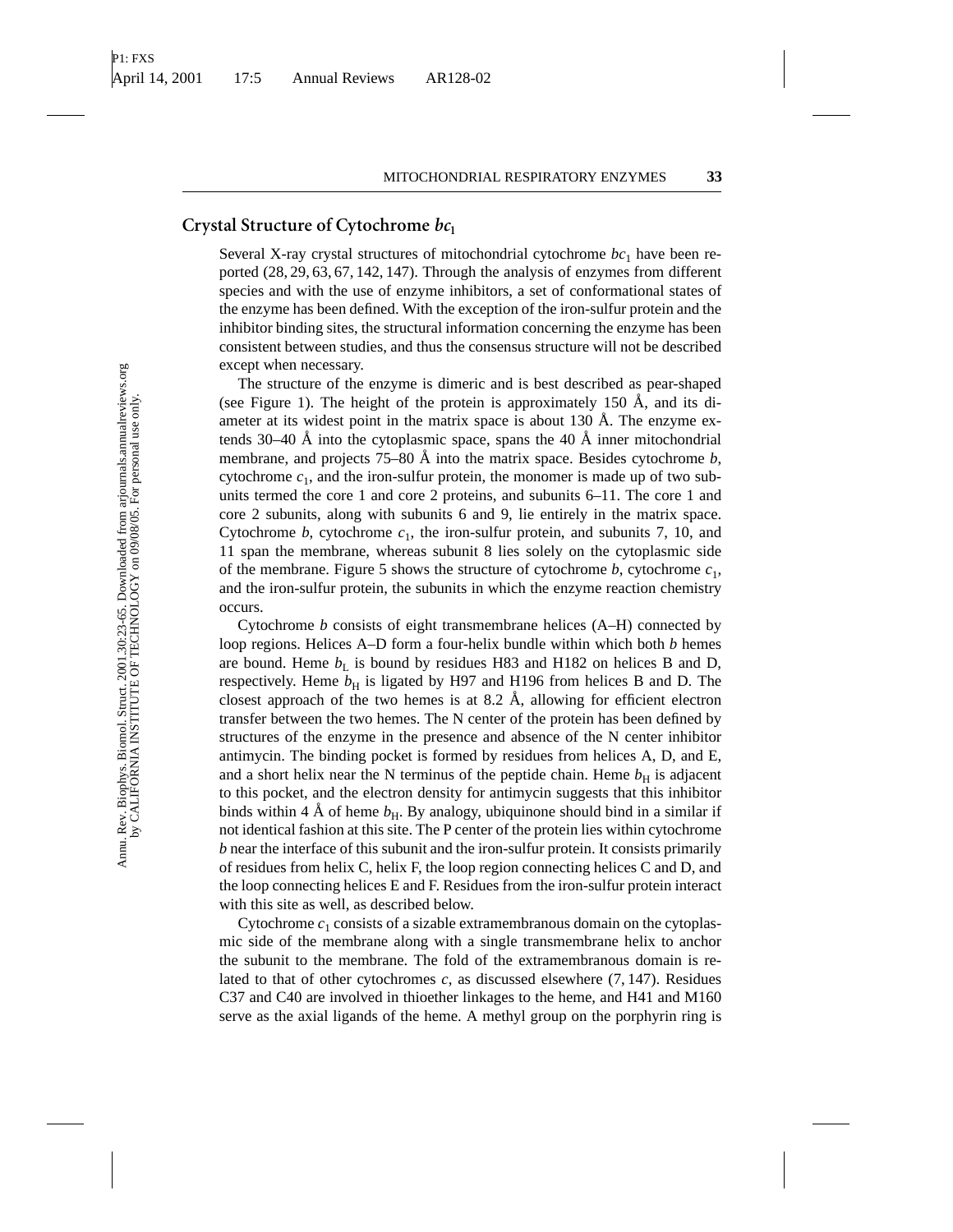## Crystal Structure of Cytochrome $bc_1$

Several X-ray crystal structures of mitochondrial cytochrome $bc_1$ have been reported (28, 29, 63, 67, 142, 147). Through the analysis of enzymes from different species and with the use of enzyme inhibitors, a set of conformational states of the enzyme has been defined. With the exception of the iron-sulfur protein and the inhibitor binding sites, the structural information concerning the enzyme has been consistent between studies, and thus the consensus structure will not be described except when necessary.

The structure of the enzyme is dimeric and is best described as pear-shaped (see Figure 1). The height of the protein is approximately 150 Å, and its diameter at its widest point in the matrix space is about 130 Å. The enzyme extends 30–40 Å into the cytoplasmic space, spans the 40 Å inner mitochondrial membrane, and projects 75–80 Å into the matrix space. Besides cytochrome *b*, cytochrome $c_1$, and the iron-sulfur protein, the monomer is made up of two subunits termed the core 1 and core 2 proteins, and subunits 6–11. The core 1 and core 2 subunits, along with subunits 6 and 9, lie entirely in the matrix space. Cytochrome *b*, cytochrome $c_1$, the iron-sulfur protein, and subunits 7, 10, and 11 span the membrane, whereas subunit 8 lies solely on the cytoplasmic side of the membrane. Figure 5 shows the structure of cytochrome *b*, cytochrome $c_1$, and the iron-sulfur protein, the subunits in which the enzyme reaction chemistry occurs.

Cytochrome *b* consists of eight transmembrane helices (A–H) connected by loop regions. Helices A–D form a four-helix bundle within which both *b* hemes are bound. Heme $b_L$ is bound by residues H83 and H182 on helices B and D, respectively. Heme $b_H$ is ligated by H97 and H196 from helices B and D. The closest approach of the two hemes is at 8.2 Å, allowing for efficient electron transfer between the two hemes. The N center of the protein has been defined by structures of the enzyme in the presence and absence of the N center inhibitor antimycin. The binding pocket is formed by residues from helices A, D, and E, and a short helix near the N terminus of the peptide chain. Heme $b_H$ is adjacent to this pocket, and the electron density for antimycin suggests that this inhibitor binds within 4 Å of heme $b_H$. By analogy, ubiquinone should bind in a similar if not identical fashion at this site. The P center of the protein lies within cytochrome *b* near the interface of this subunit and the iron-sulfur protein. It consists primarily of residues from helix C, helix F, the loop region connecting helices C and D, and the loop connecting helices E and F. Residues from the iron-sulfur protein interact with this site as well, as described below.

Cytochrome $c_1$ consists of a sizable extramembranous domain on the cytoplasmic side of the membrane along with a single transmembrane helix to anchor the subunit to the membrane. The fold of the extramembranous domain is related to that of other cytochromes *c*, as discussed elsewhere (7, 147). Residues C37 and C40 are involved in thioether linkages to the heme, and H41 and M160 serve as the axial ligands of the heme. A methyl group on the porphyrin ring is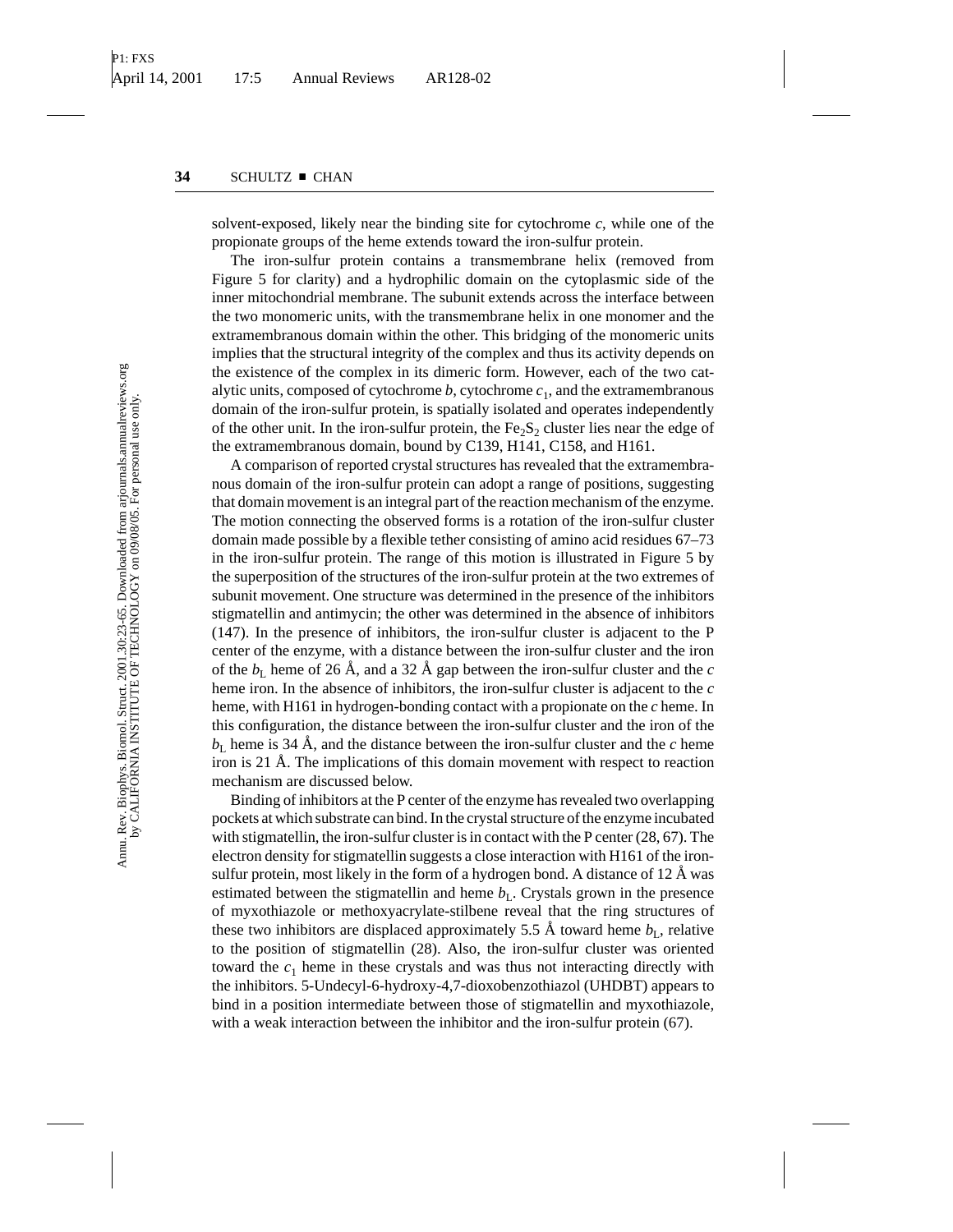solvent-exposed, likely near the binding site for cytochrome *c*, while one of the propionate groups of the heme extends toward the iron-sulfur protein.

The iron-sulfur protein contains a transmembrane helix (removed from Figure 5 for clarity) and a hydrophilic domain on the cytoplasmic side of the inner mitochondrial membrane. The subunit extends across the interface between the two monomeric units, with the transmembrane helix in one monomer and the extramembranous domain within the other. This bridging of the monomeric units implies that the structural integrity of the complex and thus its activity depends on the existence of the complex in its dimeric form. However, each of the two catalytic units, composed of cytochrome *b*, cytochrome $c_1$, and the extramembranous domain of the iron-sulfur protein, is spatially isolated and operates independently of the other unit. In the iron-sulfur protein, the $Fe_2S_2$ cluster lies near the edge of the extramembranous domain, bound by C139, H141, C158, and H161.

A comparison of reported crystal structures has revealed that the extramembranous domain of the iron-sulfur protein can adopt a range of positions, suggesting that domain movement is an integral part of the reaction mechanism of the enzyme. The motion connecting the observed forms is a rotation of the iron-sulfur cluster domain made possible by a flexible tether consisting of amino acid residues 67–73 in the iron-sulfur protein. The range of this motion is illustrated in Figure 5 by the superposition of the structures of the iron-sulfur protein at the two extremes of subunit movement. One structure was determined in the presence of the inhibitors stigmatellin and antimycin; the other was determined in the absence of inhibitors (147). In the presence of inhibitors, the iron-sulfur cluster is adjacent to the P center of the enzyme, with a distance between the iron-sulfur cluster and the iron of the $b_L$ heme of 26 Å, and a 32 Å gap between the iron-sulfur cluster and the *c* heme iron. In the absence of inhibitors, the iron-sulfur cluster is adjacent to the *c* heme, with H161 in hydrogen-bonding contact with a propionate on the *c* heme. In this configuration, the distance between the iron-sulfur cluster and the iron of the $b_L$ heme is 34 Å, and the distance between the iron-sulfur cluster and the *c* heme iron is 21 Å. The implications of this domain movement with respect to reaction mechanism are discussed below.

Binding of inhibitors at the P center of the enzyme has revealed two overlapping pockets at which substrate can bind. In the crystal structure of the enzyme incubated with stigmatellin, the iron-sulfur cluster is in contact with the P center (28, 67). The electron density for stigmatellin suggests a close interaction with H161 of the iron-sulfur protein, most likely in the form of a hydrogen bond. A distance of 12 Å was estimated between the stigmatellin and heme $b_L$. Crystals grown in the presence of myxothiazole or methoxyacrylate-stilbene reveal that the ring structures of these two inhibitors are displaced approximately 5.5 Å toward heme $b_L$, relative to the position of stigmatellin (28). Also, the iron-sulfur cluster was oriented toward the $c_1$ heme in these crystals and was thus not interacting directly with the inhibitors. 5-Undecyl-6-hydroxy-4,7-dioxobenzothiazol (UHDBT) appears to bind in a position intermediate between those of stigmatellin and myxothiazole, with a weak interaction between the inhibitor and the iron-sulfur protein (67).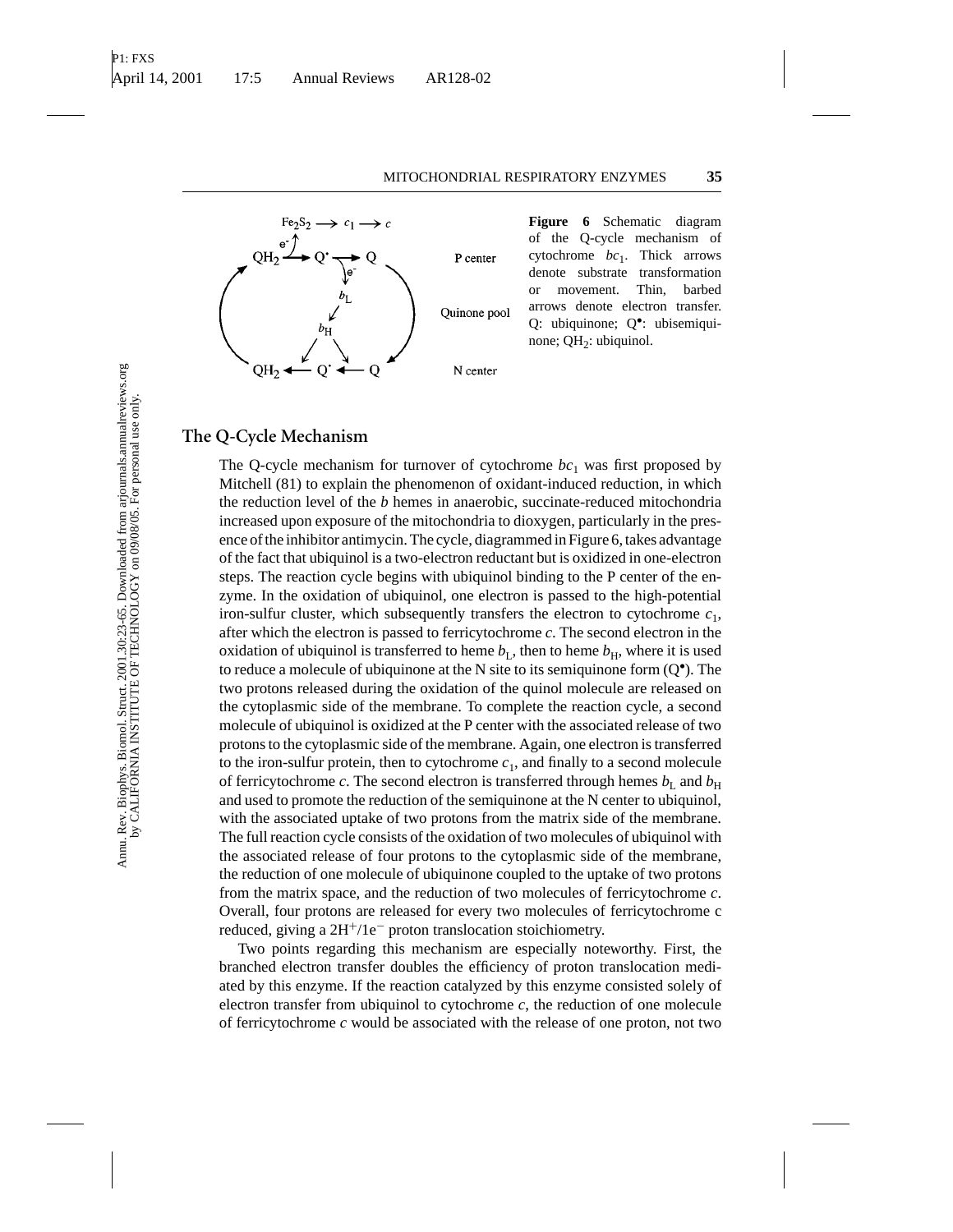**Figure 6** Schematic diagram of the Q-cycle mechanism of cytochrome $bc_1$. Thick arrows denote substrate transformation or movement. Thin, barbed arrows denote electron transfer. Q: ubiquinone; $Q^{\bullet}$: ubisemiquinone; $QH_2$: ubiquinol.

## The Q-Cycle Mechanism

The Q-cycle mechanism for turnover of cytochrome $bc_1$ was first proposed by Mitchell (81) to explain the phenomenon of oxidant-induced reduction, in which the reduction level of the *b* hemes in anaerobic, succinate-reduced mitochondria increased upon exposure of the mitochondria to dioxygen, particularly in the presence of the inhibitor antimycin. The cycle, diagrammed in Figure 6, takes advantage of the fact that ubiquinol is a two-electron reductant but is oxidized in one-electron steps. The reaction cycle begins with ubiquinol binding to the P center of the enzyme. In the oxidation of ubiquinol, one electron is passed to the high-potential iron-sulfur cluster, which subsequently transfers the electron to cytochrome $c_1$, after which the electron is passed to ferricytochrome *c*. The second electron in the oxidation of ubiquinol is transferred to heme $b_L$, then to heme $b_H$, where it is used to reduce a molecule of ubiquinone at the N site to its semiquinone form ($Q^{\bullet}$). The two protons released during the oxidation of the quinol molecule are released on the cytoplasmic side of the membrane. To complete the reaction cycle, a second molecule of ubiquinol is oxidized at the P center with the associated release of two protons to the cytoplasmic side of the membrane. Again, one electron is transferred to the iron-sulfur protein, then to cytochrome $c_1$, and finally to a second molecule of ferricytochrome *c*. The second electron is transferred through hemes $b_L$ and $b_H$ and used to promote the reduction of the semiquinone at the N center to ubiquinol, with the associated uptake of two protons from the matrix side of the membrane. The full reaction cycle consists of the oxidation of two molecules of ubiquinol with the associated release of four protons to the cytoplasmic side of the membrane, the reduction of one molecule of ubiquinone coupled to the uptake of two protons from the matrix space, and the reduction of two molecules of ferricytochrome *c*. Overall, four protons are released for every two molecules of ferricytochrome c reduced, giving a $2H^+/1e^-$ proton translocation stoichiometry.

Two points regarding this mechanism are especially noteworthy. First, the branched electron transfer doubles the efficiency of proton translocation mediated by this enzyme. If the reaction catalyzed by this enzyme consisted solely of electron transfer from ubiquinol to cytochrome *c*, the reduction of one molecule of ferricytochrome *c* would be associated with the release of one proton, not two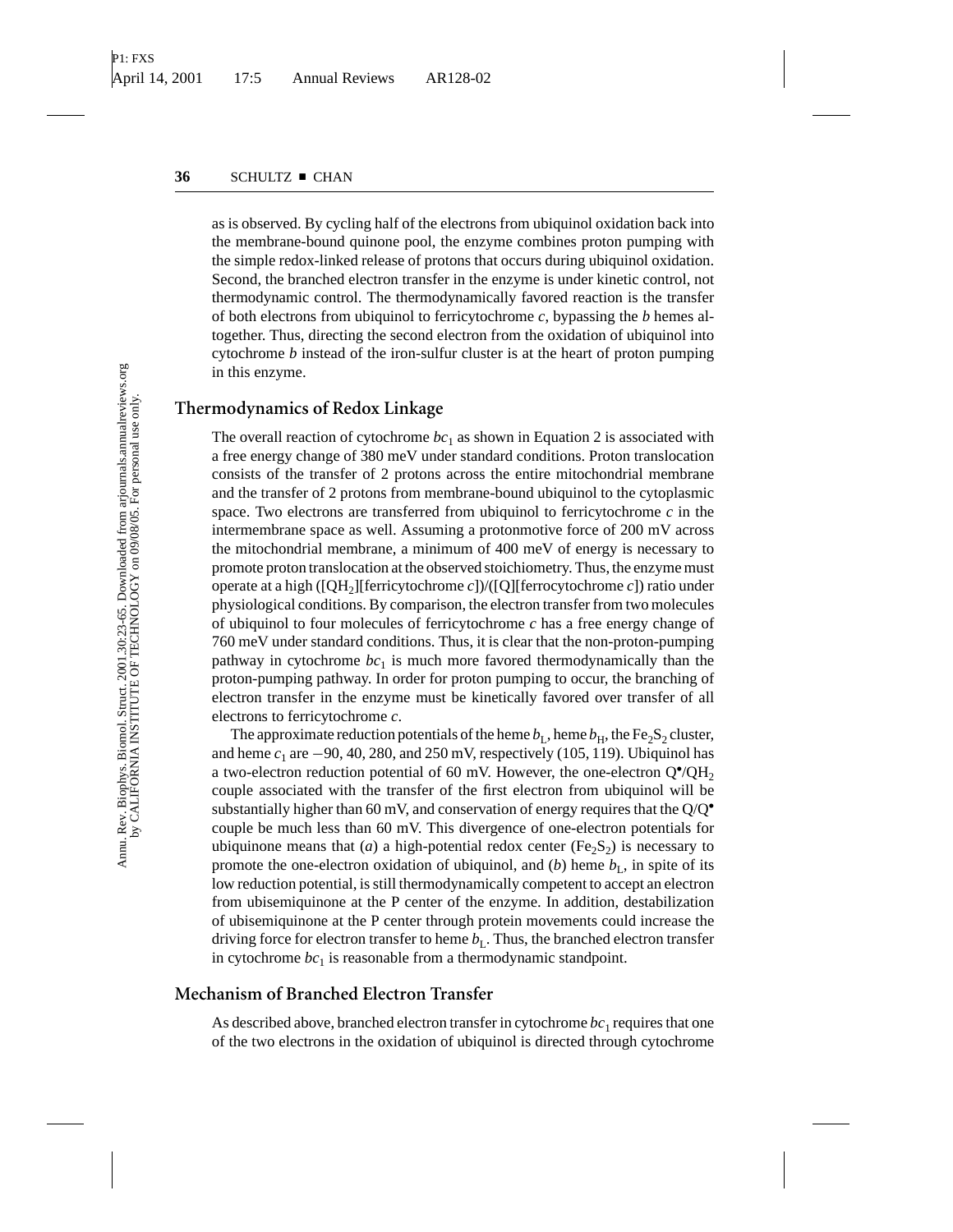as is observed. By cycling half of the electrons from ubiquinol oxidation back into the membrane-bound quinone pool, the enzyme combines proton pumping with the simple redox-linked release of protons that occurs during ubiquinol oxidation. Second, the branched electron transfer in the enzyme is under kinetic control, not thermodynamic control. The thermodynamically favored reaction is the transfer of both electrons from ubiquinol to ferricytochrome *c*, bypassing the *b* hemes altogether. Thus, directing the second electron from the oxidation of ubiquinol into cytochrome *b* instead of the iron-sulfur cluster is at the heart of proton pumping in this enzyme.

## Thermodynamics of Redox Linkage

The overall reaction of cytochrome $bc_1$ as shown in Equation 2 is associated with a free energy change of 380 meV under standard conditions. Proton translocation consists of the transfer of 2 protons across the entire mitochondrial membrane and the transfer of 2 protons from membrane-bound ubiquinol to the cytoplasmic space. Two electrons are transferred from ubiquinol to ferricytochrome *c* in the intermembrane space as well. Assuming a protonmotive force of 200 mV across the mitochondrial membrane, a minimum of 400 meV of energy is necessary to promote proton translocation at the observed stoichiometry. Thus, the enzyme must operate at a high ($[QH_2]$[ferricytochrome *c*])/([Q][ferrocytochrome *c*]) ratio under physiological conditions. By comparison, the electron transfer from two molecules of ubiquinol to four molecules of ferricytochrome *c* has a free energy change of 760 meV under standard conditions. Thus, it is clear that the non-proton-pumping pathway in cytochrome $bc_1$ is much more favored thermodynamically than the proton-pumping pathway. In order for proton pumping to occur, the branching of electron transfer in the enzyme must be kinetically favored over transfer of all electrons to ferricytochrome *c*.

The approximate reduction potentials of the heme $b_L$, heme $b_H$, the $Fe_2S_2$ cluster, and heme $c_1$ are −90, 40, 280, and 250 mV, respectively (105, 119). Ubiquinol has a two-electron reduction potential of 60 mV. However, the one-electron $Q^{\bullet}/QH_2$ couple associated with the transfer of the first electron from ubiquinol will be substantially higher than 60 mV, and conservation of energy requires that the $Q/Q^{\bullet}$ couple be much less than 60 mV. This divergence of one-electron potentials for ubiquinone means that (*a*) a high-potential redox center ($Fe_2S_2$) is necessary to promote the one-electron oxidation of ubiquinol, and (*b*) heme $b_L$, in spite of its low reduction potential, is still thermodynamically competent to accept an electron from ubisemiquinone at the P center of the enzyme. In addition, destabilization of ubisemiquinone at the P center through protein movements could increase the driving force for electron transfer to heme $b_L$. Thus, the branched electron transfer in cytochrome $bc_1$ is reasonable from a thermodynamic standpoint.

## Mechanism of Branched Electron Transfer

As described above, branched electron transfer in cytochrome $bc_1$ requires that one of the two electrons in the oxidation of ubiquinol is directed through cytochrome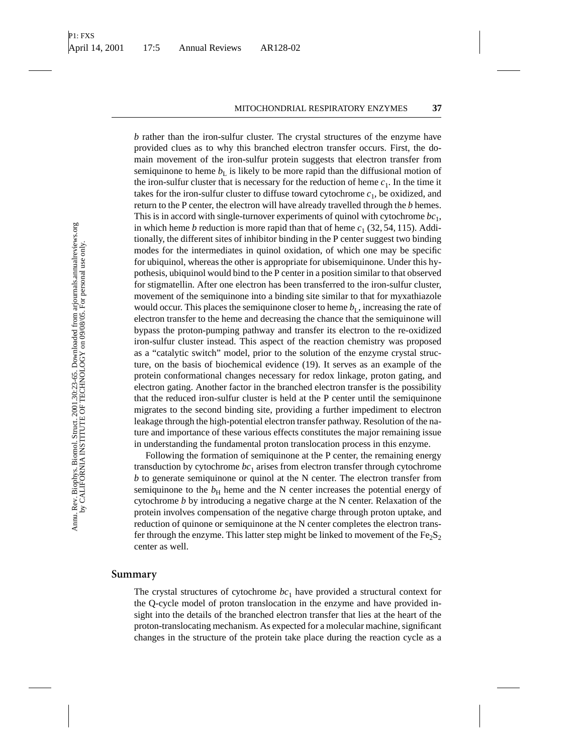*b* rather than the iron-sulfur cluster. The crystal structures of the enzyme have provided clues as to why this branched electron transfer occurs. First, the domain movement of the iron-sulfur protein suggests that electron transfer from semiquinone to heme $b_L$ is likely to be more rapid than the diffusional motion of the iron-sulfur cluster that is necessary for the reduction of heme $c_1$. In the time it takes for the iron-sulfur cluster to diffuse toward cytochrome $c_1$, be oxidized, and return to the P center, the electron will have already travelled through the *b* hemes. This is in accord with single-turnover experiments of quinol with cytochrome $bc_1$, in which heme *b* reduction is more rapid than that of heme $c_1$ (32, 54, 115). Additionally, the different sites of inhibitor binding in the P center suggest two binding modes for the intermediates in quinol oxidation, of which one may be specific for ubiquinol, whereas the other is appropriate for ubisemiquinone. Under this hypothesis, ubiquinol would bind to the P center in a position similar to that observed for stigmatellin. After one electron has been transferred to the iron-sulfur cluster, movement of the semiquinone into a binding site similar to that for myxathiazole would occur. This places the semiquinone closer to heme $b_L$, increasing the rate of electron transfer to the heme and decreasing the chance that the semiquinone will bypass the proton-pumping pathway and transfer its electron to the re-oxidized iron-sulfur cluster instead. This aspect of the reaction chemistry was proposed as a "catalytic switch" model, prior to the solution of the enzyme crystal structure, on the basis of biochemical evidence (19). It serves as an example of the protein conformational changes necessary for redox linkage, proton gating, and electron gating. Another factor in the branched electron transfer is the possibility that the reduced iron-sulfur cluster is held at the P center until the semiquinone migrates to the second binding site, providing a further impediment to electron leakage through the high-potential electron transfer pathway. Resolution of the nature and importance of these various effects constitutes the major remaining issue in understanding the fundamental proton translocation process in this enzyme.

Following the formation of semiquinone at the P center, the remaining energy transduction by cytochrome $bc_1$ arises from electron transfer through cytochrome *b* to generate semiquinone or quinol at the N center. The electron transfer from semiquinone to the $b_H$ heme and the N center increases the potential energy of cytochrome *b* by introducing a negative charge at the N center. Relaxation of the protein involves compensation of the negative charge through proton uptake, and reduction of quinone or semiquinone at the N center completes the electron transfer through the enzyme. This latter step might be linked to movement of the $Fe_2S_2$ center as well.

## Summary

The crystal structures of cytochrome $bc_1$ have provided a structural context for the Q-cycle model of proton translocation in the enzyme and have provided insight into the details of the branched electron transfer that lies at the heart of the proton-translocating mechanism. As expected for a molecular machine, significant changes in the structure of the protein take place during the reaction cycle as a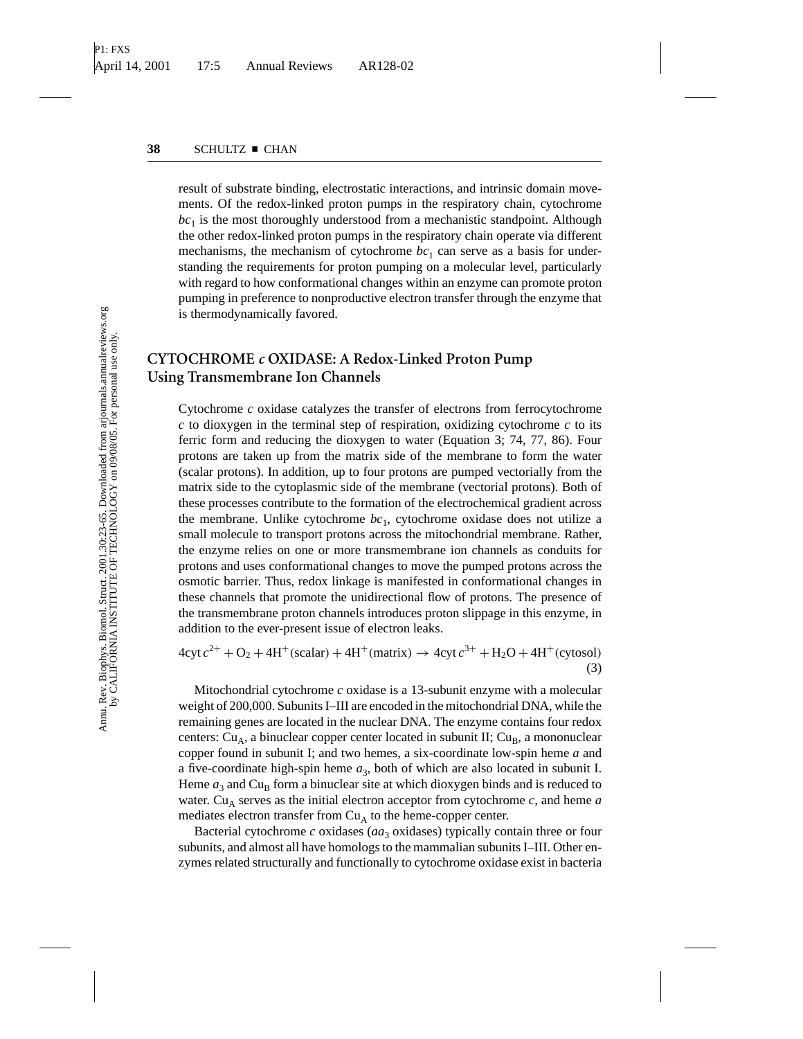result of substrate binding, electrostatic interactions, and intrinsic domain movements. Of the redox-linked proton pumps in the respiratory chain, cytochrome $bc_1$ is the most thoroughly understood from a mechanistic standpoint. Although the other redox-linked proton pumps in the respiratory chain operate via different mechanisms, the mechanism of cytochrome $bc_1$ can serve as a basis for understanding the requirements for proton pumping on a molecular level, particularly with regard to how conformational changes within an enzyme can promote proton pumping in preference to nonproductive electron transfer through the enzyme that is thermodynamically favored.

## CYTOCHROME *c* OXIDASE: A Redox-Linked Proton Pump Using Transmembrane Ion Channels

Cytochrome *c* oxidase catalyzes the transfer of electrons from ferrocytochrome *c* to dioxygen in the terminal step of respiration, oxidizing cytochrome *c* to its ferric form and reducing the dioxygen to water (Equation 3; 74, 77, 86). Four protons are taken up from the matrix side of the membrane to form the water (scalar protons). In addition, up to four protons are pumped vectorially from the matrix side to the cytoplasmic side of the membrane (vectorial protons). Both of these processes contribute to the formation of the electrochemical gradient across the membrane. Unlike cytochrome $bc_1$, cytochrome oxidase does not utilize a small molecule to transport protons across the mitochondrial membrane. Rather, the enzyme relies on one or more transmembrane ion channels as conduits for protons and uses conformational changes to move the pumped protons across the osmotic barrier. Thus, redox linkage is manifested in conformational changes in these channels that promote the unidirectional flow of protons. The presence of the transmembrane proton channels introduces proton slippage in this enzyme, in addition to the ever-present issue of electron leaks.

$$4\text{cyt}\,c^{2+} + \text{O}_2 + 4\text{H}^+(\text{scalar}) + 4\text{H}^+(\text{matrix}) \rightarrow 4\text{cyt}\,c^{3+} + \text{H}_2\text{O} + 4\text{H}^+(\text{cytosol}) \qquad (3)$$

Mitochondrial cytochrome *c* oxidase is a 13-subunit enzyme with a molecular weight of 200,000. Subunits I–III are encoded in the mitochondrial DNA, while the remaining genes are located in the nuclear DNA. The enzyme contains four redox centers: $Cu_A$, a binuclear copper center located in subunit II; $Cu_B$, a mononuclear copper found in subunit I; and two hemes, a six-coordinate low-spin heme *a* and a five-coordinate high-spin heme $a_3$, both of which are also located in subunit I. Heme $a_3$ and $Cu_B$ form a binuclear site at which dioxygen binds and is reduced to water. $Cu_A$ serves as the initial electron acceptor from cytochrome *c*, and heme *a* mediates electron transfer from $Cu_A$ to the heme-copper center.

Bacterial cytochrome *c* oxidases ($aa_3$ oxidases) typically contain three or four subunits, and almost all have homologs to the mammalian subunits I–III. Other enzymes related structurally and functionally to cytochrome oxidase exist in bacteria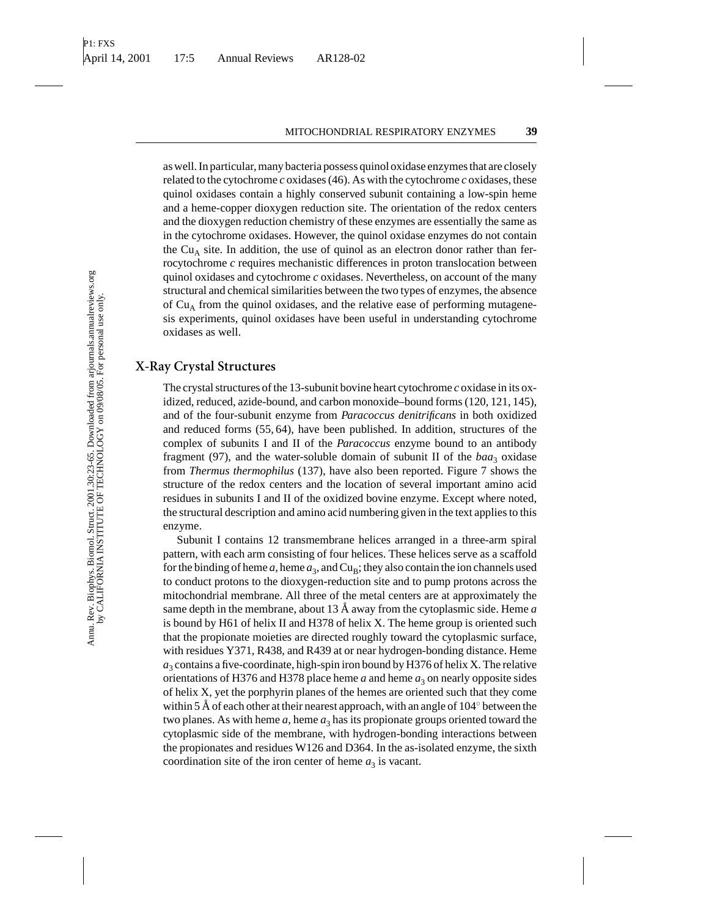as well. In particular, many bacteria possess quinol oxidase enzymes that are closely related to the cytochrome *c* oxidases (46). As with the cytochrome *c* oxidases, these quinol oxidases contain a highly conserved subunit containing a low-spin heme and a heme-copper dioxygen reduction site. The orientation of the redox centers and the dioxygen reduction chemistry of these enzymes are essentially the same as in the cytochrome oxidases. However, the quinol oxidase enzymes do not contain the $Cu_A$ site. In addition, the use of quinol as an electron donor rather than ferrocytochrome *c* requires mechanistic differences in proton translocation between quinol oxidases and cytochrome *c* oxidases. Nevertheless, on account of the many structural and chemical similarities between the two types of enzymes, the absence of $Cu_A$ from the quinol oxidases, and the relative ease of performing mutagenesis experiments, quinol oxidases have been useful in understanding cytochrome oxidases as well.

## X-Ray Crystal Structures

The crystal structures of the 13-subunit bovine heart cytochrome *c* oxidase in its oxidized, reduced, azide-bound, and carbon monoxide–bound forms (120, 121, 145), and of the four-subunit enzyme from *Paracoccus denitrificans* in both oxidized and reduced forms (55, 64), have been published. In addition, structures of the complex of subunits I and II of the *Paracoccus* enzyme bound to an antibody fragment (97), and the water-soluble domain of subunit II of the $baa_3$ oxidase from *Thermus thermophilus* (137), have also been reported. Figure 7 shows the structure of the redox centers and the location of several important amino acid residues in subunits I and II of the oxidized bovine enzyme. Except where noted, the structural description and amino acid numbering given in the text applies to this enzyme.

Subunit I contains 12 transmembrane helices arranged in a three-arm spiral pattern, with each arm consisting of four helices. These helices serve as a scaffold for the binding of heme *a*, heme $a_3$, and $Cu_B$; they also contain the ion channels used to conduct protons to the dioxygen-reduction site and to pump protons across the mitochondrial membrane. All three of the metal centers are at approximately the same depth in the membrane, about 13 Å away from the cytoplasmic side. Heme *a* is bound by H61 of helix II and H378 of helix X. The heme group is oriented such that the propionate moieties are directed roughly toward the cytoplasmic surface, with residues Y371, R438, and R439 at or near hydrogen-bonding distance. Heme $a_3$ contains a five-coordinate, high-spin iron bound by H376 of helix X. The relative orientations of H376 and H378 place heme *a* and heme $a_3$ on nearly opposite sides of helix X, yet the porphyrin planes of the hemes are oriented such that they come within 5 Å of each other at their nearest approach, with an angle of 104° between the two planes. As with heme *a*, heme $a_3$ has its propionate groups oriented toward the cytoplasmic side of the membrane, with hydrogen-bonding interactions between the propionates and residues W126 and D364. In the as-isolated enzyme, the sixth coordination site of the iron center of heme $a_3$ is vacant.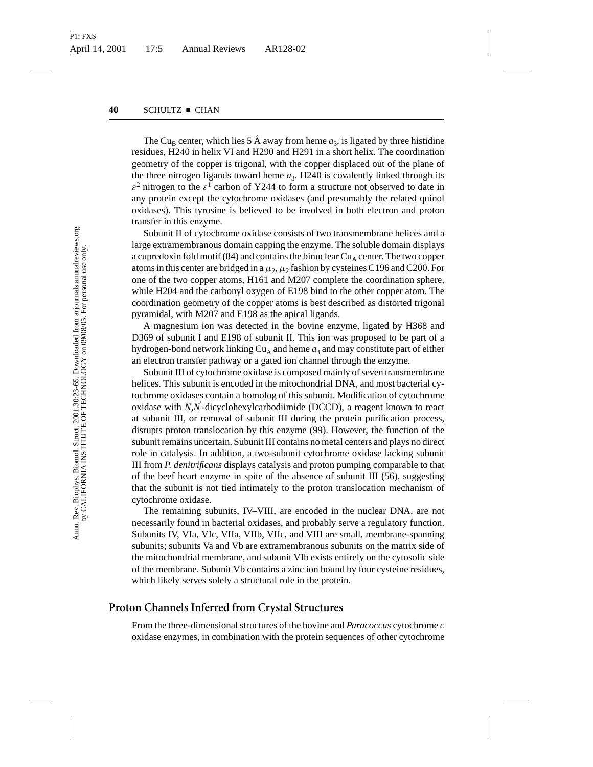The $Cu_B$ center, which lies 5 Å away from heme $a_3$, is ligated by three histidine residues, H240 in helix VI and H290 and H291 in a short helix. The coordination geometry of the copper is trigonal, with the copper displaced out of the plane of the three nitrogen ligands toward heme $a_3$. H240 is covalently linked through its $\varepsilon^2$ nitrogen to the $\varepsilon^1$ carbon of Y244 to form a structure not observed to date in any protein except the cytochrome oxidases (and presumably the related quinol oxidases). This tyrosine is believed to be involved in both electron and proton transfer in this enzyme.

Subunit II of cytochrome oxidase consists of two transmembrane helices and a large extramembranous domain capping the enzyme. The soluble domain displays a cupredoxin fold motif (84) and contains the binuclear $Cu_A$ center. The two copper atoms in this center are bridged in a $\mu_2, \mu_2$ fashion by cysteines C196 and C200. For one of the two copper atoms, H161 and M207 complete the coordination sphere, while H204 and the carbonyl oxygen of E198 bind to the other copper atom. The coordination geometry of the copper atoms is best described as distorted trigonal pyramidal, with M207 and E198 as the apical ligands.

A magnesium ion was detected in the bovine enzyme, ligated by H368 and D369 of subunit I and E198 of subunit II. This ion was proposed to be part of a hydrogen-bond network linking $Cu_A$ and heme $a_3$ and may constitute part of either an electron transfer pathway or a gated ion channel through the enzyme.

Subunit III of cytochrome oxidase is composed mainly of seven transmembrane helices. This subunit is encoded in the mitochondrial DNA, and most bacterial cytochrome oxidases contain a homolog of this subunit. Modification of cytochrome oxidase with *N*,*N*′-dicyclohexylcarbodiimide (DCCD), a reagent known to react at subunit III, or removal of subunit III during the protein purification process, disrupts proton translocation by this enzyme (99). However, the function of the subunit remains uncertain. Subunit III contains no metal centers and plays no direct role in catalysis. In addition, a two-subunit cytochrome oxidase lacking subunit III from *P. denitrificans* displays catalysis and proton pumping comparable to that of the beef heart enzyme in spite of the absence of subunit III (56), suggesting that the subunit is not tied intimately to the proton translocation mechanism of cytochrome oxidase.

The remaining subunits, IV–VIII, are encoded in the nuclear DNA, are not necessarily found in bacterial oxidases, and probably serve a regulatory function. Subunits IV, VIa, VIc, VIIa, VIIb, VIIc, and VIII are small, membrane-spanning subunits; subunits Va and Vb are extramembranous subunits on the matrix side of the mitochondrial membrane, and subunit VIb exists entirely on the cytosolic side of the membrane. Subunit Vb contains a zinc ion bound by four cysteine residues, which likely serves solely a structural role in the protein.

## Proton Channels Inferred from Crystal Structures

From the three-dimensional structures of the bovine and *Paracoccus* cytochrome *c* oxidase enzymes, in combination with the protein sequences of other cytochrome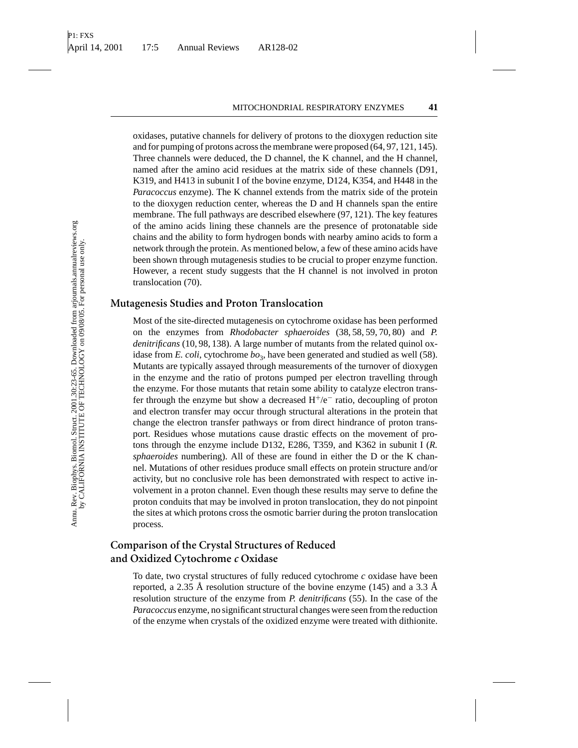oxidases, putative channels for delivery of protons to the dioxygen reduction site and for pumping of protons across the membrane were proposed (64, 97, 121, 145). Three channels were deduced, the D channel, the K channel, and the H channel, named after the amino acid residues at the matrix side of these channels (D91, K319, and H413 in subunit I of the bovine enzyme, D124, K354, and H448 in the *Paracoccus* enzyme). The K channel extends from the matrix side of the protein to the dioxygen reduction center, whereas the D and H channels span the entire membrane. The full pathways are described elsewhere (97, 121). The key features of the amino acids lining these channels are the presence of protonatable side chains and the ability to form hydrogen bonds with nearby amino acids to form a network through the protein. As mentioned below, a few of these amino acids have been shown through mutagenesis studies to be crucial to proper enzyme function. However, a recent study suggests that the H channel is not involved in proton translocation (70).

## Mutagenesis Studies and Proton Translocation

Most of the site-directed mutagenesis on cytochrome oxidase has been performed on the enzymes from *Rhodobacter sphaeroides* (38, 58, 59, 70, 80) and *P. denitrificans* (10, 98, 138). A large number of mutants from the related quinol oxidase from *E. coli*, cytochrome $bo_3$, have been generated and studied as well (58). Mutants are typically assayed through measurements of the turnover of dioxygen in the enzyme and the ratio of protons pumped per electron travelling through the enzyme. For those mutants that retain some ability to catalyze electron transfer through the enzyme but show a decreased $H^+/e^-$ ratio, decoupling of proton and electron transfer may occur through structural alterations in the protein that change the electron transfer pathways or from direct hindrance of proton transport. Residues whose mutations cause drastic effects on the movement of protons through the enzyme include D132, E286, T359, and K362 in subunit I (*R. sphaeroides* numbering). All of these are found in either the D or the K channel. Mutations of other residues produce small effects on protein structure and/or activity, but no conclusive role has been demonstrated with respect to active involvement in a proton channel. Even though these results may serve to define the proton conduits that may be involved in proton translocation, they do not pinpoint the sites at which protons cross the osmotic barrier during the proton translocation process.

## Comparison of the Crystal Structures of Reduced and Oxidized Cytochrome *c* Oxidase

To date, two crystal structures of fully reduced cytochrome *c* oxidase have been reported, a 2.35 Å resolution structure of the bovine enzyme (145) and a 3.3 Å resolution structure of the enzyme from *P. denitrificans* (55). In the case of the *Paracoccus* enzyme, no significant structural changes were seen from the reduction of the enzyme when crystals of the oxidized enzyme were treated with dithionite.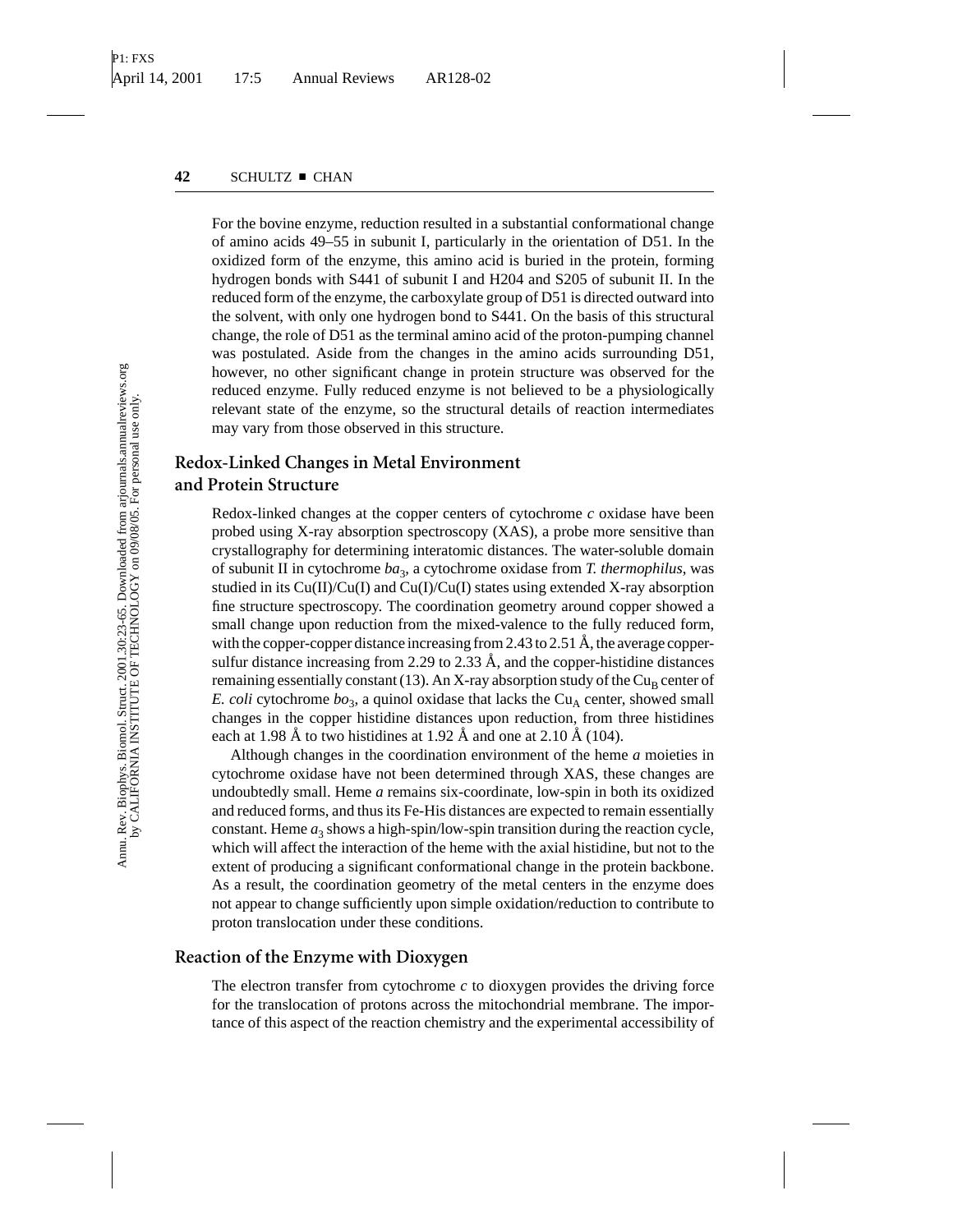For the bovine enzyme, reduction resulted in a substantial conformational change of amino acids 49–55 in subunit I, particularly in the orientation of D51. In the oxidized form of the enzyme, this amino acid is buried in the protein, forming hydrogen bonds with S441 of subunit I and H204 and S205 of subunit II. In the reduced form of the enzyme, the carboxylate group of D51 is directed outward into the solvent, with only one hydrogen bond to S441. On the basis of this structural change, the role of D51 as the terminal amino acid of the proton-pumping channel was postulated. Aside from the changes in the amino acids surrounding D51, however, no other significant change in protein structure was observed for the reduced enzyme. Fully reduced enzyme is not believed to be a physiologically relevant state of the enzyme, so the structural details of reaction intermediates may vary from those observed in this structure.

## Redox-Linked Changes in Metal Environment and Protein Structure

Redox-linked changes at the copper centers of cytochrome *c* oxidase have been probed using X-ray absorption spectroscopy (XAS), a probe more sensitive than crystallography for determining interatomic distances. The water-soluble domain of subunit II in cytochrome $ba_3$, a cytochrome oxidase from *T. thermophilus*, was studied in its Cu(II)/Cu(I) and Cu(I)/Cu(I) states using extended X-ray absorption fine structure spectroscopy. The coordination geometry around copper showed a small change upon reduction from the mixed-valence to the fully reduced form, with the copper-copper distance increasing from 2.43 to 2.51 Å, the average copper-sulfur distance increasing from 2.29 to 2.33 Å, and the copper-histidine distances remaining essentially constant (13). An X-ray absorption study of the $Cu_B$ center of *E. coli* cytochrome $bo_3$, a quinol oxidase that lacks the $Cu_A$ center, showed small changes in the copper histidine distances upon reduction, from three histidines each at 1.98 Å to two histidines at 1.92 Å and one at 2.10 Å (104).

Although changes in the coordination environment of the heme *a* moieties in cytochrome oxidase have not been determined through XAS, these changes are undoubtedly small. Heme *a* remains six-coordinate, low-spin in both its oxidized and reduced forms, and thus its Fe-His distances are expected to remain essentially constant. Heme $a_3$ shows a high-spin/low-spin transition during the reaction cycle, which will affect the interaction of the heme with the axial histidine, but not to the extent of producing a significant conformational change in the protein backbone. As a result, the coordination geometry of the metal centers in the enzyme does not appear to change sufficiently upon simple oxidation/reduction to contribute to proton translocation under these conditions.

## Reaction of the Enzyme with Dioxygen

The electron transfer from cytochrome *c* to dioxygen provides the driving force for the translocation of protons across the mitochondrial membrane. The importance of this aspect of the reaction chemistry and the experimental accessibility of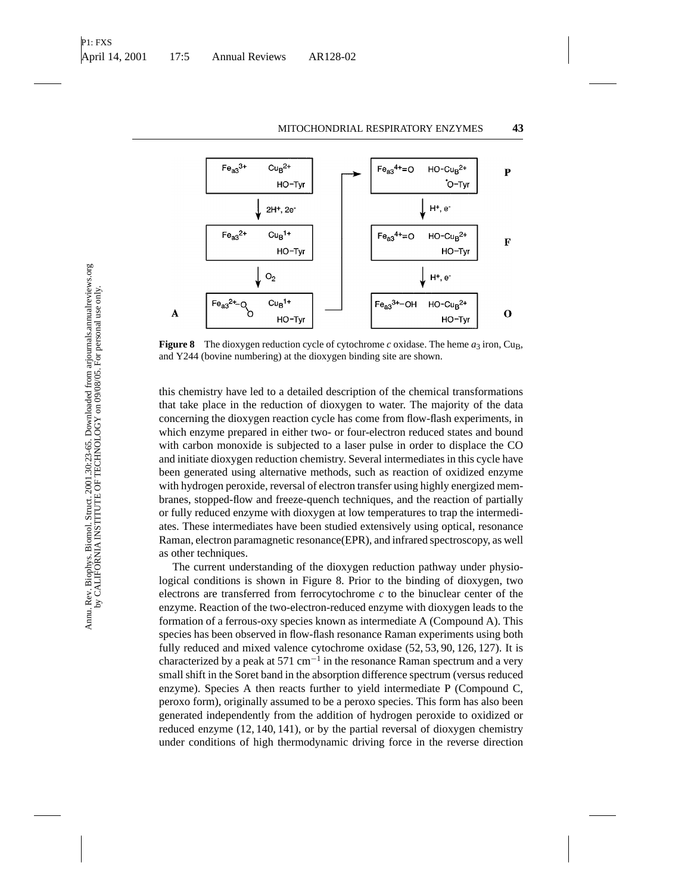**Figure 8** The dioxygen reduction cycle of cytochrome *c* oxidase. The heme $a_3$ iron, $Cu_B$, and Y244 (bovine numbering) at the dioxygen binding site are shown.

this chemistry have led to a detailed description of the chemical transformations that take place in the reduction of dioxygen to water. The majority of the data concerning the dioxygen reaction cycle has come from flow-flash experiments, in which enzyme prepared in either two- or four-electron reduced states and bound with carbon monoxide is subjected to a laser pulse in order to displace the CO and initiate dioxygen reduction chemistry. Several intermediates in this cycle have been generated using alternative methods, such as reaction of oxidized enzyme with hydrogen peroxide, reversal of electron transfer using highly energized membranes, stopped-flow and freeze-quench techniques, and the reaction of partially or fully reduced enzyme with dioxygen at low temperatures to trap the intermediates. These intermediates have been studied extensively using optical, resonance Raman, electron paramagnetic resonance(EPR), and infrared spectroscopy, as well as other techniques.

The current understanding of the dioxygen reduction pathway under physiological conditions is shown in Figure 8. Prior to the binding of dioxygen, two electrons are transferred from ferrocytochrome *c* to the binuclear center of the enzyme. Reaction of the two-electron-reduced enzyme with dioxygen leads to the formation of a ferrous-oxy species known as intermediate A (Compound A). This species has been observed in flow-flash resonance Raman experiments using both fully reduced and mixed valence cytochrome oxidase (52, 53, 90, 126, 127). It is characterized by a peak at 571 $cm^{-1}$ in the resonance Raman spectrum and a very small shift in the Soret band in the absorption difference spectrum (versus reduced enzyme). Species A then reacts further to yield intermediate P (Compound C, peroxo form), originally assumed to be a peroxo species. This form has also been generated independently from the addition of hydrogen peroxide to oxidized or reduced enzyme (12, 140, 141), or by the partial reversal of dioxygen chemistry under conditions of high thermodynamic driving force in the reverse direction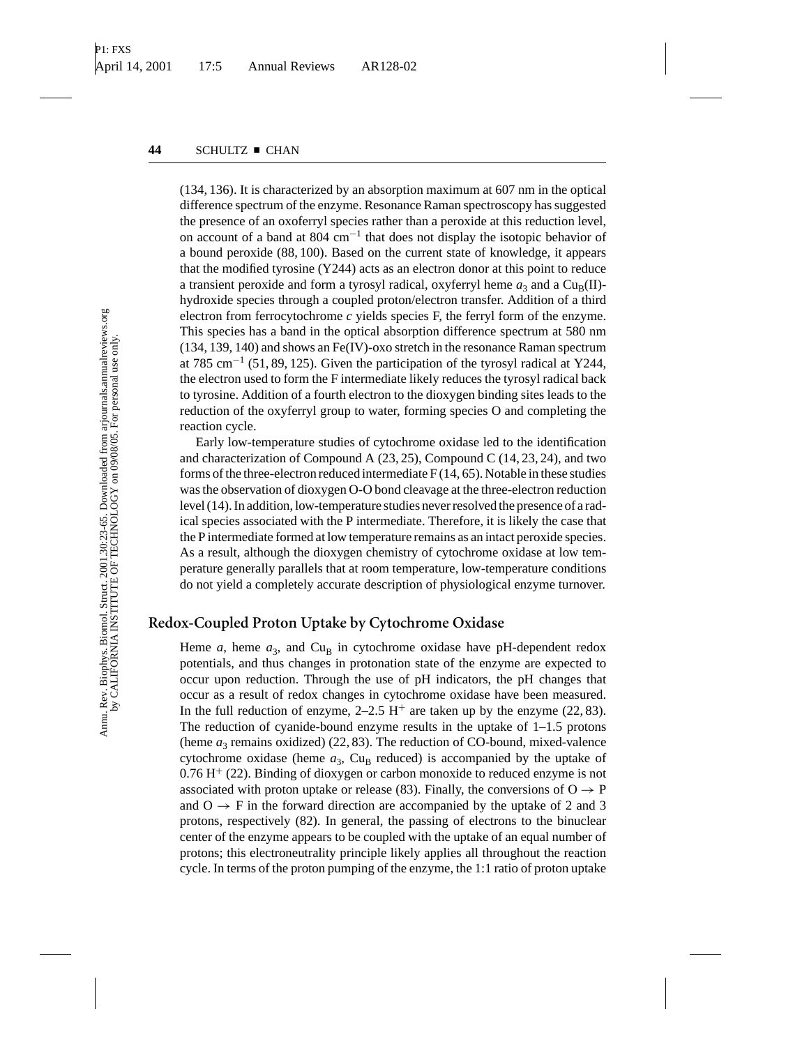(134, 136). It is characterized by an absorption maximum at 607 nm in the optical difference spectrum of the enzyme. Resonance Raman spectroscopy has suggested the presence of an oxoferryl species rather than a peroxide at this reduction level, on account of a band at 804 $cm^{-1}$ that does not display the isotopic behavior of a bound peroxide (88, 100). Based on the current state of knowledge, it appears that the modified tyrosine (Y244) acts as an electron donor at this point to reduce a transient peroxide and form a tyrosyl radical, oxyferryl heme $a_3$ and a $Cu_B$(II)-hydroxide species through a coupled proton/electron transfer. Addition of a third electron from ferrocytochrome *c* yields species F, the ferryl form of the enzyme. This species has a band in the optical absorption difference spectrum at 580 nm (134, 139, 140) and shows an Fe(IV)-oxo stretch in the resonance Raman spectrum at 785 $cm^{-1}$ (51, 89, 125). Given the participation of the tyrosyl radical at Y244, the electron used to form the F intermediate likely reduces the tyrosyl radical back to tyrosine. Addition of a fourth electron to the dioxygen binding sites leads to the reduction of the oxyferryl group to water, forming species O and completing the reaction cycle.

Early low-temperature studies of cytochrome oxidase led to the identification and characterization of Compound A (23, 25), Compound C (14, 23, 24), and two forms of the three-electron reduced intermediate F (14, 65). Notable in these studies was the observation of dioxygen O-O bond cleavage at the three-electron reduction level (14). In addition, low-temperature studies never resolved the presence of a radical species associated with the P intermediate. Therefore, it is likely the case that the P intermediate formed at low temperature remains as an intact peroxide species. As a result, although the dioxygen chemistry of cytochrome oxidase at low temperature generally parallels that at room temperature, low-temperature conditions do not yield a completely accurate description of physiological enzyme turnover.

## Redox-Coupled Proton Uptake by Cytochrome Oxidase

Heme *a*, heme $a_3$, and $Cu_B$ in cytochrome oxidase have pH-dependent redox potentials, and thus changes in protonation state of the enzyme are expected to occur upon reduction. Through the use of pH indicators, the pH changes that occur as a result of redox changes in cytochrome oxidase have been measured. In the full reduction of enzyme, 2–2.5 $H^+$ are taken up by the enzyme (22, 83). The reduction of cyanide-bound enzyme results in the uptake of 1–1.5 protons (heme $a_3$ remains oxidized) (22, 83). The reduction of CO-bound, mixed-valence cytochrome oxidase (heme $a_3$, $Cu_B$ reduced) is accompanied by the uptake of 0.76 $H^+$ (22). Binding of dioxygen or carbon monoxide to reduced enzyme is not associated with proton uptake or release (83). Finally, the conversions of O $\rightarrow$ P and O $\rightarrow$ F in the forward direction are accompanied by the uptake of 2 and 3 protons, respectively (82). In general, the passing of electrons to the binuclear center of the enzyme appears to be coupled with the uptake of an equal number of protons; this electroneutrality principle likely applies all throughout the reaction cycle. In terms of the proton pumping of the enzyme, the 1:1 ratio of proton uptake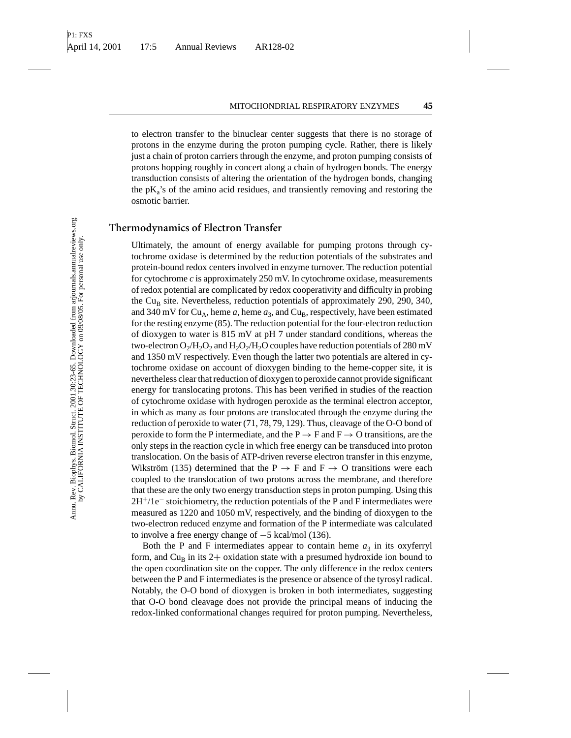to electron transfer to the binuclear center suggests that there is no storage of protons in the enzyme during the proton pumping cycle. Rather, there is likely just a chain of proton carriers through the enzyme, and proton pumping consists of protons hopping roughly in concert along a chain of hydrogen bonds. The energy transduction consists of altering the orientation of the hydrogen bonds, changing the $pK_a$'s of the amino acid residues, and transiently removing and restoring the osmotic barrier.

## Thermodynamics of Electron Transfer

Ultimately, the amount of energy available for pumping protons through cytochrome oxidase is determined by the reduction potentials of the substrates and protein-bound redox centers involved in enzyme turnover. The reduction potential for cytochrome *c* is approximately 250 mV. In cytochrome oxidase, measurements of redox potential are complicated by redox cooperativity and difficulty in probing the $Cu_B$ site. Nevertheless, reduction potentials of approximately 290, 290, 340, and 340 mV for $Cu_A$, heme *a*, heme $a_3$, and $Cu_B$, respectively, have been estimated for the resting enzyme (85). The reduction potential for the four-electron reduction of dioxygen to water is 815 mV at pH 7 under standard conditions, whereas the two-electron $O_2/H_2O_2$ and $H_2O_2/H_2O$ couples have reduction potentials of 280 mV and 1350 mV respectively. Even though the latter two potentials are altered in cytochrome oxidase on account of dioxygen binding to the heme-copper site, it is nevertheless clear that reduction of dioxygen to peroxide cannot provide significant energy for translocating protons. This has been verified in studies of the reaction of cytochrome oxidase with hydrogen peroxide as the terminal electron acceptor, in which as many as four protons are translocated through the enzyme during the reduction of peroxide to water (71, 78, 79, 129). Thus, cleavage of the O-O bond of peroxide to form the P intermediate, and the P $\rightarrow$ F and F $\rightarrow$ O transitions, are the only steps in the reaction cycle in which free energy can be transduced into proton translocation. On the basis of ATP-driven reverse electron transfer in this enzyme, Wikström (135) determined that the P $\rightarrow$ F and F $\rightarrow$ O transitions were each coupled to the translocation of two protons across the membrane, and therefore that these are the only two energy transduction steps in proton pumping. Using this $2H^+/1e^-$ stoichiometry, the reduction potentials of the P and F intermediates were measured as 1220 and 1050 mV, respectively, and the binding of dioxygen to the two-electron reduced enzyme and formation of the P intermediate was calculated to involve a free energy change of −5 kcal/mol (136).

Both the P and F intermediates appear to contain heme $a_3$ in its oxyferryl form, and $Cu_B$ in its 2+ oxidation state with a presumed hydroxide ion bound to the open coordination site on the copper. The only difference in the redox centers between the P and F intermediates is the presence or absence of the tyrosyl radical. Notably, the O-O bond of dioxygen is broken in both intermediates, suggesting that O-O bond cleavage does not provide the principal means of inducing the redox-linked conformational changes required for proton pumping. Nevertheless,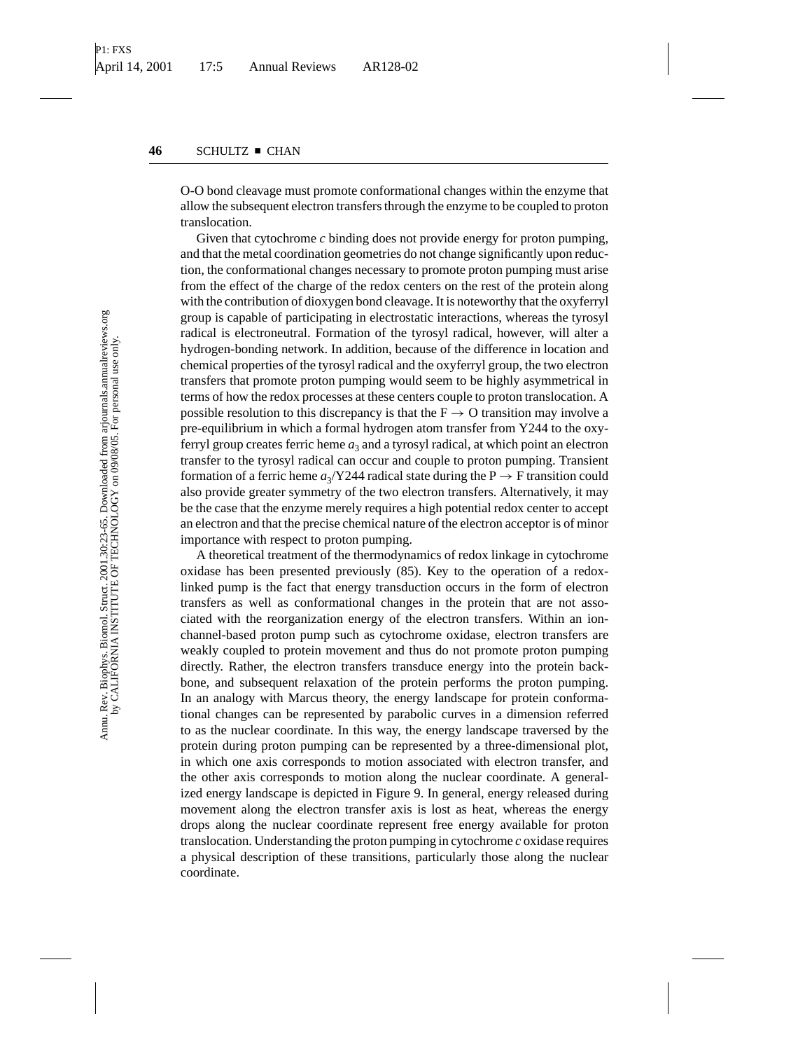O-O bond cleavage must promote conformational changes within the enzyme that allow the subsequent electron transfers through the enzyme to be coupled to proton translocation.

Given that cytochrome *c* binding does not provide energy for proton pumping, and that the metal coordination geometries do not change significantly upon reduction, the conformational changes necessary to promote proton pumping must arise from the effect of the charge of the redox centers on the rest of the protein along with the contribution of dioxygen bond cleavage. It is noteworthy that the oxyferryl group is capable of participating in electrostatic interactions, whereas the tyrosyl radical is electroneutral. Formation of the tyrosyl radical, however, will alter a hydrogen-bonding network. In addition, because of the difference in location and chemical properties of the tyrosyl radical and the oxyferryl group, the two electron transfers that promote proton pumping would seem to be highly asymmetrical in terms of how the redox processes at these centers couple to proton translocation. A possible resolution to this discrepancy is that the F $\rightarrow$ O transition may involve a pre-equilibrium in which a formal hydrogen atom transfer from Y244 to the oxyferryl group creates ferric heme $a_3$ and a tyrosyl radical, at which point an electron transfer to the tyrosyl radical can occur and couple to proton pumping. Transient formation of a ferric heme $a_3$/Y244 radical state during the P $\rightarrow$ F transition could also provide greater symmetry of the two electron transfers. Alternatively, it may be the case that the enzyme merely requires a high potential redox center to accept an electron and that the precise chemical nature of the electron acceptor is of minor importance with respect to proton pumping.

A theoretical treatment of the thermodynamics of redox linkage in cytochrome oxidase has been presented previously (85). Key to the operation of a redox-linked pump is the fact that energy transduction occurs in the form of electron transfers as well as conformational changes in the protein that are not associated with the reorganization energy of the electron transfers. Within an ion-channel-based proton pump such as cytochrome oxidase, electron transfers are weakly coupled to protein movement and thus do not promote proton pumping directly. Rather, the electron transfers transduce energy into the protein backbone, and subsequent relaxation of the protein performs the proton pumping. In an analogy with Marcus theory, the energy landscape for protein conformational changes can be represented by parabolic curves in a dimension referred to as the nuclear coordinate. In this way, the energy landscape traversed by the protein during proton pumping can be represented by a three-dimensional plot, in which one axis corresponds to motion associated with electron transfer, and the other axis corresponds to motion along the nuclear coordinate. A generalized energy landscape is depicted in Figure 9. In general, energy released during movement along the electron transfer axis is lost as heat, whereas the energy drops along the nuclear coordinate represent free energy available for proton translocation. Understanding the proton pumping in cytochrome *c* oxidase requires a physical description of these transitions, particularly those along the nuclear coordinate.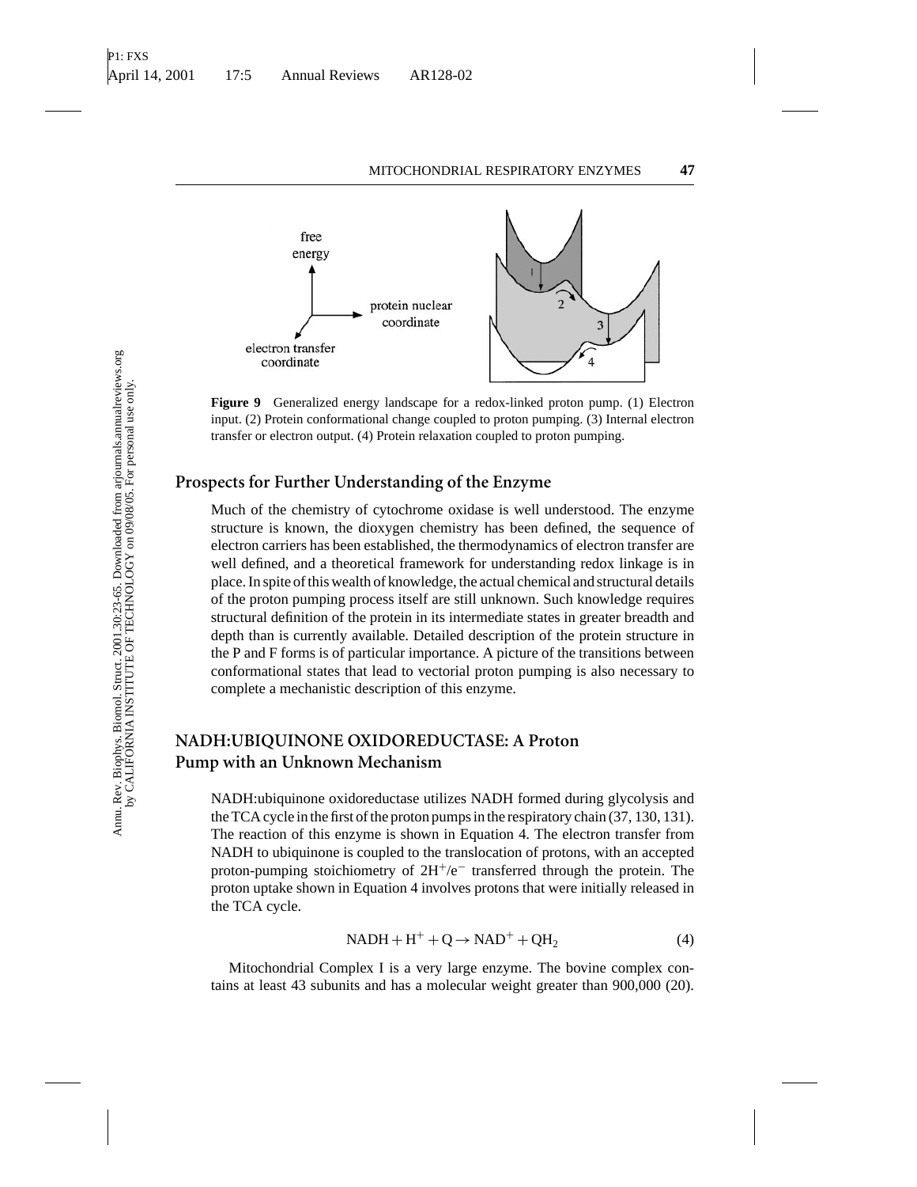**Figure 9** Generalized energy landscape for a redox-linked proton pump. (1) Electron input. (2) Protein conformational change coupled to proton pumping. (3) Internal electron transfer or electron output. (4) Protein relaxation coupled to proton pumping.

## Prospects for Further Understanding of the Enzyme

Much of the chemistry of cytochrome oxidase is well understood. The enzyme structure is known, the dioxygen chemistry has been defined, the sequence of electron carriers has been established, the thermodynamics of electron transfer are well defined, and a theoretical framework for understanding redox linkage is in place. In spite of this wealth of knowledge, the actual chemical and structural details of the proton pumping process itself are still unknown. Such knowledge requires structural definition of the protein in its intermediate states in greater breadth and depth than is currently available. Detailed description of the protein structure in the P and F forms is of particular importance. A picture of the transitions between conformational states that lead to vectorial proton pumping is also necessary to complete a mechanistic description of this enzyme.

# NADH:UBIQUINONE OXIDOREDUCTASE: A Proton Pump with an Unknown Mechanism

NADH:ubiquinone oxidoreductase utilizes NADH formed during glycolysis and the TCA cycle in the first of the proton pumps in the respiratory chain (37, 130, 131). The reaction of this enzyme is shown in Equation 4. The electron transfer from NADH to ubiquinone is coupled to the translocation of protons, with an accepted proton-pumping stoichiometry of $2H^+/e^-$ transferred through the protein. The proton uptake shown in Equation 4 involves protons that were initially released in the TCA cycle.

$$NADH + H^+ + Q \rightarrow NAD^+ + QH_2 \tag{4}$$

Mitochondrial Complex I is a very large enzyme. The bovine complex contains at least 43 subunits and has a molecular weight greater than 900,000 (20).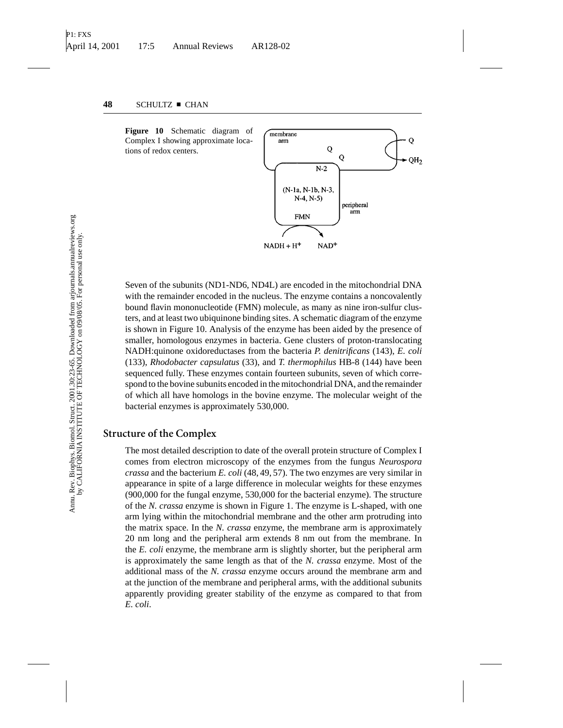**Figure 10** Schematic diagram of Complex I showing approximate locations of redox centers.

Seven of the subunits (ND1-ND6, ND4L) are encoded in the mitochondrial DNA with the remainder encoded in the nucleus. The enzyme contains a noncovalently bound flavin mononucleotide (FMN) molecule, as many as nine iron-sulfur clusters, and at least two ubiquinone binding sites. A schematic diagram of the enzyme is shown in Figure 10. Analysis of the enzyme has been aided by the presence of smaller, homologous enzymes in bacteria. Gene clusters of proton-translocating NADH:quinone oxidoreductases from the bacteria *P. denitrificans* (143), *E. coli* (133), *Rhodobacter capsulatus* (33), and *T. thermophilus* HB-8 (144) have been sequenced fully. These enzymes contain fourteen subunits, seven of which correspond to the bovine subunits encoded in the mitochondrial DNA, and the remainder of which all have homologs in the bovine enzyme. The molecular weight of the bacterial enzymes is approximately 530,000.

## Structure of the Complex

The most detailed description to date of the overall protein structure of Complex I comes from electron microscopy of the enzymes from the fungus *Neurospora crassa* and the bacterium *E. coli* (48, 49, 57). The two enzymes are very similar in appearance in spite of a large difference in molecular weights for these enzymes (900,000 for the fungal enzyme, 530,000 for the bacterial enzyme). The structure of the *N. crassa* enzyme is shown in Figure 1. The enzyme is L-shaped, with one arm lying within the mitochondrial membrane and the other arm protruding into the matrix space. In the *N. crassa* enzyme, the membrane arm is approximately 20 nm long and the peripheral arm extends 8 nm out from the membrane. In the *E. coli* enzyme, the membrane arm is slightly shorter, but the peripheral arm is approximately the same length as that of the *N. crassa* enzyme. Most of the additional mass of the *N. crassa* enzyme occurs around the membrane arm and at the junction of the membrane and peripheral arms, with the additional subunits apparently providing greater stability of the enzyme as compared to that from *E. coli*.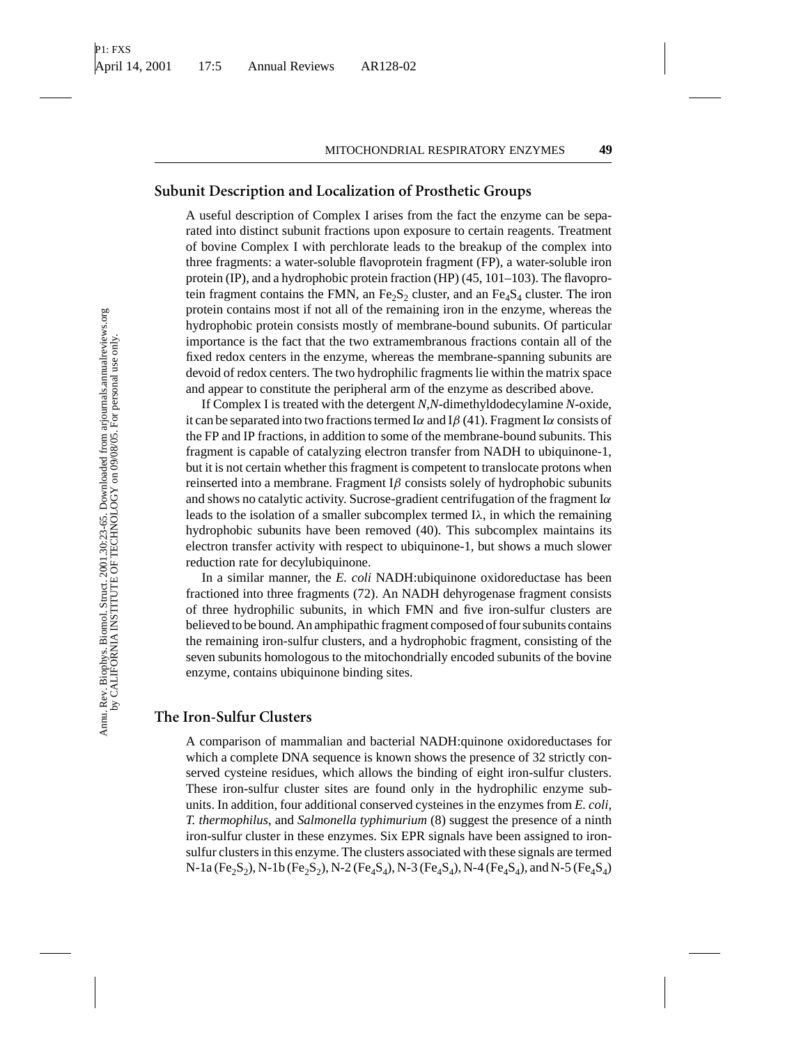## Subunit Description and Localization of Prosthetic Groups

A useful description of Complex I arises from the fact the enzyme can be separated into distinct subunit fractions upon exposure to certain reagents. Treatment of bovine Complex I with perchlorate leads to the breakup of the complex into three fragments: a water-soluble flavoprotein fragment (FP), a water-soluble iron protein (IP), and a hydrophobic protein fraction (HP) (45, 101–103). The flavoprotein fragment contains the FMN, an $Fe_2S_2$ cluster, and an $Fe_4S_4$ cluster. The iron protein contains most if not all of the remaining iron in the enzyme, whereas the hydrophobic protein consists mostly of membrane-bound subunits. Of particular importance is the fact that the two extramembranous fractions contain all of the fixed redox centers in the enzyme, whereas the membrane-spanning subunits are devoid of redox centers. The two hydrophilic fragments lie within the matrix space and appear to constitute the peripheral arm of the enzyme as described above.

If Complex I is treated with the detergent *N,N*-dimethyldodecylamine *N*-oxide, it can be separated into two fractions termed I$\alpha$ and I$\beta$ (41). Fragment I$\alpha$ consists of the FP and IP fractions, in addition to some of the membrane-bound subunits. This fragment is capable of catalyzing electron transfer from NADH to ubiquinone-1, but it is not certain whether this fragment is competent to translocate protons when reinserted into a membrane. Fragment I$\beta$ consists solely of hydrophobic subunits and shows no catalytic activity. Sucrose-gradient centrifugation of the fragment I$\alpha$ leads to the isolation of a smaller subcomplex termed I$\lambda$, in which the remaining hydrophobic subunits have been removed (40). This subcomplex maintains its electron transfer activity with respect to ubiquinone-1, but shows a much slower reduction rate for decylubiquinone.

In a similar manner, the *E. coli* NADH:ubiquinone oxidoreductase has been fractioned into three fragments (72). An NADH dehyrogenase fragment consists of three hydrophilic subunits, in which FMN and five iron-sulfur clusters are believed to be bound. An amphipathic fragment composed of four subunits contains the remaining iron-sulfur clusters, and a hydrophobic fragment, consisting of the seven subunits homologous to the mitochondrially encoded subunits of the bovine enzyme, contains ubiquinone binding sites.

## The Iron-Sulfur Clusters

A comparison of mammalian and bacterial NADH:quinone oxidoreductases for which a complete DNA sequence is known shows the presence of 32 strictly conserved cysteine residues, which allows the binding of eight iron-sulfur clusters. These iron-sulfur cluster sites are found only in the hydrophilic enzyme subunits. In addition, four additional conserved cysteines in the enzymes from *E. coli*, *T. thermophilus*, and *Salmonella typhimurium* (8) suggest the presence of a ninth iron-sulfur cluster in these enzymes. Six EPR signals have been assigned to iron-sulfur clusters in this enzyme. The clusters associated with these signals are termed N-1a ($Fe_2S_2$), N-1b ($Fe_2S_2$), N-2 ($Fe_4S_4$), N-3 ($Fe_4S_4$), N-4 ($Fe_4S_4$), and N-5 ($Fe_4S_4$)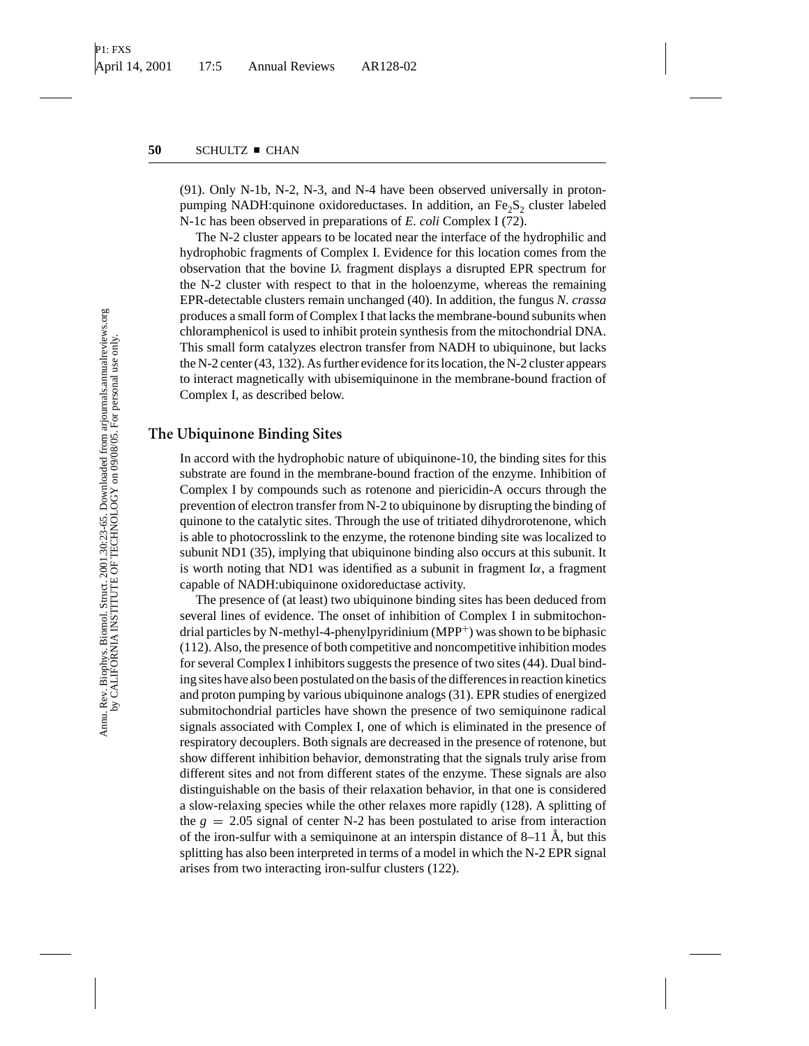(91). Only N-1b, N-2, N-3, and N-4 have been observed universally in proton-pumping NADH:quinone oxidoreductases. In addition, an $Fe_2S_2$ cluster labeled N-1c has been observed in preparations of *E. coli* Complex I (72).

The N-2 cluster appears to be located near the interface of the hydrophilic and hydrophobic fragments of Complex I. Evidence for this location comes from the observation that the bovine I$\lambda$ fragment displays a disrupted EPR spectrum for the N-2 cluster with respect to that in the holoenzyme, whereas the remaining EPR-detectable clusters remain unchanged (40). In addition, the fungus *N. crassa* produces a small form of Complex I that lacks the membrane-bound subunits when chloramphenicol is used to inhibit protein synthesis from the mitochondrial DNA. This small form catalyzes electron transfer from NADH to ubiquinone, but lacks the N-2 center (43, 132). As further evidence for its location, the N-2 cluster appears to interact magnetically with ubisemiquinone in the membrane-bound fraction of Complex I, as described below.

## The Ubiquinone Binding Sites

In accord with the hydrophobic nature of ubiquinone-10, the binding sites for this substrate are found in the membrane-bound fraction of the enzyme. Inhibition of Complex I by compounds such as rotenone and piericidin-A occurs through the prevention of electron transfer from N-2 to ubiquinone by disrupting the binding of quinone to the catalytic sites. Through the use of tritiated dihydrorotenone, which is able to photocrosslink to the enzyme, the rotenone binding site was localized to subunit ND1 (35), implying that ubiquinone binding also occurs at this subunit. It is worth noting that ND1 was identified as a subunit in fragment I$\alpha$, a fragment capable of NADH:ubiquinone oxidoreductase activity.

The presence of (at least) two ubiquinone binding sites has been deduced from several lines of evidence. The onset of inhibition of Complex I in submitochondrial particles by N-methyl-4-phenylpyridinium ($MPP^+$) was shown to be biphasic (112). Also, the presence of both competitive and noncompetitive inhibition modes for several Complex I inhibitors suggests the presence of two sites (44). Dual binding sites have also been postulated on the basis of the differences in reaction kinetics and proton pumping by various ubiquinone analogs (31). EPR studies of energized submitochondrial particles have shown the presence of two semiquinone radical signals associated with Complex I, one of which is eliminated in the presence of respiratory decouplers. Both signals are decreased in the presence of rotenone, but show different inhibition behavior, demonstrating that the signals truly arise from different sites and not from different states of the enzyme. These signals are also distinguishable on the basis of their relaxation behavior, in that one is considered a slow-relaxing species while the other relaxes more rapidly (128). A splitting of the $g = 2.05$ signal of center N-2 has been postulated to arise from interaction of the iron-sulfur with a semiquinone at an interspin distance of 8–11 Å, but this splitting has also been interpreted in terms of a model in which the N-2 EPR signal arises from two interacting iron-sulfur clusters (122).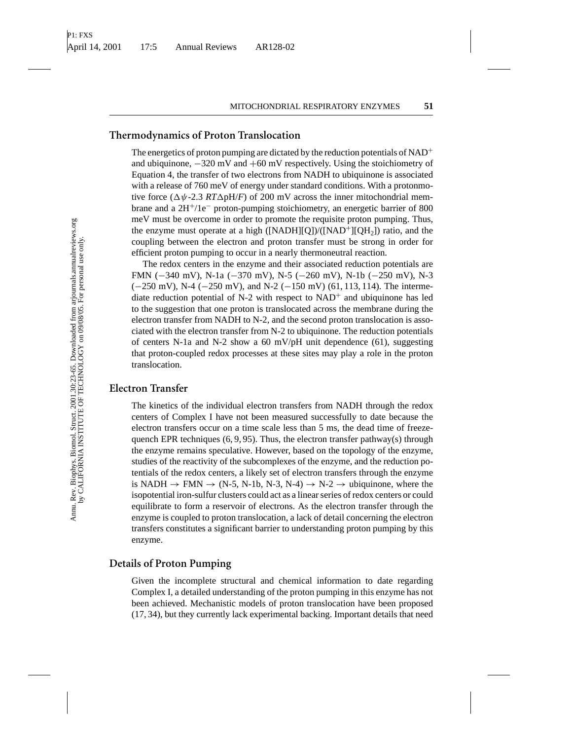## Thermodynamics of Proton Translocation

The energetics of proton pumping are dictated by the reduction potentials of $NAD^+$ and ubiquinone, −320 mV and +60 mV respectively. Using the stoichiometry of Equation 4, the transfer of two electrons from NADH to ubiquinone is associated with a release of 760 meV of energy under standard conditions. With a protonmotive force ($\Delta\psi$-2.3 $RT\Delta$pH/$F$) of 200 mV across the inner mitochondrial membrane and a $2H^+/1e^-$ proton-pumping stoichiometry, an energetic barrier of 800 meV must be overcome in order to promote the requisite proton pumping. Thus, the enzyme must operate at a high ([NADH][Q])/([$NAD^+$][$QH_2$]) ratio, and the coupling between the electron and proton transfer must be strong in order for efficient proton pumping to occur in a nearly thermoneutral reaction.

The redox centers in the enzyme and their associated reduction potentials are FMN (−340 mV), N-1a (−370 mV), N-5 (−260 mV), N-1b (−250 mV), N-3 (−250 mV), N-4 (−250 mV), and N-2 (−150 mV) (61, 113, 114). The intermediate reduction potential of N-2 with respect to $NAD^+$ and ubiquinone has led to the suggestion that one proton is translocated across the membrane during the electron transfer from NADH to N-2, and the second proton translocation is associated with the electron transfer from N-2 to ubiquinone. The reduction potentials of centers N-1a and N-2 show a 60 mV/pH unit dependence (61), suggesting that proton-coupled redox processes at these sites may play a role in the proton translocation.

## Electron Transfer

The kinetics of the individual electron transfers from NADH through the redox centers of Complex I have not been measured successfully to date because the electron transfers occur on a time scale less than 5 ms, the dead time of freeze-quench EPR techniques (6, 9, 95). Thus, the electron transfer pathway(s) through the enzyme remains speculative. However, based on the topology of the enzyme, studies of the reactivity of the subcomplexes of the enzyme, and the reduction potentials of the redox centers, a likely set of electron transfers through the enzyme is NADH → FMN → (N-5, N-1b, N-3, N-4) → N-2 → ubiquinone, where the isopotential iron-sulfur clusters could act as a linear series of redox centers or could equilibrate to form a reservoir of electrons. As the electron transfer through the enzyme is coupled to proton translocation, a lack of detail concerning the electron transfers constitutes a significant barrier to understanding proton pumping by this enzyme.

## Details of Proton Pumping

Given the incomplete structural and chemical information to date regarding Complex I, a detailed understanding of the proton pumping in this enzyme has not been achieved. Mechanistic models of proton translocation have been proposed (17, 34), but they currently lack experimental backing. Important details that need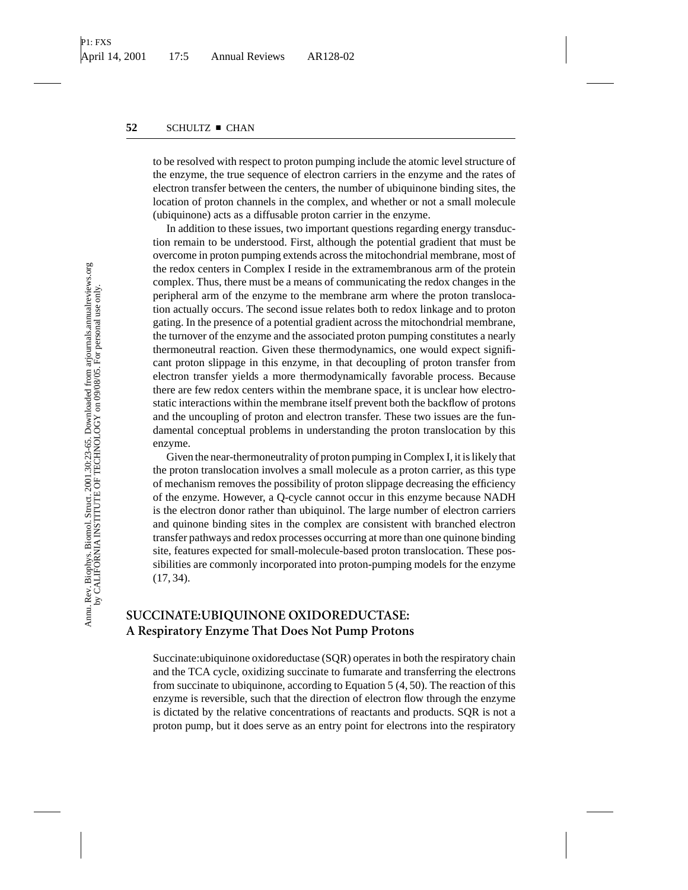to be resolved with respect to proton pumping include the atomic level structure of the enzyme, the true sequence of electron carriers in the enzyme and the rates of electron transfer between the centers, the number of ubiquinone binding sites, the location of proton channels in the complex, and whether or not a small molecule (ubiquinone) acts as a diffusable proton carrier in the enzyme.

In addition to these issues, two important questions regarding energy transduction remain to be understood. First, although the potential gradient that must be overcome in proton pumping extends across the mitochondrial membrane, most of the redox centers in Complex I reside in the extramembranous arm of the protein complex. Thus, there must be a means of communicating the redox changes in the peripheral arm of the enzyme to the membrane arm where the proton translocation actually occurs. The second issue relates both to redox linkage and to proton gating. In the presence of a potential gradient across the mitochondrial membrane, the turnover of the enzyme and the associated proton pumping constitutes a nearly thermoneutral reaction. Given these thermodynamics, one would expect significant proton slippage in this enzyme, in that decoupling of proton transfer from electron transfer yields a more thermodynamically favorable process. Because there are few redox centers within the membrane space, it is unclear how electrostatic interactions within the membrane itself prevent both the backflow of protons and the uncoupling of proton and electron transfer. These two issues are the fundamental conceptual problems in understanding the proton translocation by this enzyme.

Given the near-thermoneutrality of proton pumping in Complex I, it is likely that the proton translocation involves a small molecule as a proton carrier, as this type of mechanism removes the possibility of proton slippage decreasing the efficiency of the enzyme. However, a Q-cycle cannot occur in this enzyme because NADH is the electron donor rather than ubiquinol. The large number of electron carriers and quinone binding sites in the complex are consistent with branched electron transfer pathways and redox processes occurring at more than one quinone binding site, features expected for small-molecule-based proton translocation. These possibilities are commonly incorporated into proton-pumping models for the enzyme (17, 34).

## SUCCINATE:UBIQUINONE OXIDOREDUCTASE: A Respiratory Enzyme That Does Not Pump Protons

Succinate:ubiquinone oxidoreductase (SQR) operates in both the respiratory chain and the TCA cycle, oxidizing succinate to fumarate and transferring the electrons from succinate to ubiquinone, according to Equation 5 (4, 50). The reaction of this enzyme is reversible, such that the direction of electron flow through the enzyme is dictated by the relative concentrations of reactants and products. SQR is not a proton pump, but it does serve as an entry point for electrons into the respiratory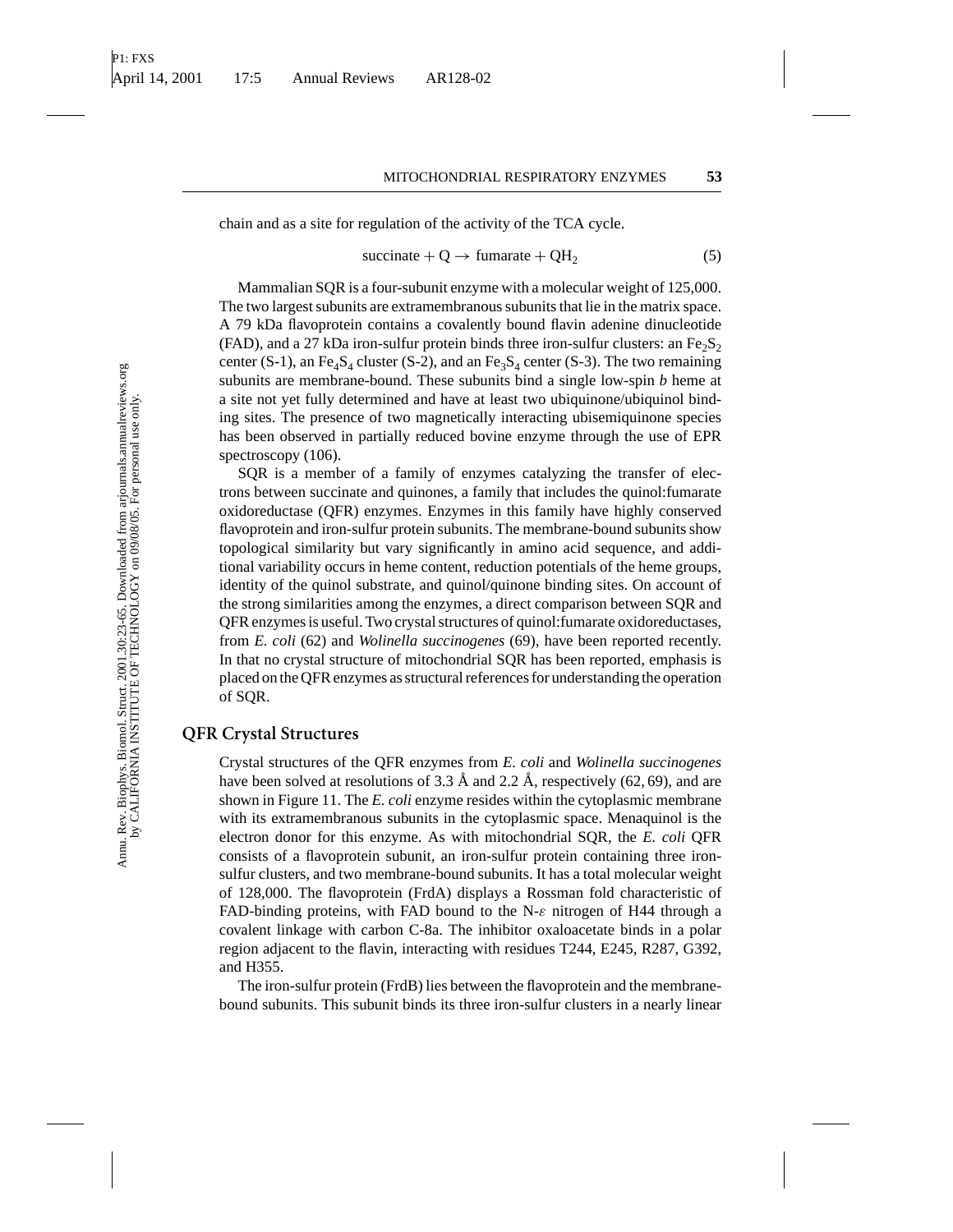chain and as a site for regulation of the activity of the TCA cycle.

$$\text{succinate} + \text{Q} \rightarrow \text{fumarate} + \text{QH}_2 \tag{5}$$

Mammalian SQR is a four-subunit enzyme with a molecular weight of 125,000. The two largest subunits are extramembranous subunits that lie in the matrix space. A 79 kDa flavoprotein contains a covalently bound flavin adenine dinucleotide (FAD), and a 27 kDa iron-sulfur protein binds three iron-sulfur clusters: an $Fe_2S_2$ center (S-1), an $Fe_4S_4$ cluster (S-2), and an $Fe_3S_4$ center (S-3). The two remaining subunits are membrane-bound. These subunits bind a single low-spin *b* heme at a site not yet fully determined and have at least two ubiquinone/ubiquinol binding sites. The presence of two magnetically interacting ubisemiquinone species has been observed in partially reduced bovine enzyme through the use of EPR spectroscopy (106).

SQR is a member of a family of enzymes catalyzing the transfer of electrons between succinate and quinones, a family that includes the quinol:fumarate oxidoreductase (QFR) enzymes. Enzymes in this family have highly conserved flavoprotein and iron-sulfur protein subunits. The membrane-bound subunits show topological similarity but vary significantly in amino acid sequence, and additional variability occurs in heme content, reduction potentials of the heme groups, identity of the quinol substrate, and quinol/quinone binding sites. On account of the strong similarities among the enzymes, a direct comparison between SQR and QFR enzymes is useful. Two crystal structures of quinol:fumarate oxidoreductases, from *E. coli* (62) and *Wolinella succinogenes* (69), have been reported recently. In that no crystal structure of mitochondrial SQR has been reported, emphasis is placed on the QFR enzymes as structural references for understanding the operation of SQR.

## QFR Crystal Structures

Crystal structures of the QFR enzymes from *E. coli* and *Wolinella succinogenes* have been solved at resolutions of 3.3 Å and 2.2 Å, respectively (62, 69), and are shown in Figure 11. The *E. coli* enzyme resides within the cytoplasmic membrane with its extramembranous subunits in the cytoplasmic space. Menaquinol is the electron donor for this enzyme. As with mitochondrial SQR, the *E. coli* QFR consists of a flavoprotein subunit, an iron-sulfur protein containing three iron-sulfur clusters, and two membrane-bound subunits. It has a total molecular weight of 128,000. The flavoprotein (FrdA) displays a Rossman fold characteristic of FAD-binding proteins, with FAD bound to the N-$\varepsilon$ nitrogen of H44 through a covalent linkage with carbon C-8a. The inhibitor oxaloacetate binds in a polar region adjacent to the flavin, interacting with residues T244, E245, R287, G392, and H355.

The iron-sulfur protein (FrdB) lies between the flavoprotein and the membrane-bound subunits. This subunit binds its three iron-sulfur clusters in a nearly linear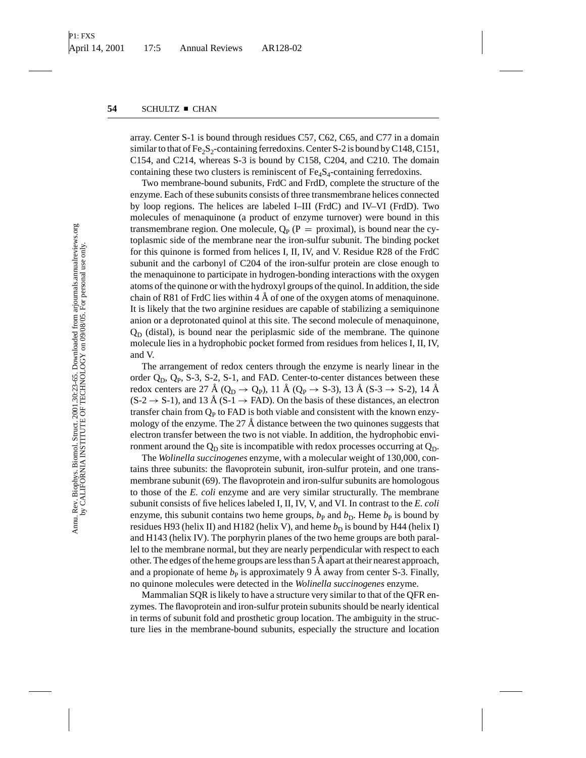array. Center S-1 is bound through residues C57, C62, C65, and C77 in a domain similar to that of $Fe_2S_2$-containing ferredoxins. Center S-2 is bound by C148, C151, C154, and C214, whereas S-3 is bound by C158, C204, and C210. The domain containing these two clusters is reminiscent of $Fe_4S_4$-containing ferredoxins.

Two membrane-bound subunits, FrdC and FrdD, complete the structure of the enzyme. Each of these subunits consists of three transmembrane helices connected by loop regions. The helices are labeled I–III (FrdC) and IV–VI (FrdD). Two molecules of menaquinone (a product of enzyme turnover) were bound in this transmembrane region. One molecule, $Q_P$ (P = proximal), is bound near the cytoplasmic side of the membrane near the iron-sulfur subunit. The binding pocket for this quinone is formed from helices I, II, IV, and V. Residue R28 of the FrdC subunit and the carbonyl of C204 of the iron-sulfur protein are close enough to the menaquinone to participate in hydrogen-bonding interactions with the oxygen atoms of the quinone or with the hydroxyl groups of the quinol. In addition, the side chain of R81 of FrdC lies within 4 Å of one of the oxygen atoms of menaquinone. It is likely that the two arginine residues are capable of stabilizing a semiquinone anion or a deprotonated quinol at this site. The second molecule of menaquinone, $Q_D$ (distal), is bound near the periplasmic side of the membrane. The quinone molecule lies in a hydrophobic pocket formed from residues from helices I, II, IV, and V.

The arrangement of redox centers through the enzyme is nearly linear in the order $Q_D$, $Q_P$, S-3, S-2, S-1, and FAD. Center-to-center distances between these redox centers are 27 Å ($Q_D \rightarrow Q_P$), 11 Å ($Q_P \rightarrow$ S-3), 13 Å (S-3 $\rightarrow$ S-2), 14 Å (S-2 $\rightarrow$ S-1), and 13 Å (S-1 $\rightarrow$ FAD). On the basis of these distances, an electron transfer chain from $Q_P$ to FAD is both viable and consistent with the known enzymology of the enzyme. The 27 Å distance between the two quinones suggests that electron transfer between the two is not viable. In addition, the hydrophobic environment around the $Q_D$ site is incompatible with redox processes occurring at $Q_D$.

The *Wolinella succinogenes* enzyme, with a molecular weight of 130,000, contains three subunits: the flavoprotein subunit, iron-sulfur protein, and one transmembrane subunit (69). The flavoprotein and iron-sulfur subunits are homologous to those of the *E. coli* enzyme and are very similar structurally. The membrane subunit consists of five helices labeled I, II, IV, V, and VI. In contrast to the *E. coli* enzyme, this subunit contains two heme groups, $b_P$ and $b_D$. Heme $b_P$ is bound by residues H93 (helix II) and H182 (helix V), and heme $b_D$ is bound by H44 (helix I) and H143 (helix IV). The porphyrin planes of the two heme groups are both parallel to the membrane normal, but they are nearly perpendicular with respect to each other. The edges of the heme groups are less than 5 Å apart at their nearest approach, and a propionate of heme $b_P$ is approximately 9 Å away from center S-3. Finally, no quinone molecules were detected in the *Wolinella succinogenes* enzyme.

Mammalian SQR is likely to have a structure very similar to that of the QFR enzymes. The flavoprotein and iron-sulfur protein subunits should be nearly identical in terms of subunit fold and prosthetic group location. The ambiguity in the structure lies in the membrane-bound subunits, especially the structure and location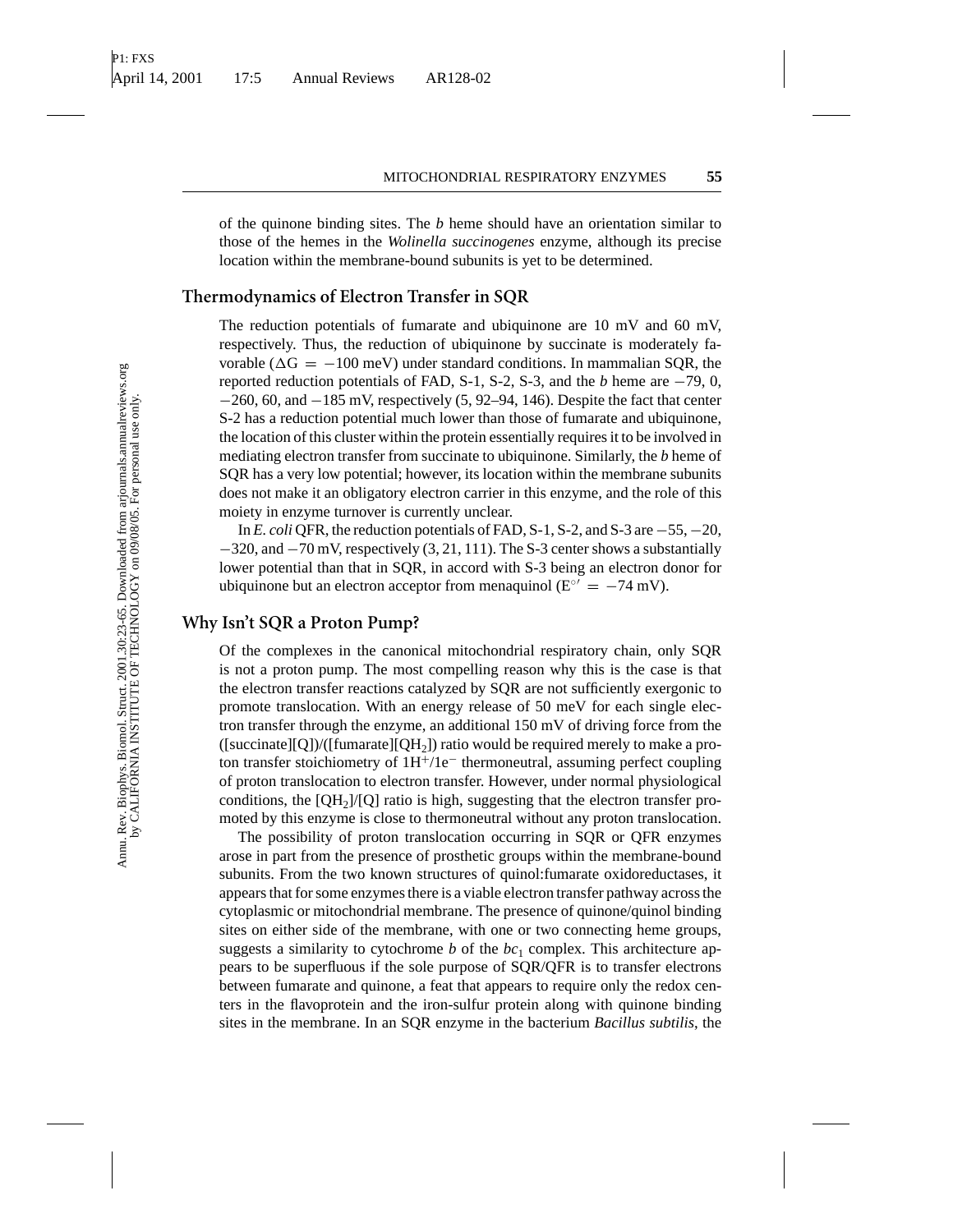of the quinone binding sites. The *b* heme should have an orientation similar to those of the hemes in the *Wolinella succinogenes* enzyme, although its precise location within the membrane-bound subunits is yet to be determined.

## Thermodynamics of Electron Transfer in SQR

The reduction potentials of fumarate and ubiquinone are 10 mV and 60 mV, respectively. Thus, the reduction of ubiquinone by succinate is moderately favorable ($\Delta G = -100$ meV) under standard conditions. In mammalian SQR, the reported reduction potentials of FAD, S-1, S-2, S-3, and the *b* heme are −79, 0, −260, 60, and −185 mV, respectively (5, 92–94, 146). Despite the fact that center S-2 has a reduction potential much lower than those of fumarate and ubiquinone, the location of this cluster within the protein essentially requires it to be involved in mediating electron transfer from succinate to ubiquinone. Similarly, the *b* heme of SQR has a very low potential; however, its location within the membrane subunits does not make it an obligatory electron carrier in this enzyme, and the role of this moiety in enzyme turnover is currently unclear.

In *E. coli* QFR, the reduction potentials of FAD, S-1, S-2, and S-3 are −55, −20, −320, and −70 mV, respectively (3, 21, 111). The S-3 center shows a substantially lower potential than that in SQR, in accord with S-3 being an electron donor for ubiquinone but an electron acceptor from menaquinol ($E^{\circ\prime} = -74$ mV).

## Why Isn't SQR a Proton Pump?

Of the complexes in the canonical mitochondrial respiratory chain, only SQR is not a proton pump. The most compelling reason why this is the case is that the electron transfer reactions catalyzed by SQR are not sufficiently exergonic to promote translocation. With an energy release of 50 meV for each single electron transfer through the enzyme, an additional 150 mV of driving force from the ([succinate][Q])/([fumarate][$QH_2$]) ratio would be required merely to make a proton transfer stoichiometry of $1H^+/1e^-$ thermoneutral, assuming perfect coupling of proton translocation to electron transfer. However, under normal physiological conditions, the [$QH_2$]/[Q] ratio is high, suggesting that the electron transfer promoted by this enzyme is close to thermoneutral without any proton translocation.

The possibility of proton translocation occurring in SQR or QFR enzymes arose in part from the presence of prosthetic groups within the membrane-bound subunits. From the two known structures of quinol:fumarate oxidoreductases, it appears that for some enzymes there is a viable electron transfer pathway across the cytoplasmic or mitochondrial membrane. The presence of quinone/quinol binding sites on either side of the membrane, with one or two connecting heme groups, suggests a similarity to cytochrome *b* of the $bc_1$ complex. This architecture appears to be superfluous if the sole purpose of SQR/QFR is to transfer electrons between fumarate and quinone, a feat that appears to require only the redox centers in the flavoprotein and the iron-sulfur protein along with quinone binding sites in the membrane. In an SQR enzyme in the bacterium *Bacillus subtilis*, the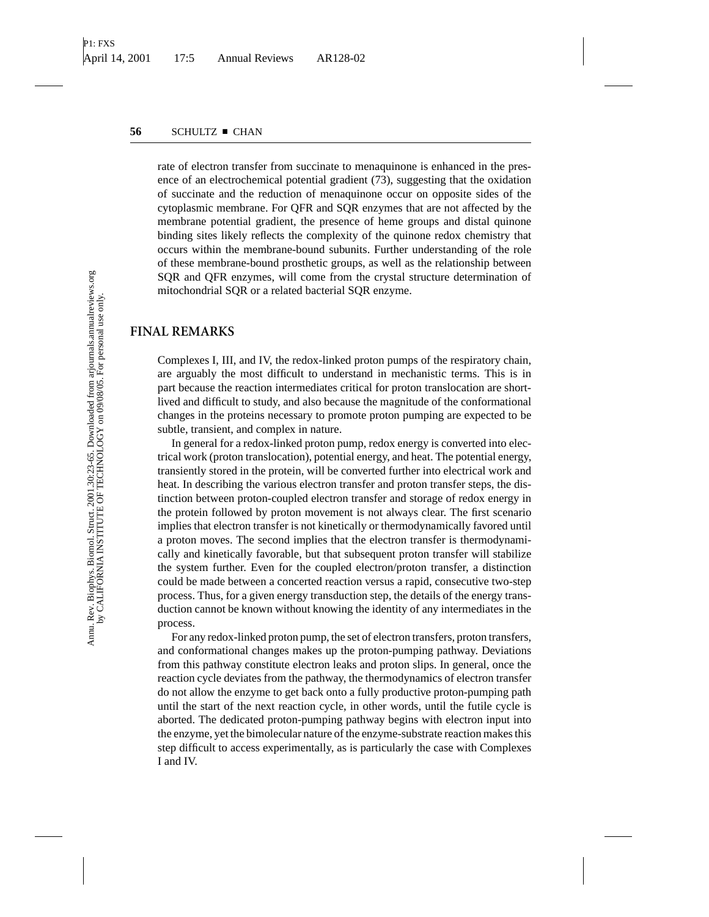rate of electron transfer from succinate to menaquinone is enhanced in the presence of an electrochemical potential gradient (73), suggesting that the oxidation of succinate and the reduction of menaquinone occur on opposite sides of the cytoplasmic membrane. For QFR and SQR enzymes that are not affected by the membrane potential gradient, the presence of heme groups and distal quinone binding sites likely reflects the complexity of the quinone redox chemistry that occurs within the membrane-bound subunits. Further understanding of the role of these membrane-bound prosthetic groups, as well as the relationship between SQR and QFR enzymes, will come from the crystal structure determination of mitochondrial SQR or a related bacterial SQR enzyme.

## FINAL REMARKS

Complexes I, III, and IV, the redox-linked proton pumps of the respiratory chain, are arguably the most difficult to understand in mechanistic terms. This is in part because the reaction intermediates critical for proton translocation are short-lived and difficult to study, and also because the magnitude of the conformational changes in the proteins necessary to promote proton pumping are expected to be subtle, transient, and complex in nature.

In general for a redox-linked proton pump, redox energy is converted into electrical work (proton translocation), potential energy, and heat. The potential energy, transiently stored in the protein, will be converted further into electrical work and heat. In describing the various electron transfer and proton transfer steps, the distinction between proton-coupled electron transfer and storage of redox energy in the protein followed by proton movement is not always clear. The first scenario implies that electron transfer is not kinetically or thermodynamically favored until a proton moves. The second implies that the electron transfer is thermodynamically and kinetically favorable, but that subsequent proton transfer will stabilize the system further. Even for the coupled electron/proton transfer, a distinction could be made between a concerted reaction versus a rapid, consecutive two-step process. Thus, for a given energy transduction step, the details of the energy transduction cannot be known without knowing the identity of any intermediates in the process.

For any redox-linked proton pump, the set of electron transfers, proton transfers, and conformational changes makes up the proton-pumping pathway. Deviations from this pathway constitute electron leaks and proton slips. In general, once the reaction cycle deviates from the pathway, the thermodynamics of electron transfer do not allow the enzyme to get back onto a fully productive proton-pumping path until the start of the next reaction cycle, in other words, until the futile cycle is aborted. The dedicated proton-pumping pathway begins with electron input into the enzyme, yet the bimolecular nature of the enzyme-substrate reaction makes this step difficult to access experimentally, as is particularly the case with Complexes I and IV.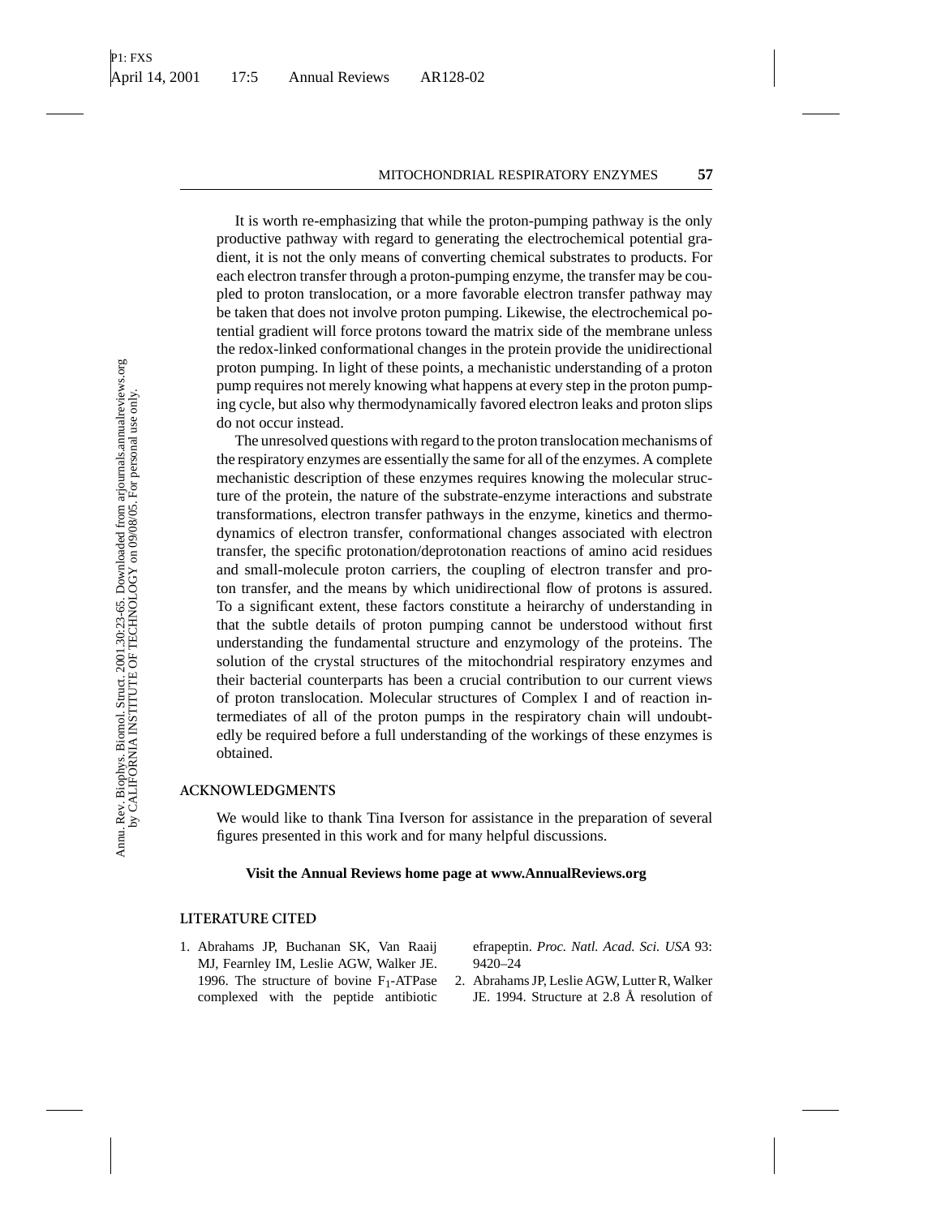It is worth re-emphasizing that while the proton-pumping pathway is the only productive pathway with regard to generating the electrochemical potential gradient, it is not the only means of converting chemical substrates to products. For each electron transfer through a proton-pumping enzyme, the transfer may be coupled to proton translocation, or a more favorable electron transfer pathway may be taken that does not involve proton pumping. Likewise, the electrochemical potential gradient will force protons toward the matrix side of the membrane unless the redox-linked conformational changes in the protein provide the unidirectional proton pumping. In light of these points, a mechanistic understanding of a proton pump requires not merely knowing what happens at every step in the proton pumping cycle, but also why thermodynamically favored electron leaks and proton slips do not occur instead.

The unresolved questions with regard to the proton translocation mechanisms of the respiratory enzymes are essentially the same for all of the enzymes. A complete mechanistic description of these enzymes requires knowing the molecular structure of the protein, the nature of the substrate-enzyme interactions and substrate transformations, electron transfer pathways in the enzyme, kinetics and thermodynamics of electron transfer, conformational changes associated with electron transfer, the specific protonation/deprotonation reactions of amino acid residues and small-molecule proton carriers, the coupling of electron transfer and proton transfer, and the means by which unidirectional flow of protons is assured. To a significant extent, these factors constitute a heirarchy of understanding in that the subtle details of proton pumping cannot be understood without first understanding the fundamental structure and enzymology of the proteins. The solution of the crystal structures of the mitochondrial respiratory enzymes and their bacterial counterparts has been a crucial contribution to our current views of proton translocation. Molecular structures of Complex I and of reaction intermediates of all of the proton pumps in the respiratory chain will undoubtedly be required before a full understanding of the workings of these enzymes is obtained.

## ACKNOWLEDGMENTS

We would like to thank Tina Iverson for assistance in the preparation of several figures presented in this work and for many helpful discussions.

**Visit the Annual Reviews home page at www.AnnualReviews.org**

## LITERATURE CITED

1. Abrahams JP, Buchanan SK, Van Raaij MJ, Fearnley IM, Leslie AGW, Walker JE. 1996. The structure of bovine $F_1$-ATPase complexed with the peptide antibiotic efrapeptin. *Proc. Natl. Acad. Sci. USA* 93: 9420–24
2. Abrahams JP, Leslie AGW, Lutter R, Walker JE. 1994. Structure at 2.8 Å resolution of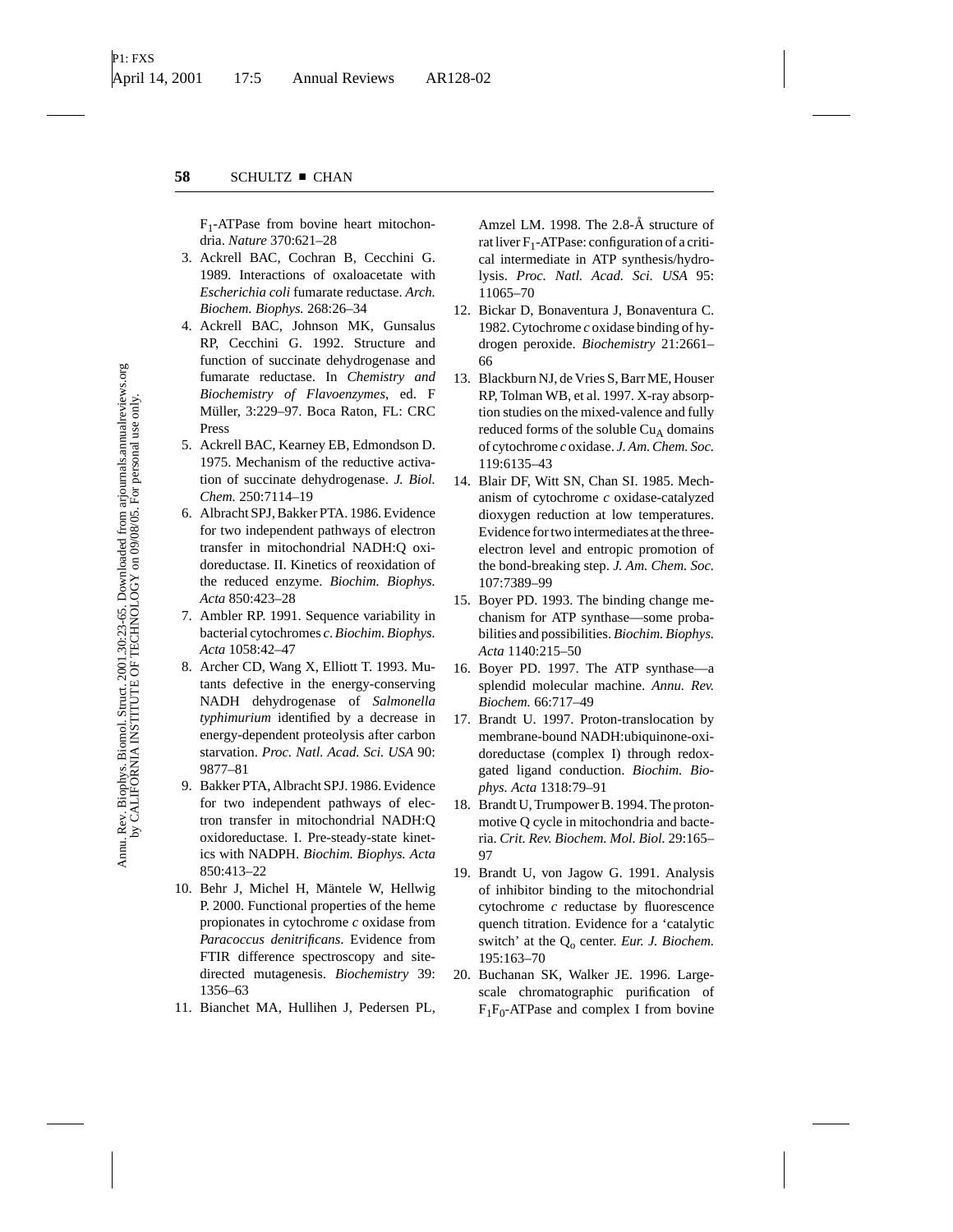$F_1$-ATPase from bovine heart mitochondria. *Nature* 370:621–28

3. Ackrell BAC, Cochran B, Cecchini G. 1989. Interactions of oxaloacetate with *Escherichia coli* fumarate reductase. *Arch. Biochem. Biophys.* 268:26–34
4. Ackrell BAC, Johnson MK, Gunsalus RP, Cecchini G. 1992. Structure and function of succinate dehydrogenase and fumarate reductase. In *Chemistry and Biochemistry of Flavoenzymes*, ed. F Müller, 3:229–97. Boca Raton, FL: CRC Press
5. Ackrell BAC, Kearney EB, Edmondson D. 1975. Mechanism of the reductive activation of succinate dehydrogenase. *J. Biol. Chem.* 250:7114–19
6. Albracht SPJ, Bakker PTA. 1986. Evidence for two independent pathways of electron transfer in mitochondrial NADH:Q oxidoreductase. II. Kinetics of reoxidation of the reduced enzyme. *Biochim. Biophys. Acta* 850:423–28
7. Ambler RP. 1991. Sequence variability in bacterial cytochromes *c*. *Biochim. Biophys. Acta* 1058:42–47
8. Archer CD, Wang X, Elliott T. 1993. Mutants defective in the energy-conserving NADH dehydrogenase of *Salmonella typhimurium* identified by a decrease in energy-dependent proteolysis after carbon starvation. *Proc. Natl. Acad. Sci. USA* 90: 9877–81
9. Bakker PTA, Albracht SPJ. 1986. Evidence for two independent pathways of electron transfer in mitochondrial NADH:Q oxidoreductase. I. Pre-steady-state kinetics with NADPH. *Biochim. Biophys. Acta* 850:413–22
10. Behr J, Michel H, Mäntele W, Hellwig P. 2000. Functional properties of the heme propionates in cytochrome *c* oxidase from *Paracoccus denitrificans*. Evidence from FTIR difference spectroscopy and site-directed mutagenesis. *Biochemistry* 39: 1356–63
11. Bianchet MA, Hullihen J, Pedersen PL, Amzel LM. 1998. The 2.8-Å structure of rat liver $F_1$-ATPase: configuration of a critical intermediate in ATP synthesis/hydrolysis. *Proc. Natl. Acad. Sci. USA* 95: 11065–70
12. Bickar D, Bonaventura J, Bonaventura C. 1982. Cytochrome *c* oxidase binding of hydrogen peroxide. *Biochemistry* 21:2661–66
13. Blackburn NJ, de Vries S, Barr ME, Houser RP, Tolman WB, et al. 1997. X-ray absorption studies on the mixed-valence and fully reduced forms of the soluble $Cu_A$ domains of cytochrome *c* oxidase. *J. Am. Chem. Soc.* 119:6135–43
14. Blair DF, Witt SN, Chan SI. 1985. Mechanism of cytochrome *c* oxidase-catalyzed dioxygen reduction at low temperatures. Evidence for two intermediates at the three-electron level and entropic promotion of the bond-breaking step. *J. Am. Chem. Soc.* 107:7389–99
15. Boyer PD. 1993. The binding change mechanism for ATP synthase—some probabilities and possibilities. *Biochim. Biophys. Acta* 1140:215–50
16. Boyer PD. 1997. The ATP synthase—a splendid molecular machine. *Annu. Rev. Biochem.* 66:717–49
17. Brandt U. 1997. Proton-translocation by membrane-bound NADH:ubiquinone-oxidoreductase (complex I) through redox-gated ligand conduction. *Biochim. Biophys. Acta* 1318:79–91
18. Brandt U, Trumpower B. 1994. The protonmotive Q cycle in mitochondria and bacteria. *Crit. Rev. Biochem. Mol. Biol.* 29:165–97
19. Brandt U, von Jagow G. 1991. Analysis of inhibitor binding to the mitochondrial cytochrome *c* reductase by fluorescence quench titration. Evidence for a 'catalytic switch' at the $Q_o$ center. *Eur. J. Biochem.* 195:163–70
20. Buchanan SK, Walker JE. 1996. Large-scale chromatographic purification of $F_1F_0$-ATPase and complex I from bovine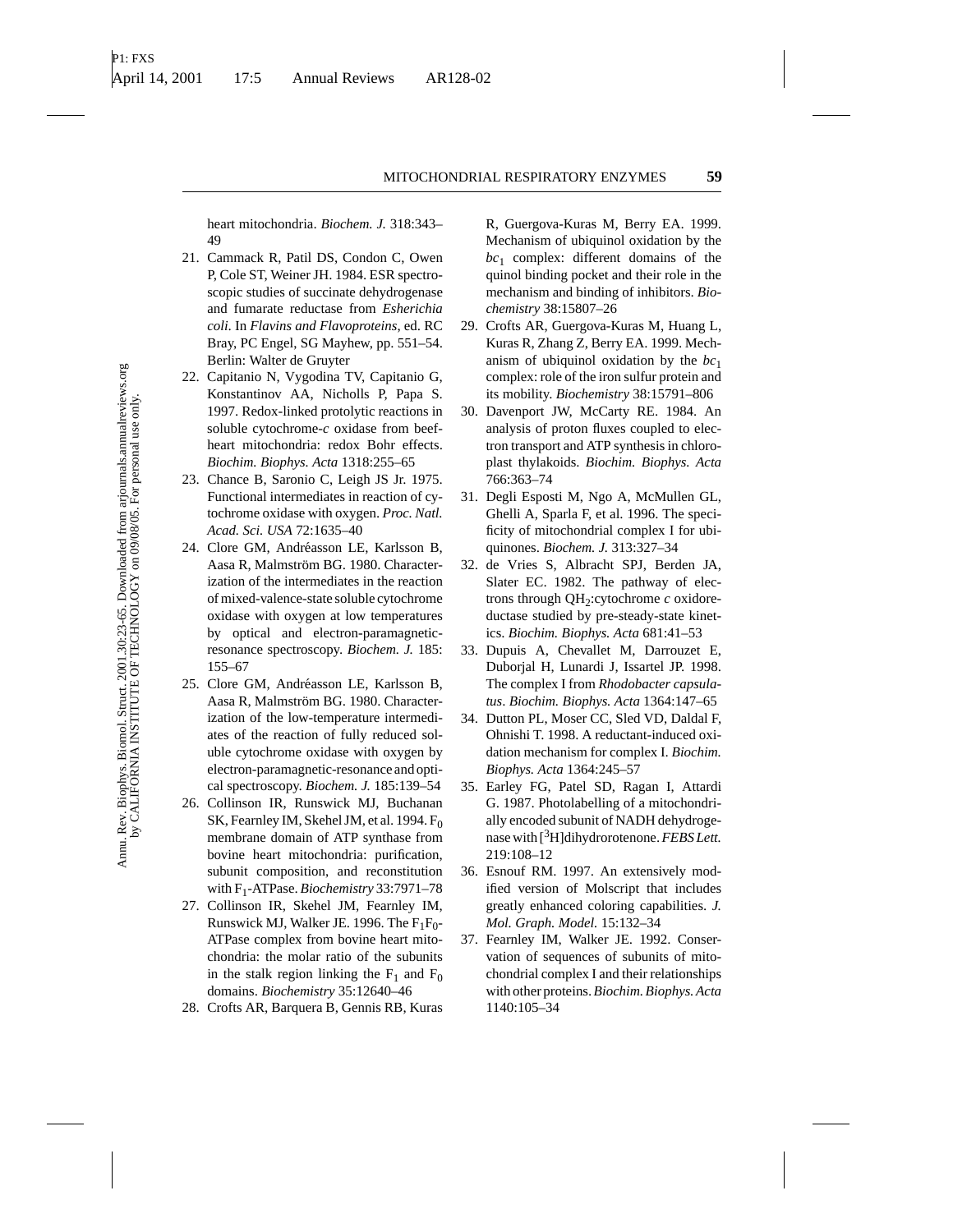heart mitochondria. *Biochem. J.* 318:343–49

21. Cammack R, Patil DS, Condon C, Owen P, Cole ST, Weiner JH. 1984. ESR spectroscopic studies of succinate dehydrogenase and fumarate reductase from *Esherichia coli*. In *Flavins and Flavoproteins*, ed. RC Bray, PC Engel, SG Mayhew, pp. 551–54. Berlin: Walter de Gruyter
22. Capitanio N, Vygodina TV, Capitanio G, Konstantinov AA, Nicholls P, Papa S. 1997. Redox-linked protolytic reactions in soluble cytochrome-*c* oxidase from beef-heart mitochondria: redox Bohr effects. *Biochim. Biophys. Acta* 1318:255–65
23. Chance B, Saronio C, Leigh JS Jr. 1975. Functional intermediates in reaction of cytochrome oxidase with oxygen. *Proc. Natl. Acad. Sci. USA* 72:1635–40
24. Clore GM, Andréasson LE, Karlsson B, Aasa R, Malmström BG. 1980. Characterization of the intermediates in the reaction of mixed-valence-state soluble cytochrome oxidase with oxygen at low temperatures by optical and electron-paramagnetic-resonance spectroscopy. *Biochem. J.* 185: 155–67
25. Clore GM, Andréasson LE, Karlsson B, Aasa R, Malmström BG. 1980. Characterization of the low-temperature intermediates of the reaction of fully reduced soluble cytochrome oxidase with oxygen by electron-paramagnetic-resonance and optical spectroscopy. *Biochem. J.* 185:139–54
26. Collinson IR, Runswick MJ, Buchanan SK, Fearnley IM, Skehel JM, et al. 1994. $F_0$ membrane domain of ATP synthase from bovine heart mitochondria: purification, subunit composition, and reconstitution with $F_1$-ATPase. *Biochemistry* 33:7971–78
27. Collinson IR, Skehel JM, Fearnley IM, Runswick MJ, Walker JE. 1996. The $F_1F_0$-ATPase complex from bovine heart mitochondria: the molar ratio of the subunits in the stalk region linking the $F_1$ and $F_0$ domains. *Biochemistry* 35:12640–46
28. Crofts AR, Barquera B, Gennis RB, Kuras R, Guergova-Kuras M, Berry EA. 1999. Mechanism of ubiquinol oxidation by the $bc_1$ complex: different domains of the quinol binding pocket and their role in the mechanism and binding of inhibitors. *Biochemistry* 38:15807–26
29. Crofts AR, Guergova-Kuras M, Huang L, Kuras R, Zhang Z, Berry EA. 1999. Mechanism of ubiquinol oxidation by the $bc_1$ complex: role of the iron sulfur protein and its mobility. *Biochemistry* 38:15791–806
30. Davenport JW, McCarty RE. 1984. An analysis of proton fluxes coupled to electron transport and ATP synthesis in chloroplast thylakoids. *Biochim. Biophys. Acta* 766:363–74
31. Degli Esposti M, Ngo A, McMullen GL, Ghelli A, Sparla F, et al. 1996. The specificity of mitochondrial complex I for ubiquinones. *Biochem. J.* 313:327–34
32. de Vries S, Albracht SPJ, Berden JA, Slater EC. 1982. The pathway of electrons through $QH_2$:cytochrome *c* oxidoreductase studied by pre-steady-state kinetics. *Biochim. Biophys. Acta* 681:41–53
33. Dupuis A, Chevallet M, Darrouzet E, Duborjal H, Lunardi J, Issartel JP. 1998. The complex I from *Rhodobacter capsulatus*. *Biochim. Biophys. Acta* 1364:147–65
34. Dutton PL, Moser CC, Sled VD, Daldal F, Ohnishi T. 1998. A reductant-induced oxidation mechanism for complex I. *Biochim. Biophys. Acta* 1364:245–57
35. Earley FG, Patel SD, Ragan I, Attardi G. 1987. Photolabelling of a mitochondrially encoded subunit of NADH dehydrogenase with [$^3$H]dihydrorotenone. *FEBS Lett.* 219:108–12
36. Esnouf RM. 1997. An extensively modified version of Molscript that includes greatly enhanced coloring capabilities. *J. Mol. Graph. Model.* 15:132–34
37. Fearnley IM, Walker JE. 1992. Conservation of sequences of subunits of mitochondrial complex I and their relationships with other proteins. *Biochim. Biophys. Acta* 1140:105–34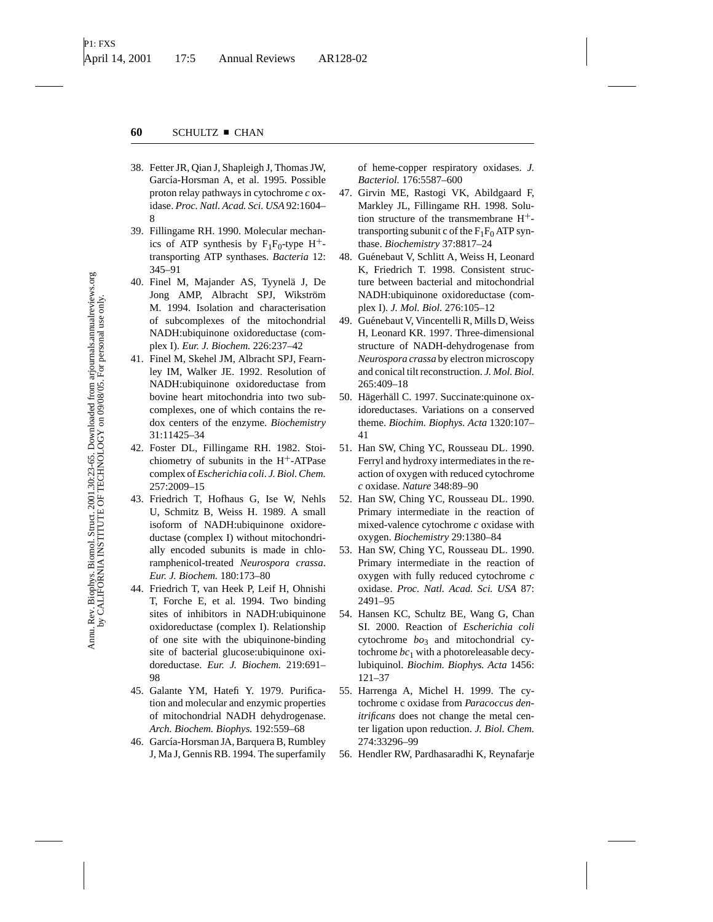38. Fetter JR, Qian J, Shapleigh J, Thomas JW, García-Horsman A, et al. 1995. Possible proton relay pathways in cytochrome *c* oxidase. *Proc. Natl. Acad. Sci. USA* 92:1604–8
39. Fillingame RH. 1990. Molecular mechanics of ATP synthesis by $F_1F_0$-type $H^+$-transporting ATP synthases. *Bacteria* 12: 345–91
40. Finel M, Majander AS, Tyynelä J, De Jong AMP, Albracht SPJ, Wikström M. 1994. Isolation and characterisation of subcomplexes of the mitochondrial NADH:ubiquinone oxidoreductase (complex I). *Eur. J. Biochem.* 226:237–42
41. Finel M, Skehel JM, Albracht SPJ, Fearnley IM, Walker JE. 1992. Resolution of NADH:ubiquinone oxidoreductase from bovine heart mitochondria into two subcomplexes, one of which contains the redox centers of the enzyme. *Biochemistry* 31:11425–34
42. Foster DL, Fillingame RH. 1982. Stoichiometry of subunits in the $H^+$-ATPase complex of *Escherichia coli*. *J. Biol. Chem.* 257:2009–15
43. Friedrich T, Hofhaus G, Ise W, Nehls U, Schmitz B, Weiss H. 1989. A small isoform of NADH:ubiquinone oxidoreductase (complex I) without mitochondrially encoded subunits is made in chloramphenicol-treated *Neurospora crassa*. *Eur. J. Biochem.* 180:173–80
44. Friedrich T, van Heek P, Leif H, Ohnishi T, Forche E, et al. 1994. Two binding sites of inhibitors in NADH:ubiquinone oxidoreductase (complex I). Relationship of one site with the ubiquinone-binding site of bacterial glucose:ubiquinone oxidoreductase. *Eur. J. Biochem.* 219:691–98
45. Galante YM, Hatefi Y. 1979. Purification and molecular and enzymic properties of mitochondrial NADH dehydrogenase. *Arch. Biochem. Biophys.* 192:559–68
46. García-Horsman JA, Barquera B, Rumbley J, Ma J, Gennis RB. 1994. The superfamily of heme-copper respiratory oxidases. *J. Bacteriol.* 176:5587–600
47. Girvin ME, Rastogi VK, Abildgaard F, Markley JL, Fillingame RH. 1998. Solution structure of the transmembrane $H^+$-transporting subunit c of the $F_1F_0$ ATP synthase. *Biochemistry* 37:8817–24
48. Guénebaut V, Schlitt A, Weiss H, Leonard K, Friedrich T. 1998. Consistent structure between bacterial and mitochondrial NADH:ubiquinone oxidoreductase (complex I). *J. Mol. Biol.* 276:105–12
49. Guénebaut V, Vincentelli R, Mills D, Weiss H, Leonard KR. 1997. Three-dimensional structure of NADH-dehydrogenase from *Neurospora crassa* by electron microscopy and conical tilt reconstruction. *J. Mol. Biol.* 265:409–18
50. Hägerhäll C. 1997. Succinate:quinone oxidoreductases. Variations on a conserved theme. *Biochim. Biophys. Acta* 1320:107–41
51. Han SW, Ching YC, Rousseau DL. 1990. Ferryl and hydroxy intermediates in the reaction of oxygen with reduced cytochrome *c* oxidase. *Nature* 348:89–90
52. Han SW, Ching YC, Rousseau DL. 1990. Primary intermediate in the reaction of mixed-valence cytochrome *c* oxidase with oxygen. *Biochemistry* 29:1380–84
53. Han SW, Ching YC, Rousseau DL. 1990. Primary intermediate in the reaction of oxygen with fully reduced cytochrome *c* oxidase. *Proc. Natl. Acad. Sci. USA* 87: 2491–95
54. Hansen KC, Schultz BE, Wang G, Chan SI. 2000. Reaction of *Escherichia coli* cytochrome $bo_3$ and mitochondrial cytochrome $bc_1$ with a photoreleasable decylubiquinol. *Biochim. Biophys. Acta* 1456: 121–37
55. Harrenga A, Michel H. 1999. The cytochrome c oxidase from *Paracoccus denitrificans* does not change the metal center ligation upon reduction. *J. Biol. Chem.* 274:33296–99
56. Hendler RW, Pardhasaradhi K, Reynafarje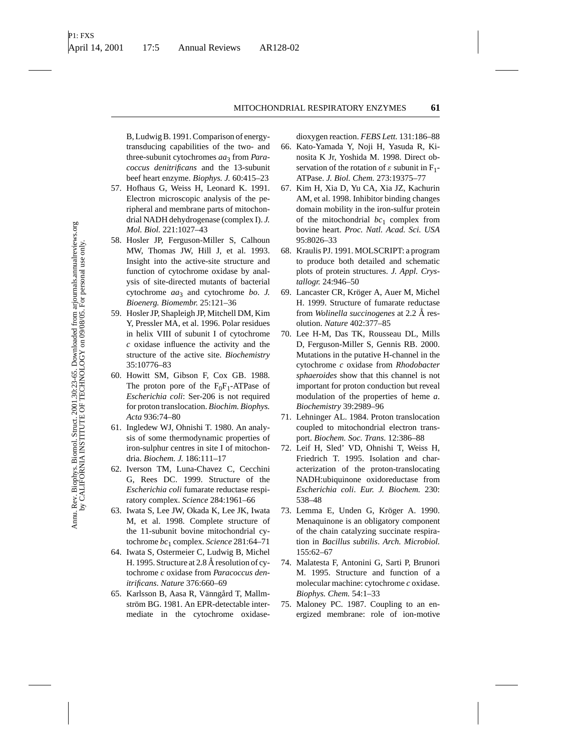B, Ludwig B. 1991. Comparison of energy-transducing capabilities of the two- and three-subunit cytochromes $aa_3$ from *Paracoccus denitrificans* and the 13-subunit beef heart enzyme. *Biophys. J.* 60:415–23

57. Hofhaus G, Weiss H, Leonard K. 1991. Electron microscopic analysis of the peripheral and membrane parts of mitochondrial NADH dehydrogenase (complex I). *J. Mol. Biol.* 221:1027–43
58. Hosler JP, Ferguson-Miller S, Calhoun MW, Thomas JW, Hill J, et al. 1993. Insight into the active-site structure and function of cytochrome oxidase by analysis of site-directed mutants of bacterial cytochrome $aa_3$ and cytochrome *bo*. *J. Bioenerg. Biomembr.* 25:121–36
59. Hosler JP, Shapleigh JP, Mitchell DM, Kim Y, Pressler MA, et al. 1996. Polar residues in helix VIII of subunit I of cytochrome *c* oxidase influence the activity and the structure of the active site. *Biochemistry* 35:10776–83
60. Howitt SM, Gibson F, Cox GB. 1988. The proton pore of the $F_0F_1$-ATPase of *Escherichia coli*: Ser-206 is not required for proton translocation. *Biochim. Biophys. Acta* 936:74–80
61. Ingledew WJ, Ohnishi T. 1980. An analysis of some thermodynamic properties of iron-sulphur centres in site I of mitochondria. *Biochem. J.* 186:111–17
62. Iverson TM, Luna-Chavez C, Cecchini G, Rees DC. 1999. Structure of the *Escherichia coli* fumarate reductase respiratory complex. *Science* 284:1961–66
63. Iwata S, Lee JW, Okada K, Lee JK, Iwata M, et al. 1998. Complete structure of the 11-subunit bovine mitochondrial cytochrome $bc_1$ complex. *Science* 281:64–71
64. Iwata S, Ostermeier C, Ludwig B, Michel H. 1995. Structure at 2.8 Å resolution of cytochrome *c* oxidase from *Paracoccus denitrificans*. *Nature* 376:660–69
65. Karlsson B, Aasa R, Vänngård T, Mallmström BG. 1981. An EPR-detectable intermediate in the cytochrome oxidase-dioxygen reaction. *FEBS Lett.* 131:186–88
66. Kato-Yamada Y, Noji H, Yasuda R, Kinosita K Jr, Yoshida M. 1998. Direct observation of the rotation of $\varepsilon$ subunit in $F_1$-ATPase. *J. Biol. Chem.* 273:19375–77
67. Kim H, Xia D, Yu CA, Xia JZ, Kachurin AM, et al. 1998. Inhibitor binding changes domain mobility in the iron-sulfur protein of the mitochondrial $bc_1$ complex from bovine heart. *Proc. Natl. Acad. Sci. USA* 95:8026–33
68. Kraulis PJ. 1991. MOLSCRIPT: a program to produce both detailed and schematic plots of protein structures. *J. Appl. Crystallogr.* 24:946–50
69. Lancaster CR, Kröger A, Auer M, Michel H. 1999. Structure of fumarate reductase from *Wolinella succinogenes* at 2.2 Å resolution. *Nature* 402:377–85
70. Lee H-M, Das TK, Rousseau DL, Mills D, Ferguson-Miller S, Gennis RB. 2000. Mutations in the putative H-channel in the cytochrome *c* oxidase from *Rhodobacter sphaeroides* show that this channel is not important for proton conduction but reveal modulation of the properties of heme *a*. *Biochemistry* 39:2989–96
71. Lehninger AL. 1984. Proton translocation coupled to mitochondrial electron transport. *Biochem. Soc. Trans.* 12:386–88
72. Leif H, Sled' VD, Ohnishi T, Weiss H, Friedrich T. 1995. Isolation and characterization of the proton-translocating NADH:ubiquinone oxidoreductase from *Escherichia coli*. *Eur. J. Biochem.* 230: 538–48
73. Lemma E, Unden G, Kröger A. 1990. Menaquinone is an obligatory component of the chain catalyzing succinate respiration in *Bacillus subtilis*. *Arch. Microbiol.* 155:62–67
74. Malatesta F, Antonini G, Sarti P, Brunori M. 1995. Structure and function of a molecular machine: cytochrome *c* oxidase. *Biophys. Chem.* 54:1–33
75. Maloney PC. 1987. Coupling to an energized membrane: role of ion-motive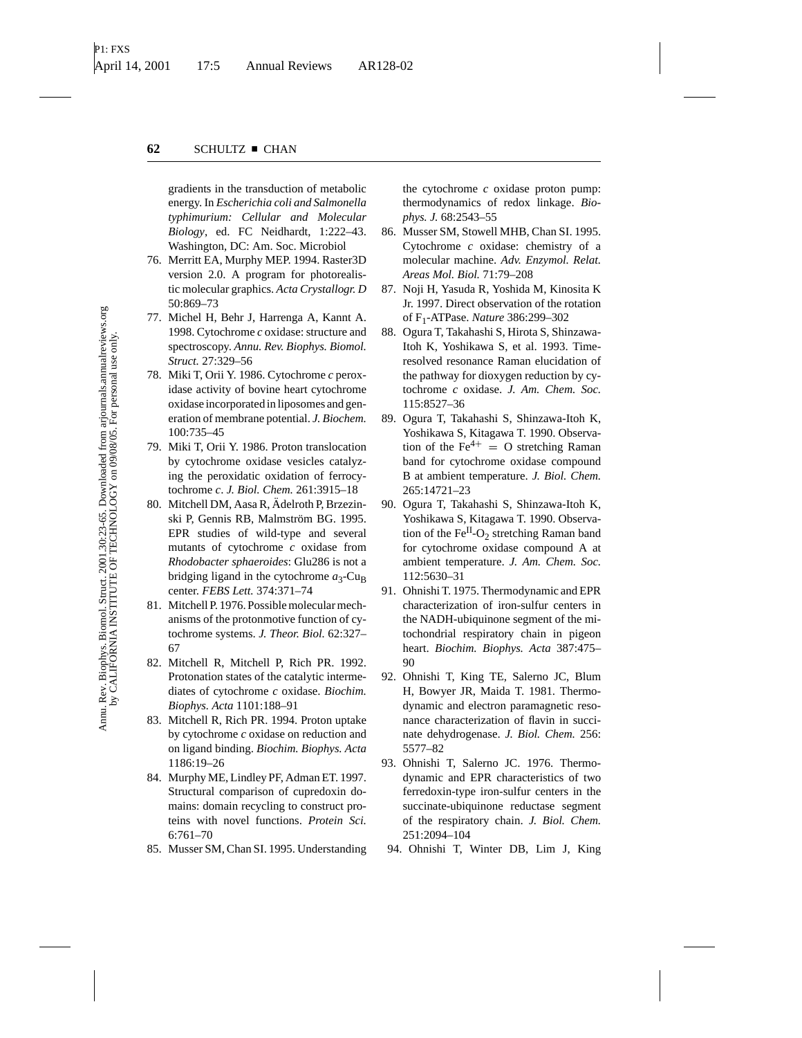gradients in the transduction of metabolic energy. In *Escherichia coli and Salmonella typhimurium: Cellular and Molecular Biology*, ed. FC Neidhardt, 1:222–43. Washington, DC: Am. Soc. Microbiol

76. Merritt EA, Murphy MEP. 1994. Raster3D version 2.0. A program for photorealistic molecular graphics. *Acta Crystallogr. D* 50:869–73
77. Michel H, Behr J, Harrenga A, Kannt A. 1998. Cytochrome *c* oxidase: structure and spectroscopy. *Annu. Rev. Biophys. Biomol. Struct.* 27:329–56
78. Miki T, Orii Y. 1986. Cytochrome *c* peroxidase activity of bovine heart cytochrome oxidase incorporated in liposomes and generation of membrane potential. *J. Biochem.* 100:735–45
79. Miki T, Orii Y. 1986. Proton translocation by cytochrome oxidase vesicles catalyzing the peroxidatic oxidation of ferrocytochrome *c*. *J. Biol. Chem.* 261:3915–18
80. Mitchell DM, Aasa R, Ädelroth P, Brzezinski P, Gennis RB, Malmström BG. 1995. EPR studies of wild-type and several mutants of cytochrome *c* oxidase from *Rhodobacter sphaeroides*: Glu286 is not a bridging ligand in the cytochrome $a_3$-$Cu_B$ center. *FEBS Lett.* 374:371–74
81. Mitchell P. 1976. Possible molecular mechanisms of the protonmotive function of cytochrome systems. *J. Theor. Biol.* 62:327–67
82. Mitchell R, Mitchell P, Rich PR. 1992. Protonation states of the catalytic intermediates of cytochrome *c* oxidase. *Biochim. Biophys. Acta* 1101:188–91
83. Mitchell R, Rich PR. 1994. Proton uptake by cytochrome *c* oxidase on reduction and on ligand binding. *Biochim. Biophys. Acta* 1186:19–26
84. Murphy ME, Lindley PF, Adman ET. 1997. Structural comparison of cupredoxin domains: domain recycling to construct proteins with novel functions. *Protein Sci.* 6:761–70
85. Musser SM, Chan SI. 1995. Understanding the cytochrome *c* oxidase proton pump: thermodynamics of redox linkage. *Biophys. J.* 68:2543–55
86. Musser SM, Stowell MHB, Chan SI. 1995. Cytochrome *c* oxidase: chemistry of a molecular machine. *Adv. Enzymol. Relat. Areas Mol. Biol.* 71:79–208
87. Noji H, Yasuda R, Yoshida M, Kinosita K Jr. 1997. Direct observation of the rotation of $F_1$-ATPase. *Nature* 386:299–302
88. Ogura T, Takahashi S, Hirota S, Shinzawa-Itoh K, Yoshikawa S, et al. 1993. Time-resolved resonance Raman elucidation of the pathway for dioxygen reduction by cytochrome *c* oxidase. *J. Am. Chem. Soc.* 115:8527–36
89. Ogura T, Takahashi S, Shinzawa-Itoh K, Yoshikawa S, Kitagawa T. 1990. Observation of the $Fe^{4+} = O$ stretching Raman band for cytochrome oxidase compound B at ambient temperature. *J. Biol. Chem.* 265:14721–23
90. Ogura T, Takahashi S, Shinzawa-Itoh K, Yoshikawa S, Kitagawa T. 1990. Observation of the $Fe^{II}$-$O_2$ stretching Raman band for cytochrome oxidase compound A at ambient temperature. *J. Am. Chem. Soc.* 112:5630–31
91. Ohnishi T. 1975. Thermodynamic and EPR characterization of iron-sulfur centers in the NADH-ubiquinone segment of the mitochondrial respiratory chain in pigeon heart. *Biochim. Biophys. Acta* 387:475–90
92. Ohnishi T, King TE, Salerno JC, Blum H, Bowyer JR, Maida T. 1981. Thermodynamic and electron paramagnetic resonance characterization of flavin in succinate dehydrogenase. *J. Biol. Chem.* 256: 5577–82
93. Ohnishi T, Salerno JC. 1976. Thermodynamic and EPR characteristics of two ferredoxin-type iron-sulfur centers in the succinate-ubiquinone reductase segment of the respiratory chain. *J. Biol. Chem.* 251:2094–104
94. Ohnishi T, Winter DB, Lim J, King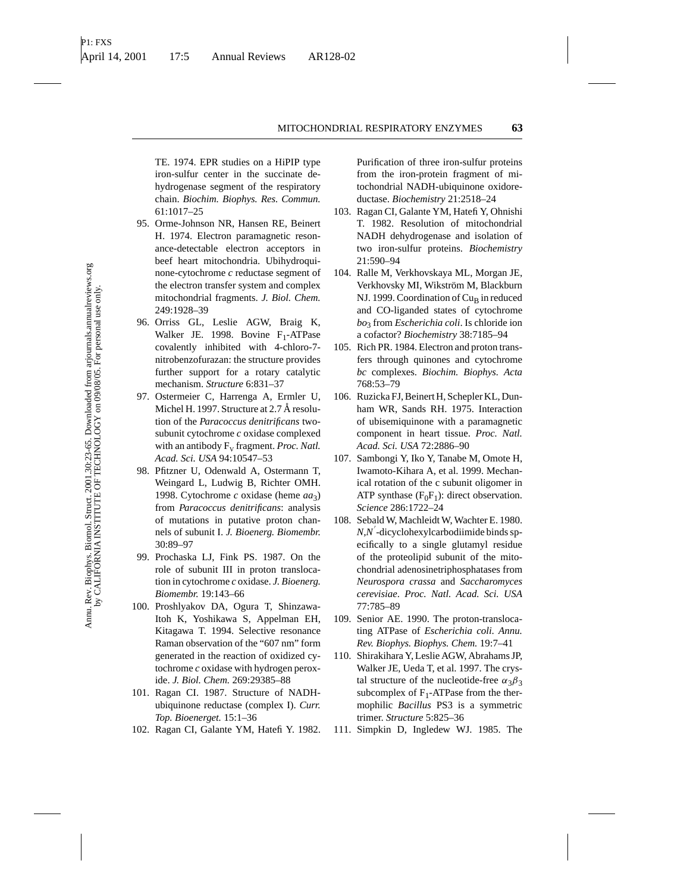TE. 1974. EPR studies on a HiPIP type iron-sulfur center in the succinate dehydrogenase segment of the respiratory chain. *Biochim. Biophys. Res. Commun.* 61:1017–25

95. Orme-Johnson NR, Hansen RE, Beinert H. 1974. Electron paramagnetic resonance-detectable electron acceptors in beef heart mitochondria. Ubihydroquinone-cytochrome *c* reductase segment of the electron transfer system and complex mitochondrial fragments. *J. Biol. Chem.* 249:1928–39
96. Orriss GL, Leslie AGW, Braig K, Walker JE. 1998. Bovine $F_1$-ATPase covalently inhibited with 4-chloro-7-nitrobenzofurazan: the structure provides further support for a rotary catalytic mechanism. *Structure* 6:831–37
97. Ostermeier C, Harrenga A, Ermler U, Michel H. 1997. Structure at 2.7 Å resolution of the *Paracoccus denitrificans* two-subunit cytochrome *c* oxidase complexed with an antibody $F_V$ fragment. *Proc. Natl. Acad. Sci. USA* 94:10547–53
98. Pfitzner U, Odenwald A, Ostermann T, Weingard L, Ludwig B, Richter OMH. 1998. Cytochrome *c* oxidase (heme $aa_3$) from *Paracoccus denitrificans*: analysis of mutations in putative proton channels of subunit I. *J. Bioenerg. Biomembr.* 30:89–97
99. Prochaska LJ, Fink PS. 1987. On the role of subunit III in proton translocation in cytochrome *c* oxidase. *J. Bioenerg. Biomembr.* 19:143–66
100. Proshlyakov DA, Ogura T, Shinzawa-Itoh K, Yoshikawa S, Appelman EH, Kitagawa T. 1994. Selective resonance Raman observation of the "607 nm" form generated in the reaction of oxidized cytochrome *c* oxidase with hydrogen peroxide. *J. Biol. Chem.* 269:29385–88
101. Ragan CI. 1987. Structure of NADH-ubiquinone reductase (complex I). *Curr. Top. Bioenerget.* 15:1–36
102. Ragan CI, Galante YM, Hatefi Y. 1982. Purification of three iron-sulfur proteins from the iron-protein fragment of mitochondrial NADH-ubiquinone oxidoreductase. *Biochemistry* 21:2518–24
103. Ragan CI, Galante YM, Hatefi Y, Ohnishi T. 1982. Resolution of mitochondrial NADH dehydrogenase and isolation of two iron-sulfur proteins. *Biochemistry* 21:590–94
104. Ralle M, Verkhovskaya ML, Morgan JE, Verkhovsky MI, Wikström M, Blackburn NJ. 1999. Coordination of $Cu_B$ in reduced and CO-liganded states of cytochrome $bo_3$ from *Escherichia coli*. Is chloride ion a cofactor? *Biochemistry* 38:7185–94
105. Rich PR. 1984. Electron and proton transfers through quinones and cytochrome *bc* complexes. *Biochim. Biophys. Acta* 768:53–79
106. Ruzicka FJ, Beinert H, Schepler KL, Dunham WR, Sands RH. 1975. Interaction of ubisemiquinone with a paramagnetic component in heart tissue. *Proc. Natl. Acad. Sci. USA* 72:2886–90
107. Sambongi Y, Iko Y, Tanabe M, Omote H, Iwamoto-Kihara A, et al. 1999. Mechanical rotation of the c subunit oligomer in ATP synthase ($F_0F_1$): direct observation. *Science* 286:1722–24
108. Sebald W, Machleidt W, Wachter E. 1980. *N*,*N*′-dicyclohexylcarbodiimide binds specifically to a single glutamyl residue of the proteolipid subunit of the mitochondrial adenosinetriphosphatases from *Neurospora crassa* and *Saccharomyces cerevisiae*. *Proc. Natl. Acad. Sci. USA* 77:785–89
109. Senior AE. 1990. The proton-translocating ATPase of *Escherichia coli*. *Annu. Rev. Biophys. Biophys. Chem.* 19:7–41
110. Shirakihara Y, Leslie AGW, Abrahams JP, Walker JE, Ueda T, et al. 1997. The crystal structure of the nucleotide-free $\alpha_3\beta_3$ subcomplex of $F_1$-ATPase from the thermophilic *Bacillus* PS3 is a symmetric trimer. *Structure* 5:825–36
111. Simpkin D, Ingledew WJ. 1985. The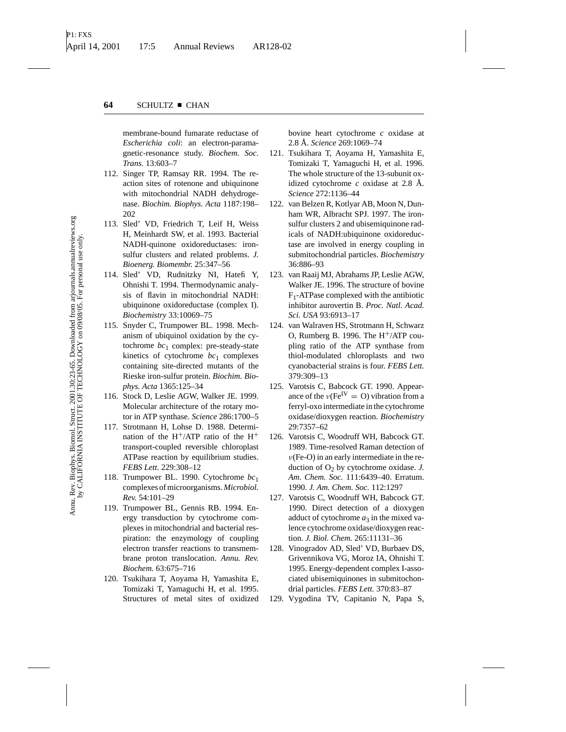membrane-bound fumarate reductase of *Escherichia coli*: an electron-paramagnetic-resonance study. *Biochem. Soc. Trans.* 13:603–7

112. Singer TP, Ramsay RR. 1994. The reaction sites of rotenone and ubiquinone with mitochondrial NADH dehydrogenase. *Biochim. Biophys. Acta* 1187:198–202
113. Sled' VD, Friedrich T, Leif H, Weiss H, Meinhardt SW, et al. 1993. Bacterial NADH-quinone oxidoreductases: iron-sulfur clusters and related problems. *J. Bioenerg. Biomembr.* 25:347–56
114. Sled' VD, Rudnitzky NI, Hatefi Y, Ohnishi T. 1994. Thermodynamic analysis of flavin in mitochondrial NADH: ubiquinone oxidoreductase (complex I). *Biochemistry* 33:10069–75
115. Snyder C, Trumpower BL. 1998. Mechanism of ubiquinol oxidation by the cytochrome $bc_1$ complex: pre-steady-state kinetics of cytochrome $bc_1$ complexes containing site-directed mutants of the Rieske iron-sulfur protein. *Biochim. Biophys. Acta* 1365:125–34
116. Stock D, Leslie AGW, Walker JE. 1999. Molecular architecture of the rotary motor in ATP synthase. *Science* 286:1700–5
117. Strotmann H, Lohse D. 1988. Determination of the $H^+$/ATP ratio of the $H^+$ transport-coupled reversible chloroplast ATPase reaction by equilibrium studies. *FEBS Lett.* 229:308–12
118. Trumpower BL. 1990. Cytochrome $bc_1$ complexes of microorganisms. *Microbiol. Rev.* 54:101–29
119. Trumpower BL, Gennis RB. 1994. Energy transduction by cytochrome complexes in mitochondrial and bacterial respiration: the enzymology of coupling electron transfer reactions to transmembrane proton translocation. *Annu. Rev. Biochem.* 63:675–716
120. Tsukihara T, Aoyama H, Yamashita E, Tomizaki T, Yamaguchi H, et al. 1995. Structures of metal sites of oxidized bovine heart cytochrome *c* oxidase at 2.8 Å. *Science* 269:1069–74
121. Tsukihara T, Aoyama H, Yamashita E, Tomizaki T, Yamaguchi H, et al. 1996. The whole structure of the 13-subunit oxidized cytochrome *c* oxidase at 2.8 Å. *Science* 272:1136–44
122. van Belzen R, Kotlyar AB, Moon N, Dunham WR, Albracht SPJ. 1997. The iron-sulfur clusters 2 and ubisemiquinone radicals of NADH:ubiquinone oxidoreductase are involved in energy coupling in submitochondrial particles. *Biochemistry* 36:886–93
123. van Raaij MJ, Abrahams JP, Leslie AGW, Walker JE. 1996. The structure of bovine $F_1$-ATPase complexed with the antibiotic inhibitor aurovertin B. *Proc. Natl. Acad. Sci. USA* 93:6913–17
124. van Walraven HS, Strotmann H, Schwarz O, Rumberg B. 1996. The $H^+$/ATP coupling ratio of the ATP synthase from thiol-modulated chloroplasts and two cyanobacterial strains is four. *FEBS Lett.* 379:309–13
125. Varotsis C, Babcock GT. 1990. Appearance of the $\nu(Fe^{IV} = O)$ vibration from a ferryl-oxo intermediate in the cytochrome oxidase/dioxygen reaction. *Biochemistry* 29:7357–62
126. Varotsis C, Woodruff WH, Babcock GT. 1989. Time-resolved Raman detection of $\nu$(Fe-O) in an early intermediate in the reduction of $O_2$ by cytochrome oxidase. *J. Am. Chem. Soc.* 111:6439–40. Erratum. 1990. *J. Am. Chem. Soc.* 112:1297
127. Varotsis C, Woodruff WH, Babcock GT. 1990. Direct detection of a dioxygen adduct of cytochrome $a_3$ in the mixed valence cytochrome oxidase/dioxygen reaction. *J. Biol. Chem.* 265:11131–36
128. Vinogradov AD, Sled' VD, Burbaev DS, Grivennikova VG, Moroz IA, Ohnishi T. 1995. Energy-dependent complex I-associated ubisemiquinones in submitochondrial particles. *FEBS Lett.* 370:83–87
129. Vygodina TV, Capitanio N, Papa S,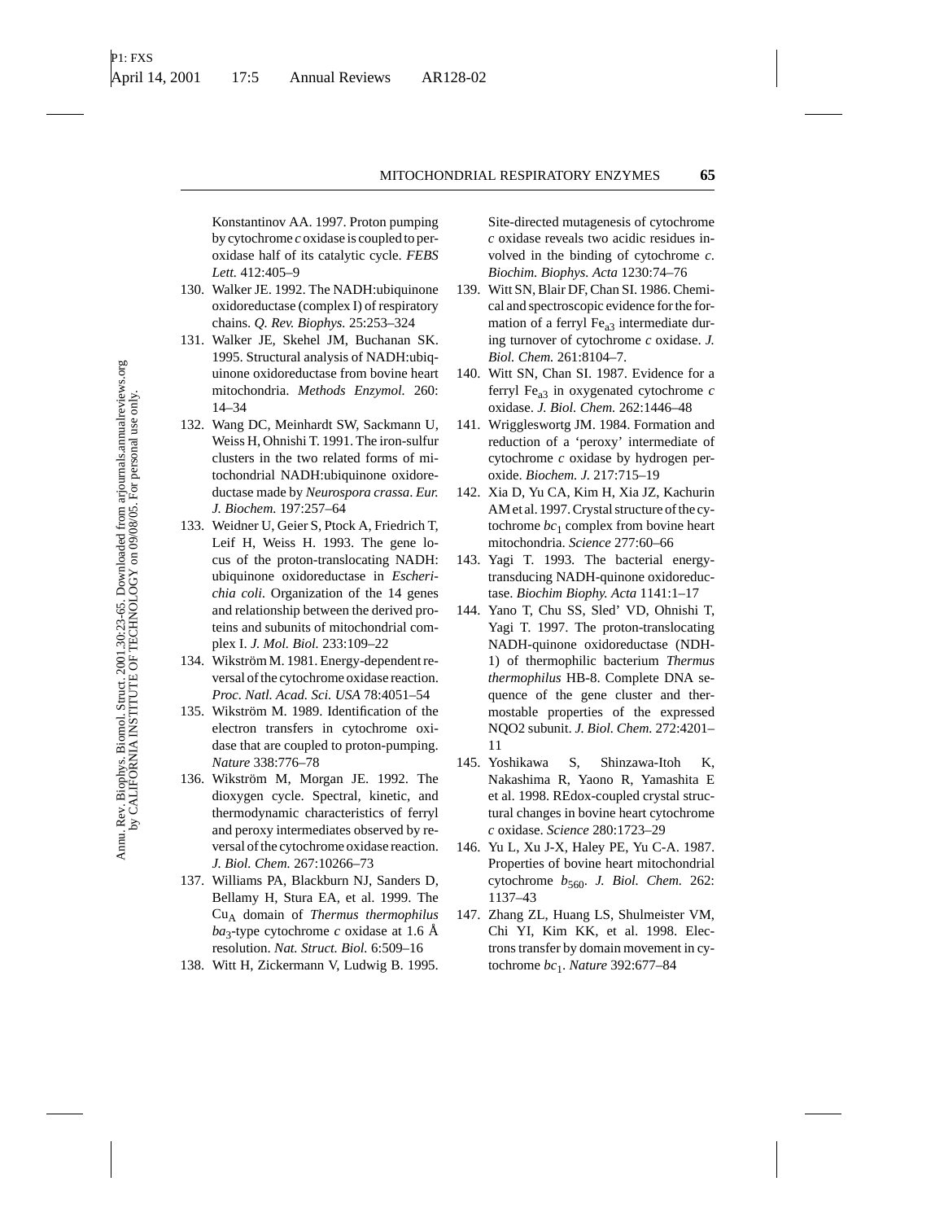Konstantinov AA. 1997. Proton pumping by cytochrome *c* oxidase is coupled to peroxidase half of its catalytic cycle. *FEBS Lett.* 412:405–9

130. Walker JE. 1992. The NADH:ubiquinone oxidoreductase (complex I) of respiratory chains. *Q. Rev. Biophys.* 25:253–324
131. Walker JE, Skehel JM, Buchanan SK. 1995. Structural analysis of NADH:ubiquinone oxidoreductase from bovine heart mitochondria. *Methods Enzymol.* 260: 14–34
132. Wang DC, Meinhardt SW, Sackmann U, Weiss H, Ohnishi T. 1991. The iron-sulfur clusters in the two related forms of mitochondrial NADH:ubiquinone oxidoreductase made by *Neurospora crassa*. *Eur. J. Biochem.* 197:257–64
133. Weidner U, Geier S, Ptock A, Friedrich T, Leif H, Weiss H. 1993. The gene locus of the proton-translocating NADH: ubiquinone oxidoreductase in *Escherichia coli*. Organization of the 14 genes and relationship between the derived proteins and subunits of mitochondrial complex I. *J. Mol. Biol.* 233:109–22
134. Wikström M. 1981. Energy-dependent reversal of the cytochrome oxidase reaction. *Proc. Natl. Acad. Sci. USA* 78:4051–54
135. Wikström M. 1989. Identification of the electron transfers in cytochrome oxidase that are coupled to proton-pumping. *Nature* 338:776–78
136. Wikström M, Morgan JE. 1992. The dioxygen cycle. Spectral, kinetic, and thermodynamic characteristics of ferryl and peroxy intermediates observed by reversal of the cytochrome oxidase reaction. *J. Biol. Chem.* 267:10266–73
137. Williams PA, Blackburn NJ, Sanders D, Bellamy H, Stura EA, et al. 1999. The $Cu_A$ domain of *Thermus thermophilus* $ba_3$-type cytochrome *c* oxidase at 1.6 Å resolution. *Nat. Struct. Biol.* 6:509–16
138. Witt H, Zickermann V, Ludwig B. 1995. Site-directed mutagenesis of cytochrome *c* oxidase reveals two acidic residues involved in the binding of cytochrome *c*. *Biochim. Biophys. Acta* 1230:74–76
139. Witt SN, Blair DF, Chan SI. 1986. Chemical and spectroscopic evidence for the formation of a ferryl $Fe_{a3}$ intermediate during turnover of cytochrome *c* oxidase. *J. Biol. Chem.* 261:8104–7.
140. Witt SN, Chan SI. 1987. Evidence for a ferryl $Fe_{a3}$ in oxygenated cytochrome *c* oxidase. *J. Biol. Chem.* 262:1446–48
141. Wriggleswortg JM. 1984. Formation and reduction of a 'peroxy' intermediate of cytochrome *c* oxidase by hydrogen peroxide. *Biochem. J.* 217:715–19
142. Xia D, Yu CA, Kim H, Xia JZ, Kachurin AM et al. 1997. Crystal structure of the cytochrome $bc_1$ complex from bovine heart mitochondria. *Science* 277:60–66
143. Yagi T. 1993. The bacterial energy-transducing NADH-quinone oxidoreductase. *Biochim Biophy. Acta* 1141:1–17
144. Yano T, Chu SS, Sled' VD, Ohnishi T, Yagi T. 1997. The proton-translocating NADH-quinone oxidoreductase (NDH-1) of thermophilic bacterium *Thermus thermophilus* HB-8. Complete DNA sequence of the gene cluster and thermostable properties of the expressed NQO2 subunit. *J. Biol. Chem.* 272:4201–11
145. Yoshikawa S, Shinzawa-Itoh K, Nakashima R, Yaono R, Yamashita E et al. 1998. REdox-coupled crystal structural changes in bovine heart cytochrome *c* oxidase. *Science* 280:1723–29
146. Yu L, Xu J-X, Haley PE, Yu C-A. 1987. Properties of bovine heart mitochondrial cytochrome $b_{560}$. *J. Biol. Chem.* 262: 1137–43
147. Zhang ZL, Huang LS, Shulmeister VM, Chi YI, Kim KK, et al. 1998. Electrons transfer by domain movement in cytochrome $bc_1$. *Nature* 392:677–84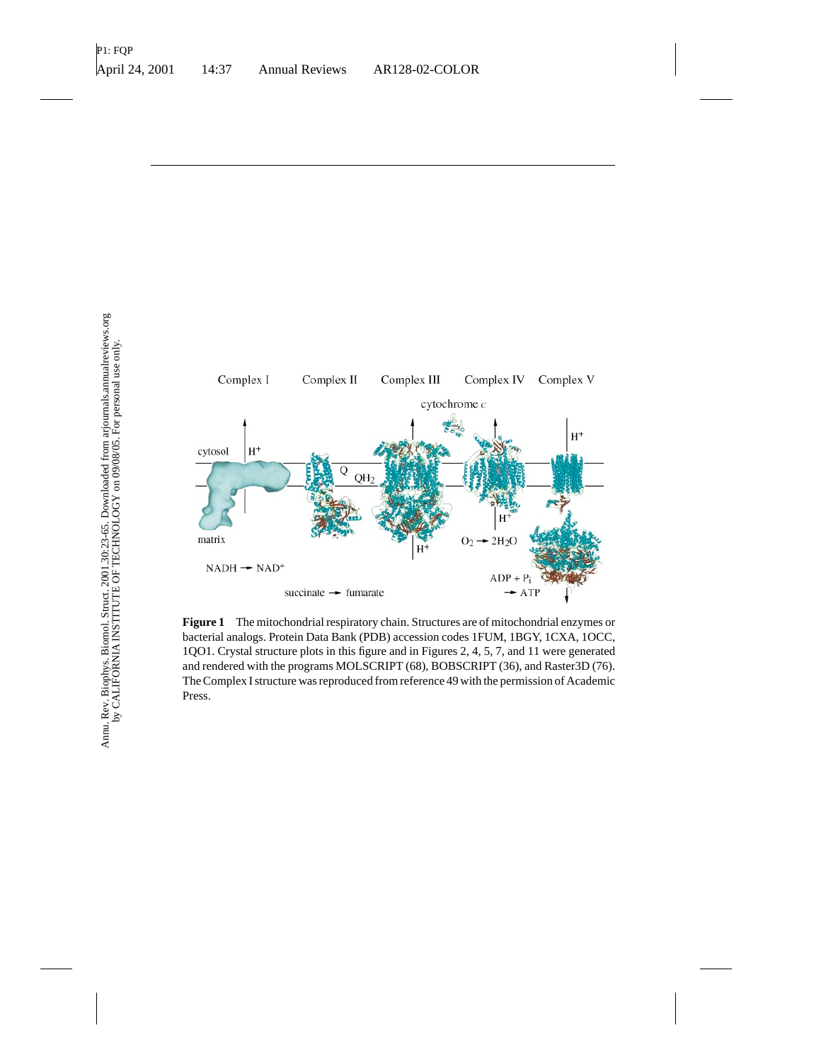**Figure 1** The mitochondrial respiratory chain. Structures are of mitochondrial enzymes or bacterial analogs. Protein Data Bank (PDB) accession codes 1FUM, 1BGY, 1CXA, 1OCC, 1QO1. Crystal structure plots in this figure and in Figures 2, 4, 5, 7, and 11 were generated and rendered with the programs MOLSCRIPT (68), BOBSCRIPT (36), and Raster3D (76). The Complex I structure was reproduced from reference 49 with the permission of Academic Press.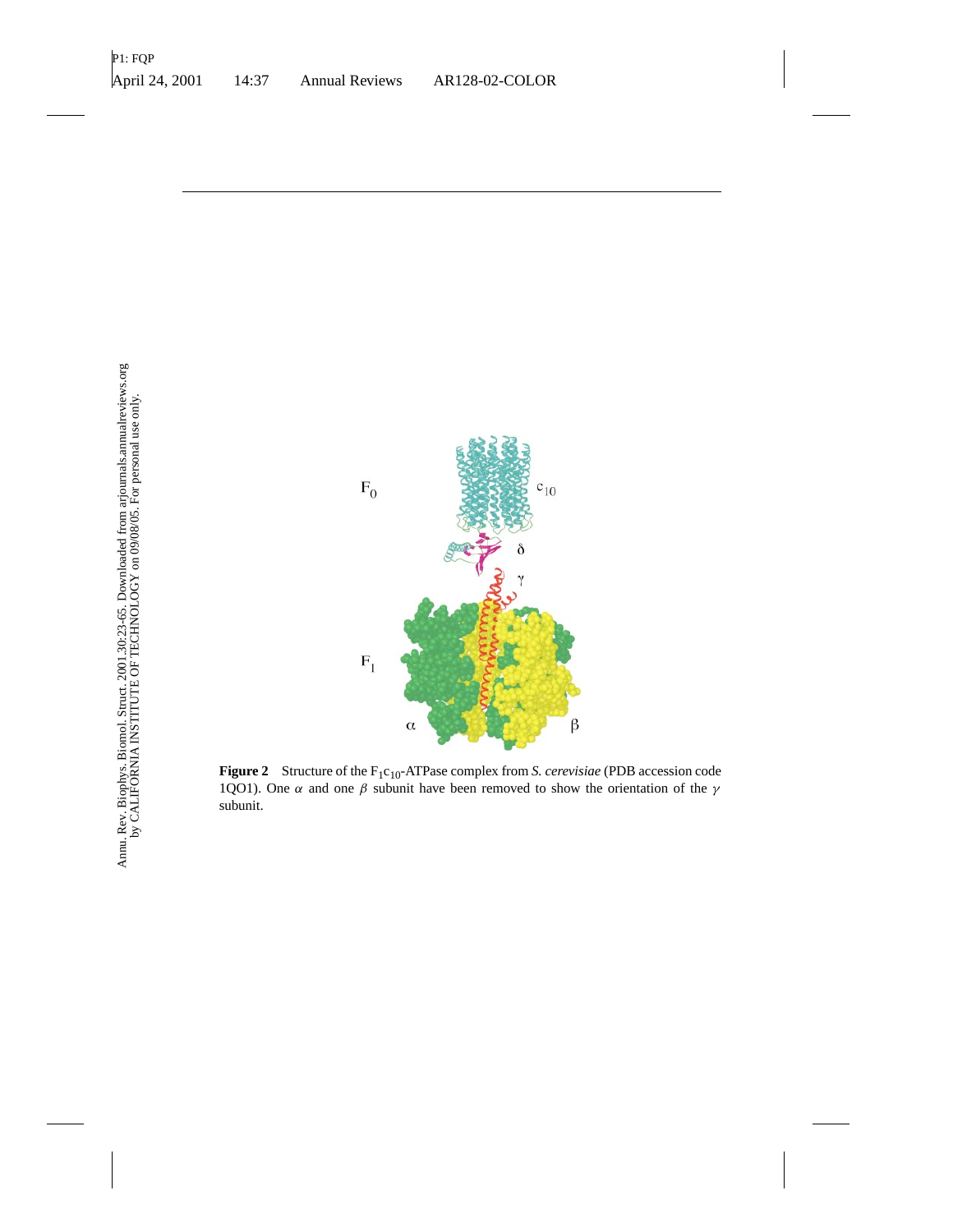**Figure 2** Structure of the $F_1c_{10}$-ATPase complex from *S. cerevisiae* (PDB accession code 1QO1). One $\alpha$ and one $\beta$ subunit have been removed to show the orientation of the $\gamma$ subunit.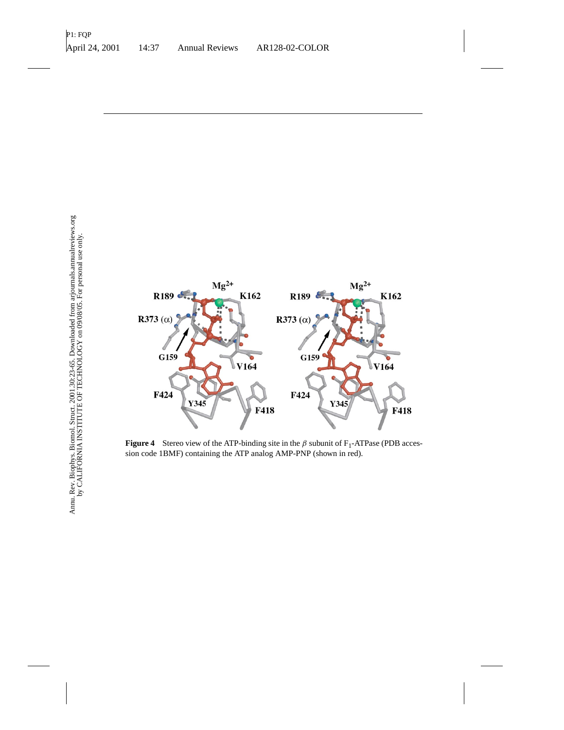**Figure 4** Stereo view of the ATP-binding site in the $\beta$ subunit of $F_1$-ATPase (PDB accession code 1BMF) containing the ATP analog AMP-PNP (shown in red).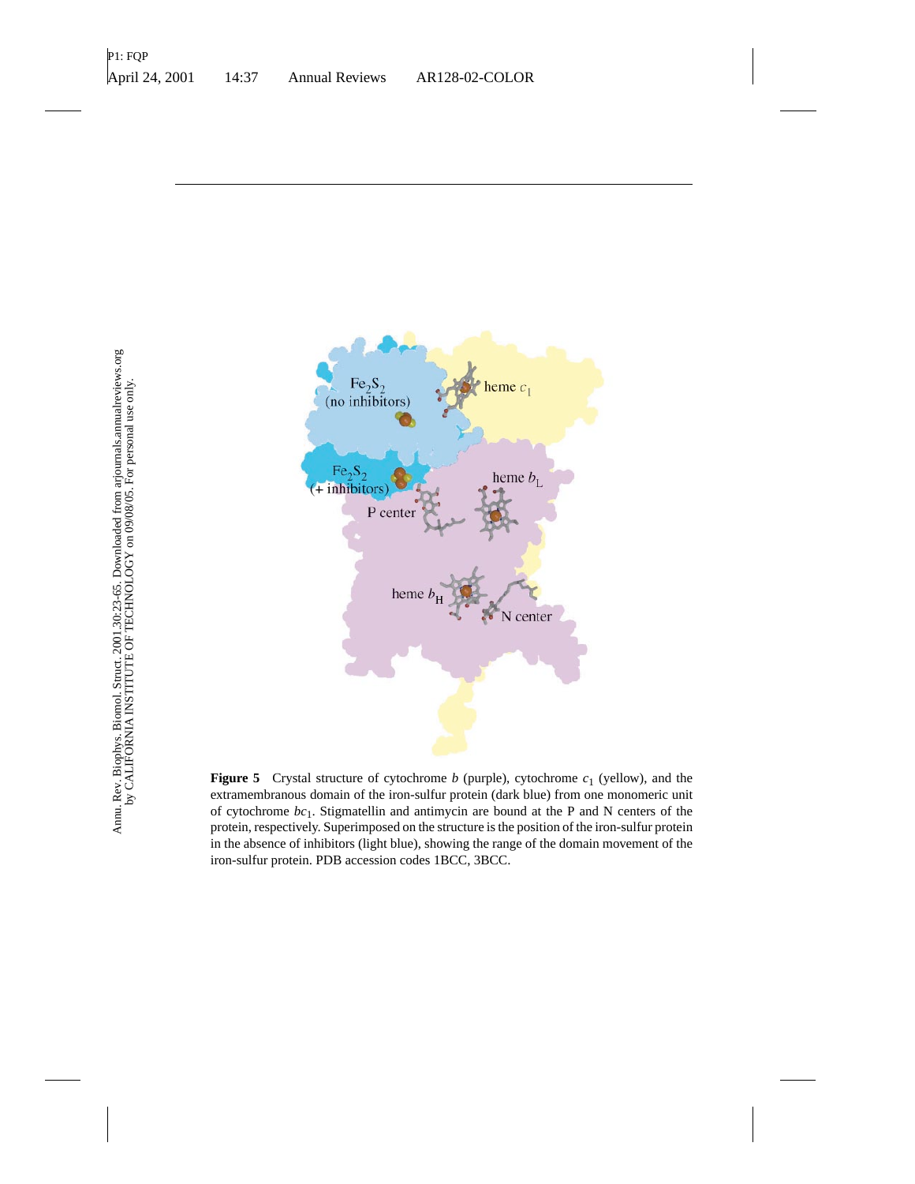**Figure 5** Crystal structure of cytochrome *b* (purple), cytochrome $c_1$ (yellow), and the extramembranous domain of the iron-sulfur protein (dark blue) from one monomeric unit of cytochrome $bc_1$. Stigmatellin and antimycin are bound at the P and N centers of the protein, respectively. Superimposed on the structure is the position of the iron-sulfur protein in the absence of inhibitors (light blue), showing the range of the domain movement of the iron-sulfur protein. PDB accession codes 1BCC, 3BCC.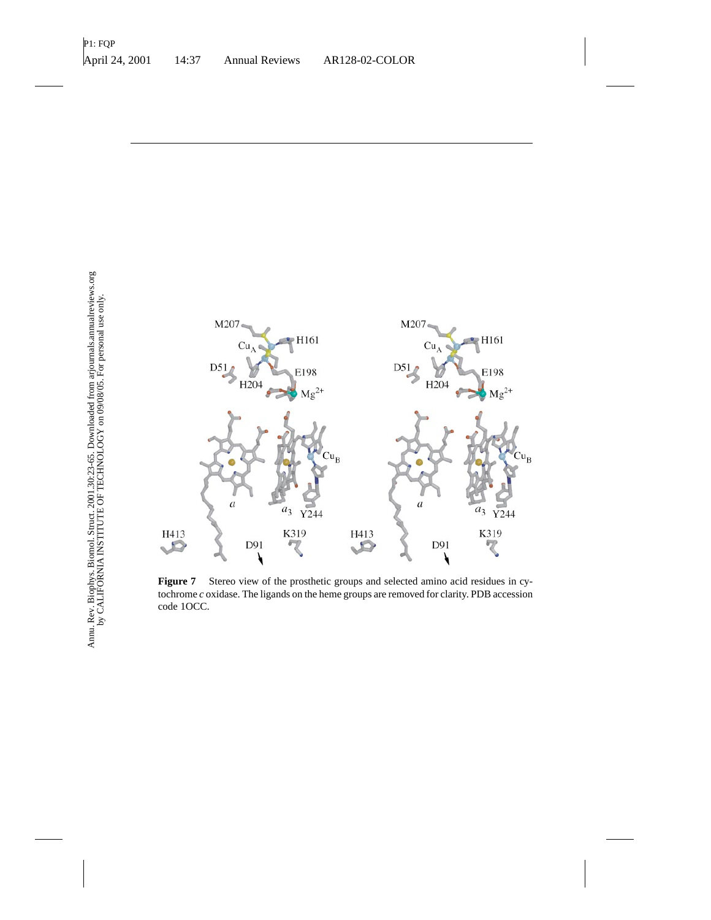**Figure 7** Stereo view of the prosthetic groups and selected amino acid residues in cytochrome *c* oxidase. The ligands on the heme groups are removed for clarity. PDB accession code 1OCC.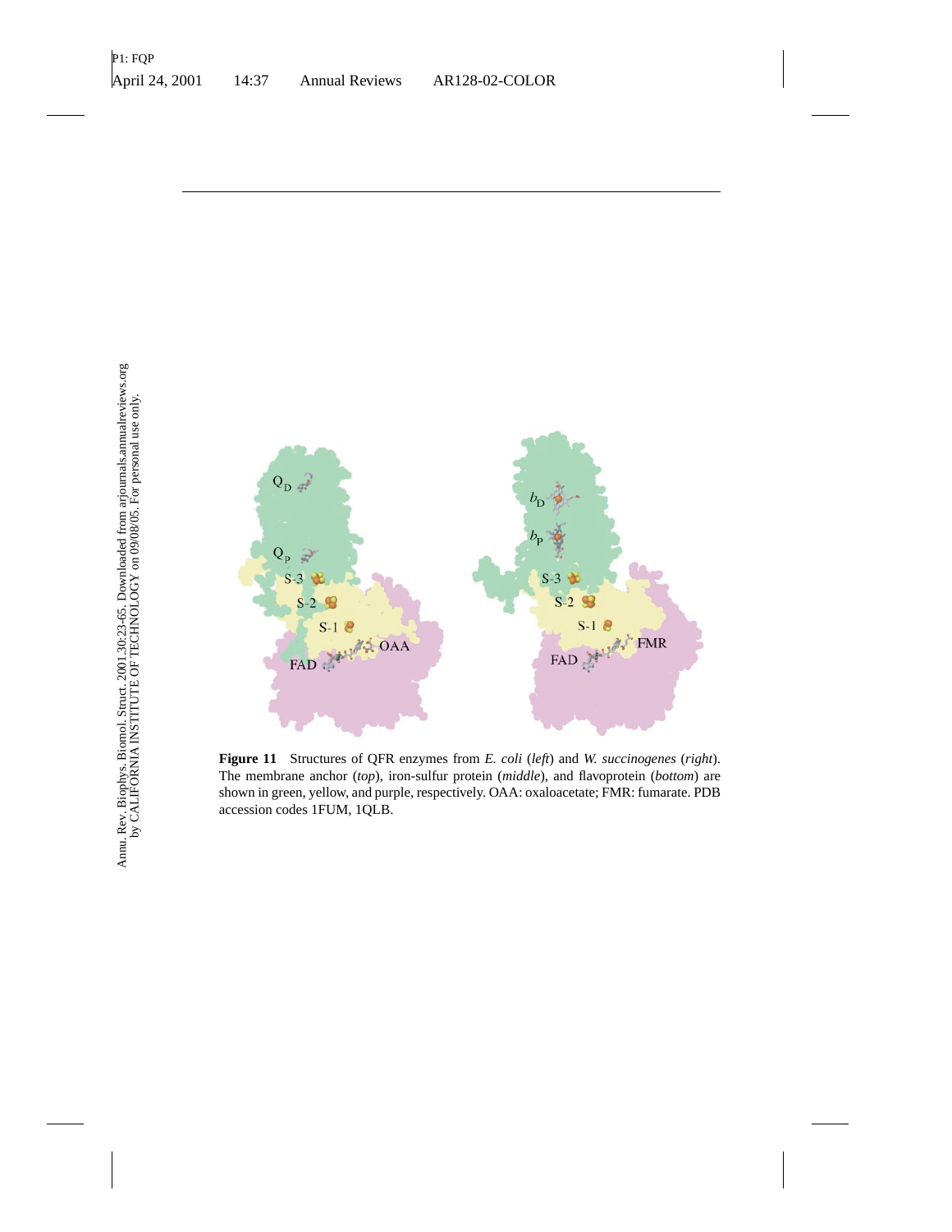**Figure 11** Structures of QFR enzymes from *E. coli* (*left*) and *W. succinogenes* (*right*). The membrane anchor (*top*), iron-sulfur protein (*middle*), and flavoprotein (*bottom*) are shown in green, yellow, and purple, respectively. OAA: oxaloacetate; FMR: fumarate. PDB accession codes 1FUM, 1QLB.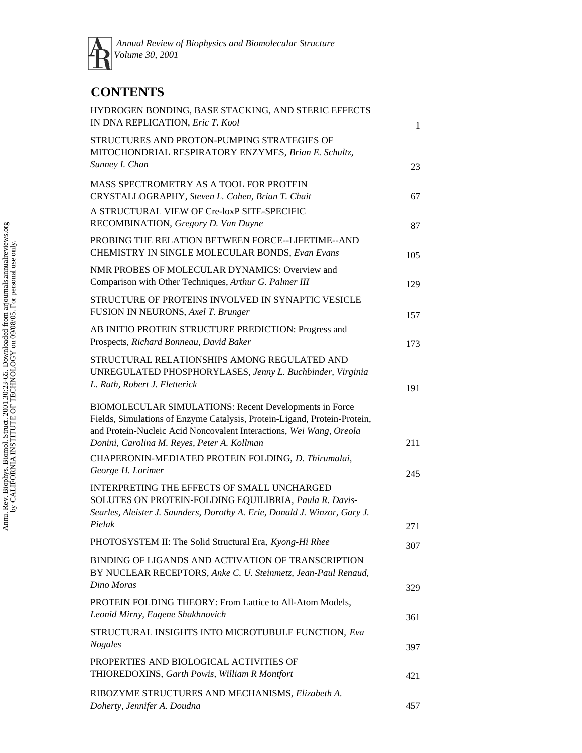*Annual Review of Biophysics and Biomolecular Structure*
*Volume 30, 2001*

# CONTENTS

| | |
|---|---|
| HYDROGEN BONDING, BASE STACKING, AND STERIC EFFECTS IN DNA REPLICATION, *Eric T. Kool* | 1 |
| STRUCTURES AND PROTON-PUMPING STRATEGIES OF MITOCHONDRIAL RESPIRATORY ENZYMES, *Brian E. Schultz, Sunney I. Chan* | 23 |
| MASS SPECTROMETRY AS A TOOL FOR PROTEIN CRYSTALLOGRAPHY, *Steven L. Cohen, Brian T. Chait* | 67 |
| A STRUCTURAL VIEW OF Cre-loxP SITE-SPECIFIC RECOMBINATION, *Gregory D. Van Duyne* | 87 |
| PROBING THE RELATION BETWEEN FORCE--LIFETIME--AND CHEMISTRY IN SINGLE MOLECULAR BONDS, *Evan Evans* | 105 |
| NMR PROBES OF MOLECULAR DYNAMICS: Overview and Comparison with Other Techniques, *Arthur G. Palmer III* | 129 |
| STRUCTURE OF PROTEINS INVOLVED IN SYNAPTIC VESICLE FUSION IN NEURONS, *Axel T. Brunger* | 157 |
| AB INITIO PROTEIN STRUCTURE PREDICTION: Progress and Prospects, *Richard Bonneau, David Baker* | 173 |
| STRUCTURAL RELATIONSHIPS AMONG REGULATED AND UNREGULATED PHOSPHORYLASES, *Jenny L. Buchbinder, Virginia L. Rath, Robert J. Fletterick* | 191 |
| BIOMOLECULAR SIMULATIONS: Recent Developments in Force Fields, Simulations of Enzyme Catalysis, Protein-Ligand, Protein-Protein, and Protein-Nucleic Acid Noncovalent Interactions, *Wei Wang, Oreola Donini, Carolina M. Reyes, Peter A. Kollman* | 211 |
| CHAPERONIN-MEDIATED PROTEIN FOLDING, *D. Thirumalai, George H. Lorimer* | 245 |
| INTERPRETING THE EFFECTS OF SMALL UNCHARGED SOLUTES ON PROTEIN-FOLDING EQUILIBRIA, *Paula R. Davis-Searles, Aleister J. Saunders, Dorothy A. Erie, Donald J. Winzor, Gary J. Pielak* | 271 |
| PHOTOSYSTEM II: The Solid Structural Era, *Kyong-Hi Rhee* | 307 |
| BINDING OF LIGANDS AND ACTIVATION OF TRANSCRIPTION BY NUCLEAR RECEPTORS, *Anke C. U. Steinmetz, Jean-Paul Renaud, Dino Moras* | 329 |
| PROTEIN FOLDING THEORY: From Lattice to All-Atom Models, *Leonid Mirny, Eugene Shakhnovich* | 361 |
| STRUCTURAL INSIGHTS INTO MICROTUBULE FUNCTION, *Eva Nogales* | 397 |
| PROPERTIES AND BIOLOGICAL ACTIVITIES OF THIOREDOXINS, *Garth Powis, William R Montfort* | 421 |
| RIBOZYME STRUCTURES AND MECHANISMS, *Elizabeth A. Doherty, Jennifer A. Doudna* | 457 |